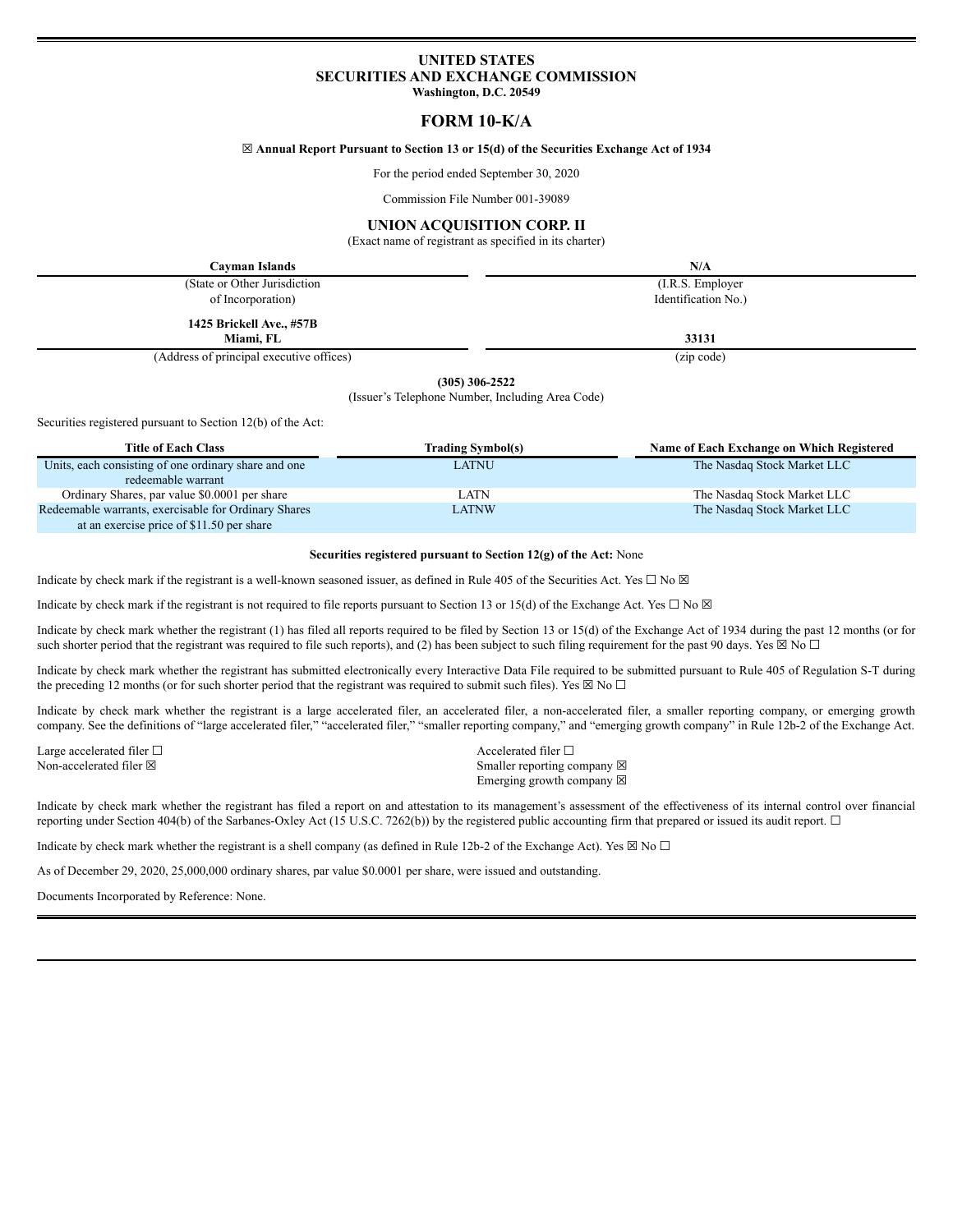# UNITED STATES
# SECURITIES AND EXCHANGE COMMISSION
**Washington, D.C. 20549**

# FORM 10-K/A

☒ **Annual Report Pursuant to Section 13 or 15(d) of the Securities Exchange Act of 1934**

For the period ended September 30, 2020

Commission File Number 001-39089

## UNION ACQUISITION CORP. II
(Exact name of registrant as specified in its charter)

| **Cayman Islands** | **N/A** |
|---|---|
| (State or Other Jurisdiction of Incorporation) | (I.R.S. Employer Identification No.) |
| **1425 Brickell Ave., #57B Miami, FL** | **33131** |
| (Address of principal executive offices) | (zip code) |

**(305) 306-2522**
(Issuer's Telephone Number, Including Area Code)

Securities registered pursuant to Section 12(b) of the Act:

| Title of Each Class | Trading Symbol(s) | Name of Each Exchange on Which Registered |
|---|---|---|
| Units, each consisting of one ordinary share and one redeemable warrant | LATNU | The Nasdaq Stock Market LLC |
| Ordinary Shares, par value $0.0001 per share | LATN | The Nasdaq Stock Market LLC |
| Redeemable warrants, exercisable for Ordinary Shares at an exercise price of $11.50 per share | LATNW | The Nasdaq Stock Market LLC |

**Securities registered pursuant to Section 12(g) of the Act:** None

Indicate by check mark if the registrant is a well-known seasoned issuer, as defined in Rule 405 of the Securities Act. Yes ☐ No ☒

Indicate by check mark if the registrant is not required to file reports pursuant to Section 13 or 15(d) of the Exchange Act. Yes ☐ No ☒

Indicate by check mark whether the registrant (1) has filed all reports required to be filed by Section 13 or 15(d) of the Exchange Act of 1934 during the past 12 months (or for such shorter period that the registrant was required to file such reports), and (2) has been subject to such filing requirement for the past 90 days. Yes ☒ No ☐

Indicate by check mark whether the registrant has submitted electronically every Interactive Data File required to be submitted pursuant to Rule 405 of Regulation S-T during the preceding 12 months (or for such shorter period that the registrant was required to submit such files). Yes ☒ No ☐

Indicate by check mark whether the registrant is a large accelerated filer, an accelerated filer, a non-accelerated filer, a smaller reporting company, or emerging growth company. See the definitions of "large accelerated filer," "accelerated filer," "smaller reporting company," and "emerging growth company" in Rule 12b-2 of the Exchange Act.

| | |
|---|---|
| Large accelerated filer ☐ | Accelerated filer ☐ |
| Non-accelerated filer ☒ | Smaller reporting company ☒ |
| | Emerging growth company ☒ |

Indicate by check mark whether the registrant has filed a report on and attestation to its management's assessment of the effectiveness of its internal control over financial reporting under Section 404(b) of the Sarbanes-Oxley Act (15 U.S.C. 7262(b)) by the registered public accounting firm that prepared or issued its audit report. ☐

Indicate by check mark whether the registrant is a shell company (as defined in Rule 12b-2 of the Exchange Act). Yes ☒ No ☐

As of December 29, 2020, 25,000,000 ordinary shares, par value $0.0001 per share, were issued and outstanding.

Documents Incorporated by Reference: None.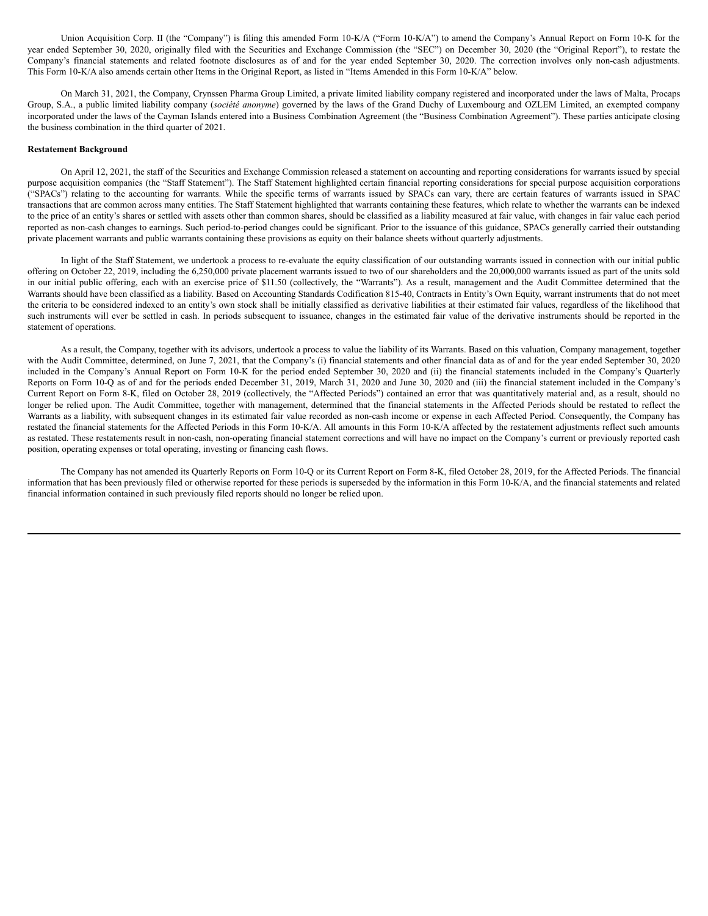Union Acquisition Corp. II (the "Company") is filing this amended Form 10-K/A ("Form 10-K/A") to amend the Company's Annual Report on Form 10-K for the year ended September 30, 2020, originally filed with the Securities and Exchange Commission (the "SEC") on December 30, 2020 (the "Original Report"), to restate the Company's financial statements and related footnote disclosures as of and for the year ended September 30, 2020. The correction involves only non-cash adjustments. This Form 10-K/A also amends certain other Items in the Original Report, as listed in "Items Amended in this Form 10-K/A" below.

On March 31, 2021, the Company, Crynssen Pharma Group Limited, a private limited liability company registered and incorporated under the laws of Malta, Procaps Group, S.A., a public limited liability company (*société anonyme*) governed by the laws of the Grand Duchy of Luxembourg and OZLEM Limited, an exempted company incorporated under the laws of the Cayman Islands entered into a Business Combination Agreement (the "Business Combination Agreement"). These parties anticipate closing the business combination in the third quarter of 2021.

**Restatement Background**

On April 12, 2021, the staff of the Securities and Exchange Commission released a statement on accounting and reporting considerations for warrants issued by special purpose acquisition companies (the "Staff Statement"). The Staff Statement highlighted certain financial reporting considerations for special purpose acquisition corporations ("SPACs") relating to the accounting for warrants. While the specific terms of warrants issued by SPACs can vary, there are certain features of warrants issued in SPAC transactions that are common across many entities. The Staff Statement highlighted that warrants containing these features, which relate to whether the warrants can be indexed to the price of an entity's shares or settled with assets other than common shares, should be classified as a liability measured at fair value, with changes in fair value each period reported as non-cash changes to earnings. Such period-to-period changes could be significant. Prior to the issuance of this guidance, SPACs generally carried their outstanding private placement warrants and public warrants containing these provisions as equity on their balance sheets without quarterly adjustments.

In light of the Staff Statement, we undertook a process to re-evaluate the equity classification of our outstanding warrants issued in connection with our initial public offering on October 22, 2019, including the 6,250,000 private placement warrants issued to two of our shareholders and the 20,000,000 warrants issued as part of the units sold in our initial public offering, each with an exercise price of $11.50 (collectively, the "Warrants"). As a result, management and the Audit Committee determined that the Warrants should have been classified as a liability. Based on Accounting Standards Codification 815-40, Contracts in Entity's Own Equity, warrant instruments that do not meet the criteria to be considered indexed to an entity's own stock shall be initially classified as derivative liabilities at their estimated fair values, regardless of the likelihood that such instruments will ever be settled in cash. In periods subsequent to issuance, changes in the estimated fair value of the derivative instruments should be reported in the statement of operations.

As a result, the Company, together with its advisors, undertook a process to value the liability of its Warrants. Based on this valuation, Company management, together with the Audit Committee, determined, on June 7, 2021, that the Company's (i) financial statements and other financial data as of and for the year ended September 30, 2020 included in the Company's Annual Report on Form 10-K for the period ended September 30, 2020 and (ii) the financial statements included in the Company's Quarterly Reports on Form 10-Q as of and for the periods ended December 31, 2019, March 31, 2020 and June 30, 2020 and (iii) the financial statement included in the Company's Current Report on Form 8-K, filed on October 28, 2019 (collectively, the "Affected Periods") contained an error that was quantitatively material and, as a result, should no longer be relied upon. The Audit Committee, together with management, determined that the financial statements in the Affected Periods should be restated to reflect the Warrants as a liability, with subsequent changes in its estimated fair value recorded as non-cash income or expense in each Affected Period. Consequently, the Company has restated the financial statements for the Affected Periods in this Form 10-K/A. All amounts in this Form 10-K/A affected by the restatement adjustments reflect such amounts as restated. These restatements result in non-cash, non-operating financial statement corrections and will have no impact on the Company's current or previously reported cash position, operating expenses or total operating, investing or financing cash flows.

The Company has not amended its Quarterly Reports on Form 10-Q or its Current Report on Form 8-K, filed October 28, 2019, for the Affected Periods. The financial information that has been previously filed or otherwise reported for these periods is superseded by the information in this Form 10-K/A, and the financial statements and related financial information contained in such previously filed reports should no longer be relied upon.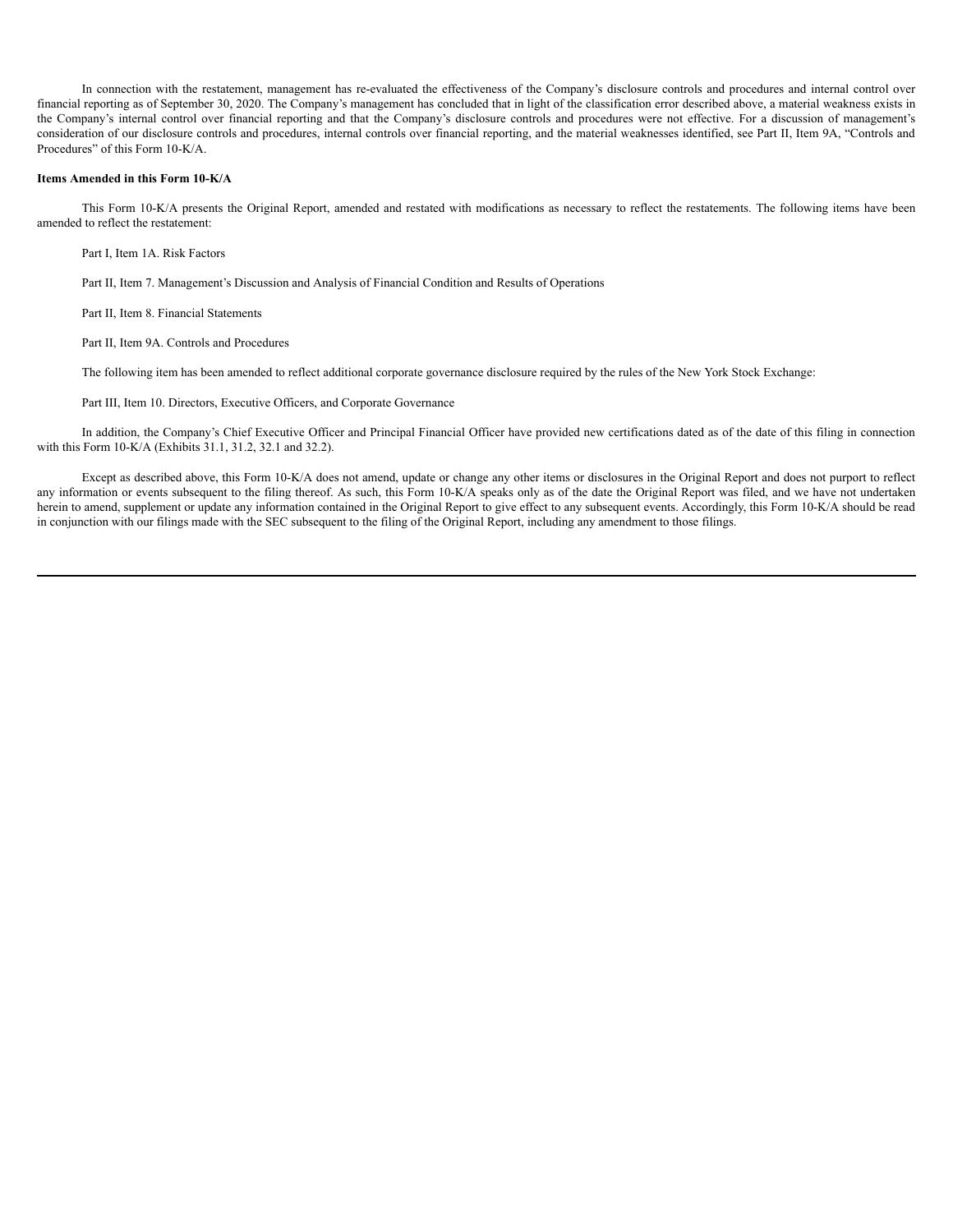In connection with the restatement, management has re-evaluated the effectiveness of the Company's disclosure controls and procedures and internal control over financial reporting as of September 30, 2020. The Company's management has concluded that in light of the classification error described above, a material weakness exists in the Company's internal control over financial reporting and that the Company's disclosure controls and procedures were not effective. For a discussion of management's consideration of our disclosure controls and procedures, internal controls over financial reporting, and the material weaknesses identified, see Part II, Item 9A, "Controls and Procedures" of this Form 10-K/A.

**Items Amended in this Form 10-K/A**

This Form 10-K/A presents the Original Report, amended and restated with modifications as necessary to reflect the restatements. The following items have been amended to reflect the restatement:

Part I, Item 1A. Risk Factors

Part II, Item 7. Management's Discussion and Analysis of Financial Condition and Results of Operations

Part II, Item 8. Financial Statements

Part II, Item 9A. Controls and Procedures

The following item has been amended to reflect additional corporate governance disclosure required by the rules of the New York Stock Exchange:

Part III, Item 10. Directors, Executive Officers, and Corporate Governance

In addition, the Company's Chief Executive Officer and Principal Financial Officer have provided new certifications dated as of the date of this filing in connection with this Form 10-K/A (Exhibits 31.1, 31.2, 32.1 and 32.2).

Except as described above, this Form 10-K/A does not amend, update or change any other items or disclosures in the Original Report and does not purport to reflect any information or events subsequent to the filing thereof. As such, this Form 10-K/A speaks only as of the date the Original Report was filed, and we have not undertaken herein to amend, supplement or update any information contained in the Original Report to give effect to any subsequent events. Accordingly, this Form 10-K/A should be read in conjunction with our filings made with the SEC subsequent to the filing of the Original Report, including any amendment to those filings.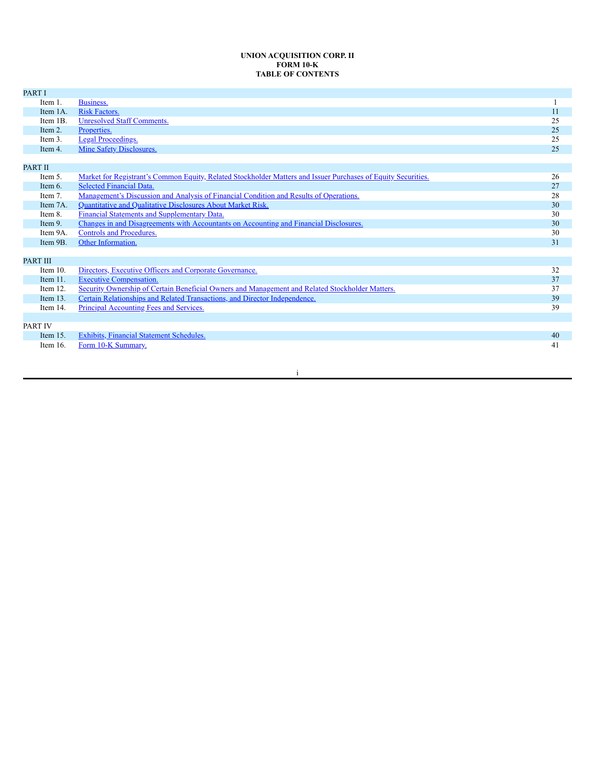**UNION ACQUISITION CORP. II**
**FORM 10-K**
**TABLE OF CONTENTS**

| | | |
|---|---|---|
| PART I | | |
| Item 1. | Business. | 1 |
| Item 1A. | Risk Factors. | 11 |
| Item 1B. | Unresolved Staff Comments. | 25 |
| Item 2. | Properties. | 25 |
| Item 3. | Legal Proceedings. | 25 |
| Item 4. | Mine Safety Disclosures. | 25 |
| PART II | | |
| Item 5. | Market for Registrant's Common Equity, Related Stockholder Matters and Issuer Purchases of Equity Securities. | 26 |
| Item 6. | Selected Financial Data. | 27 |
| Item 7. | Management's Discussion and Analysis of Financial Condition and Results of Operations. | 28 |
| Item 7A. | Quantitative and Qualitative Disclosures About Market Risk. | 30 |
| Item 8. | Financial Statements and Supplementary Data. | 30 |
| Item 9. | Changes in and Disagreements with Accountants on Accounting and Financial Disclosures. | 30 |
| Item 9A. | Controls and Procedures. | 30 |
| Item 9B. | Other Information. | 31 |
| PART III | | |
| Item 10. | Directors, Executive Officers and Corporate Governance. | 32 |
| Item 11. | Executive Compensation. | 37 |
| Item 12. | Security Ownership of Certain Beneficial Owners and Management and Related Stockholder Matters. | 37 |
| Item 13. | Certain Relationships and Related Transactions, and Director Independence. | 39 |
| Item 14. | Principal Accounting Fees and Services. | 39 |
| PART IV | | |
| Item 15. | Exhibits, Financial Statement Schedules. | 40 |
| Item 16. | Form 10-K Summary. | 41 |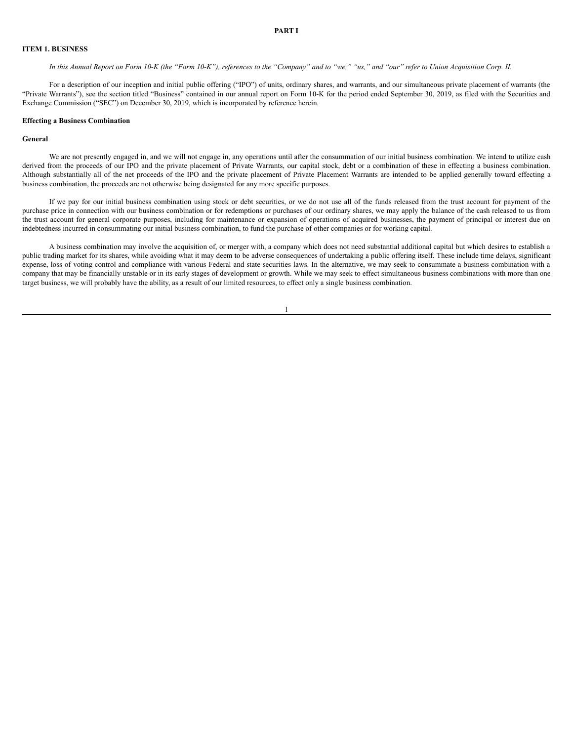# PART I

## ITEM 1. BUSINESS

*In this Annual Report on Form 10-K (the "Form 10-K"), references to the "Company" and to "we," "us," and "our" refer to Union Acquisition Corp. II.*

For a description of our inception and initial public offering ("IPO") of units, ordinary shares, and warrants, and our simultaneous private placement of warrants (the "Private Warrants"), see the section titled "Business" contained in our annual report on Form 10-K for the period ended September 30, 2019, as filed with the Securities and Exchange Commission ("SEC") on December 30, 2019, which is incorporated by reference herein.

### Effecting a Business Combination

#### General

We are not presently engaged in, and we will not engage in, any operations until after the consummation of our initial business combination. We intend to utilize cash derived from the proceeds of our IPO and the private placement of Private Warrants, our capital stock, debt or a combination of these in effecting a business combination. Although substantially all of the net proceeds of the IPO and the private placement of Private Placement Warrants are intended to be applied generally toward effecting a business combination, the proceeds are not otherwise being designated for any more specific purposes.

If we pay for our initial business combination using stock or debt securities, or we do not use all of the funds released from the trust account for payment of the purchase price in connection with our business combination or for redemptions or purchases of our ordinary shares, we may apply the balance of the cash released to us from the trust account for general corporate purposes, including for maintenance or expansion of operations of acquired businesses, the payment of principal or interest due on indebtedness incurred in consummating our initial business combination, to fund the purchase of other companies or for working capital.

A business combination may involve the acquisition of, or merger with, a company which does not need substantial additional capital but which desires to establish a public trading market for its shares, while avoiding what it may deem to be adverse consequences of undertaking a public offering itself. These include time delays, significant expense, loss of voting control and compliance with various Federal and state securities laws. In the alternative, we may seek to consummate a business combination with a company that may be financially unstable or in its early stages of development or growth. While we may seek to effect simultaneous business combinations with more than one target business, we will probably have the ability, as a result of our limited resources, to effect only a single business combination.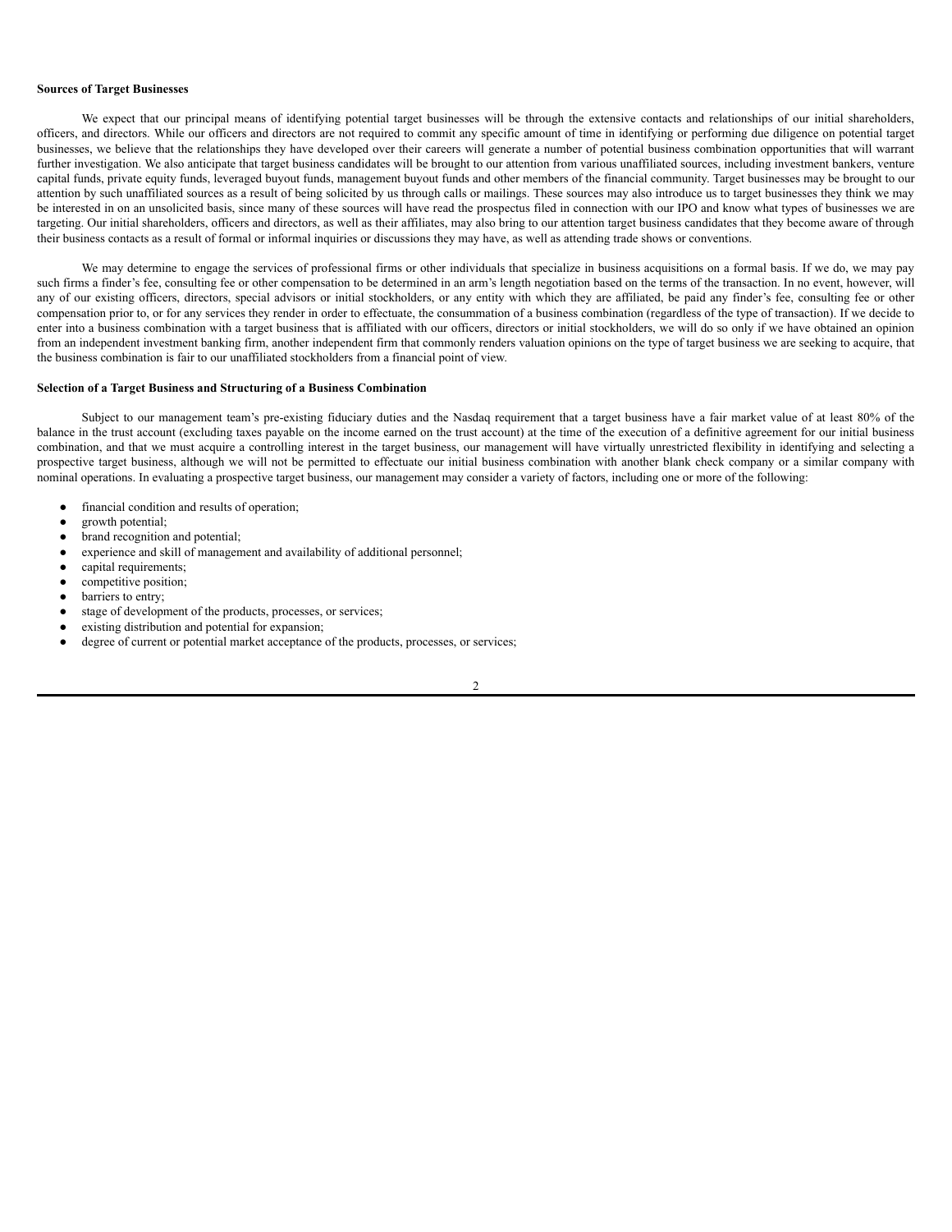**Sources of Target Businesses**

We expect that our principal means of identifying potential target businesses will be through the extensive contacts and relationships of our initial shareholders, officers, and directors. While our officers and directors are not required to commit any specific amount of time in identifying or performing due diligence on potential target businesses, we believe that the relationships they have developed over their careers will generate a number of potential business combination opportunities that will warrant further investigation. We also anticipate that target business candidates will be brought to our attention from various unaffiliated sources, including investment bankers, venture capital funds, private equity funds, leveraged buyout funds, management buyout funds and other members of the financial community. Target businesses may be brought to our attention by such unaffiliated sources as a result of being solicited by us through calls or mailings. These sources may also introduce us to target businesses they think we may be interested in on an unsolicited basis, since many of these sources will have read the prospectus filed in connection with our IPO and know what types of businesses we are targeting. Our initial shareholders, officers and directors, as well as their affiliates, may also bring to our attention target business candidates that they become aware of through their business contacts as a result of formal or informal inquiries or discussions they may have, as well as attending trade shows or conventions.

We may determine to engage the services of professional firms or other individuals that specialize in business acquisitions on a formal basis. If we do, we may pay such firms a finder's fee, consulting fee or other compensation to be determined in an arm's length negotiation based on the terms of the transaction. In no event, however, will any of our existing officers, directors, special advisors or initial stockholders, or any entity with which they are affiliated, be paid any finder's fee, consulting fee or other compensation prior to, or for any services they render in order to effectuate, the consummation of a business combination (regardless of the type of transaction). If we decide to enter into a business combination with a target business that is affiliated with our officers, directors or initial stockholders, we will do so only if we have obtained an opinion from an independent investment banking firm, another independent firm that commonly renders valuation opinions on the type of target business we are seeking to acquire, that the business combination is fair to our unaffiliated stockholders from a financial point of view.

**Selection of a Target Business and Structuring of a Business Combination**

Subject to our management team's pre-existing fiduciary duties and the Nasdaq requirement that a target business have a fair market value of at least 80% of the balance in the trust account (excluding taxes payable on the income earned on the trust account) at the time of the execution of a definitive agreement for our initial business combination, and that we must acquire a controlling interest in the target business, our management will have virtually unrestricted flexibility in identifying and selecting a prospective target business, although we will not be permitted to effectuate our initial business combination with another blank check company or a similar company with nominal operations. In evaluating a prospective target business, our management may consider a variety of factors, including one or more of the following:

- financial condition and results of operation;
- growth potential;
- brand recognition and potential;
- experience and skill of management and availability of additional personnel;
- capital requirements;
- competitive position;
- barriers to entry;
- stage of development of the products, processes, or services;
- existing distribution and potential for expansion;
- degree of current or potential market acceptance of the products, processes, or services;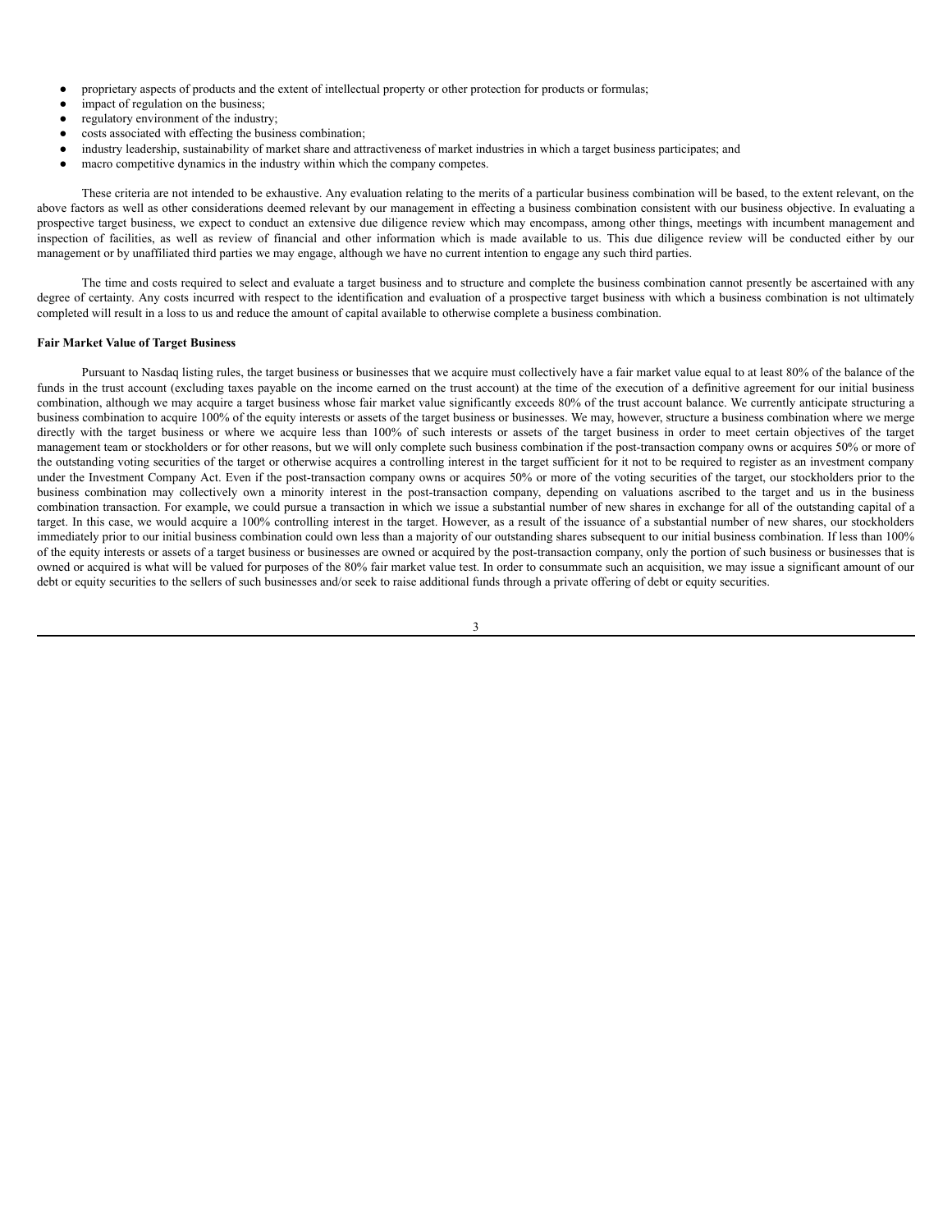- proprietary aspects of products and the extent of intellectual property or other protection for products or formulas;
- impact of regulation on the business;
- regulatory environment of the industry;
- costs associated with effecting the business combination;
- industry leadership, sustainability of market share and attractiveness of market industries in which a target business participates; and
- macro competitive dynamics in the industry within which the company competes.

These criteria are not intended to be exhaustive. Any evaluation relating to the merits of a particular business combination will be based, to the extent relevant, on the above factors as well as other considerations deemed relevant by our management in effecting a business combination consistent with our business objective. In evaluating a prospective target business, we expect to conduct an extensive due diligence review which may encompass, among other things, meetings with incumbent management and inspection of facilities, as well as review of financial and other information which is made available to us. This due diligence review will be conducted either by our management or by unaffiliated third parties we may engage, although we have no current intention to engage any such third parties.

The time and costs required to select and evaluate a target business and to structure and complete the business combination cannot presently be ascertained with any degree of certainty. Any costs incurred with respect to the identification and evaluation of a prospective target business with which a business combination is not ultimately completed will result in a loss to us and reduce the amount of capital available to otherwise complete a business combination.

**Fair Market Value of Target Business**

Pursuant to Nasdaq listing rules, the target business or businesses that we acquire must collectively have a fair market value equal to at least 80% of the balance of the funds in the trust account (excluding taxes payable on the income earned on the trust account) at the time of the execution of a definitive agreement for our initial business combination, although we may acquire a target business whose fair market value significantly exceeds 80% of the trust account balance. We currently anticipate structuring a business combination to acquire 100% of the equity interests or assets of the target business or businesses. We may, however, structure a business combination where we merge directly with the target business or where we acquire less than 100% of such interests or assets of the target business in order to meet certain objectives of the target management team or stockholders or for other reasons, but we will only complete such business combination if the post-transaction company owns or acquires 50% or more of the outstanding voting securities of the target or otherwise acquires a controlling interest in the target sufficient for it not to be required to register as an investment company under the Investment Company Act. Even if the post-transaction company owns or acquires 50% or more of the voting securities of the target, our stockholders prior to the business combination may collectively own a minority interest in the post-transaction company, depending on valuations ascribed to the target and us in the business combination transaction. For example, we could pursue a transaction in which we issue a substantial number of new shares in exchange for all of the outstanding capital of a target. In this case, we would acquire a 100% controlling interest in the target. However, as a result of the issuance of a substantial number of new shares, our stockholders immediately prior to our initial business combination could own less than a majority of our outstanding shares subsequent to our initial business combination. If less than 100% of the equity interests or assets of a target business or businesses are owned or acquired by the post-transaction company, only the portion of such business or businesses that is owned or acquired is what will be valued for purposes of the 80% fair market value test. In order to consummate such an acquisition, we may issue a significant amount of our debt or equity securities to the sellers of such businesses and/or seek to raise additional funds through a private offering of debt or equity securities.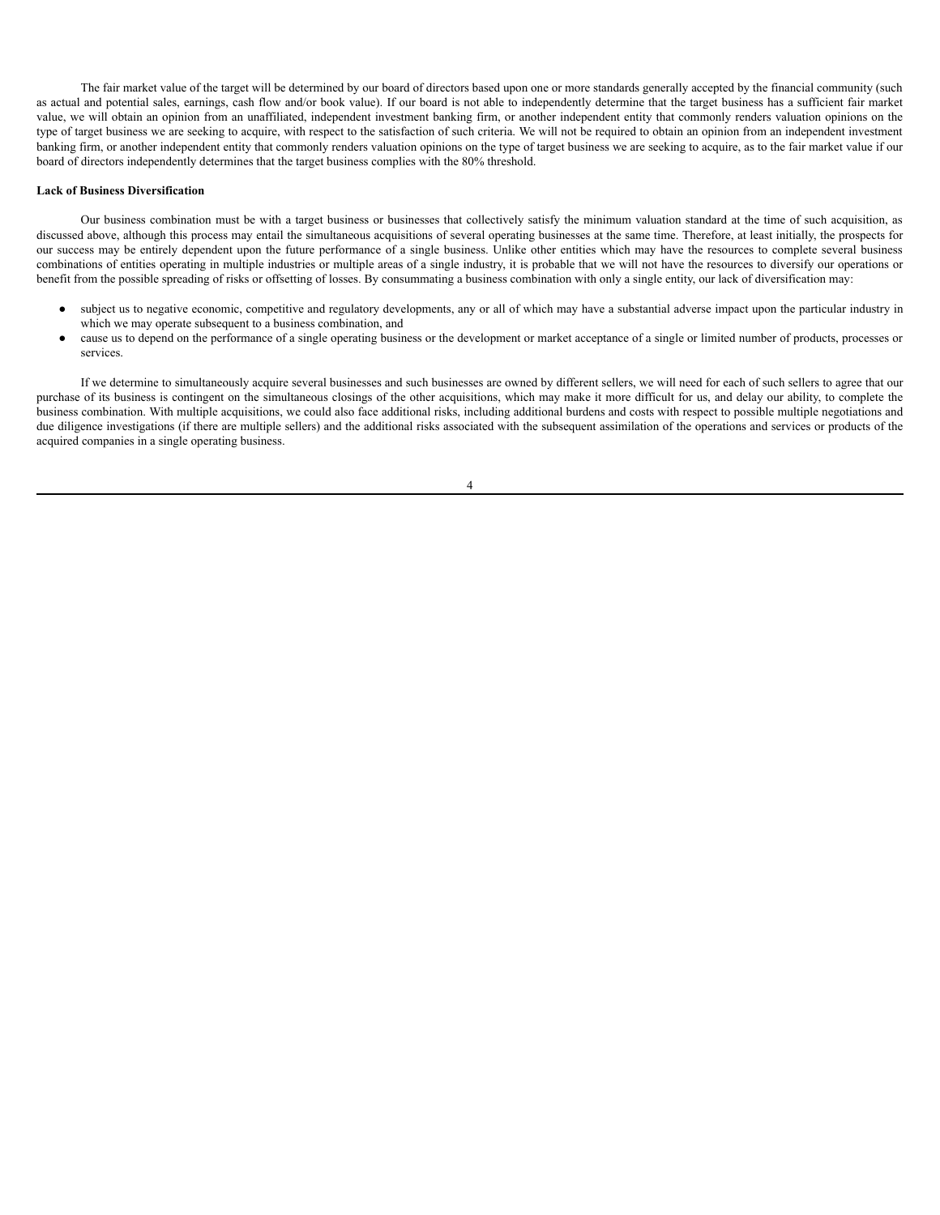The fair market value of the target will be determined by our board of directors based upon one or more standards generally accepted by the financial community (such as actual and potential sales, earnings, cash flow and/or book value). If our board is not able to independently determine that the target business has a sufficient fair market value, we will obtain an opinion from an unaffiliated, independent investment banking firm, or another independent entity that commonly renders valuation opinions on the type of target business we are seeking to acquire, with respect to the satisfaction of such criteria. We will not be required to obtain an opinion from an independent investment banking firm, or another independent entity that commonly renders valuation opinions on the type of target business we are seeking to acquire, as to the fair market value if our board of directors independently determines that the target business complies with the 80% threshold.

**Lack of Business Diversification**

Our business combination must be with a target business or businesses that collectively satisfy the minimum valuation standard at the time of such acquisition, as discussed above, although this process may entail the simultaneous acquisitions of several operating businesses at the same time. Therefore, at least initially, the prospects for our success may be entirely dependent upon the future performance of a single business. Unlike other entities which may have the resources to complete several business combinations of entities operating in multiple industries or multiple areas of a single industry, it is probable that we will not have the resources to diversify our operations or benefit from the possible spreading of risks or offsetting of losses. By consummating a business combination with only a single entity, our lack of diversification may:

- subject us to negative economic, competitive and regulatory developments, any or all of which may have a substantial adverse impact upon the particular industry in which we may operate subsequent to a business combination, and
- cause us to depend on the performance of a single operating business or the development or market acceptance of a single or limited number of products, processes or services.

If we determine to simultaneously acquire several businesses and such businesses are owned by different sellers, we will need for each of such sellers to agree that our purchase of its business is contingent on the simultaneous closings of the other acquisitions, which may make it more difficult for us, and delay our ability, to complete the business combination. With multiple acquisitions, we could also face additional risks, including additional burdens and costs with respect to possible multiple negotiations and due diligence investigations (if there are multiple sellers) and the additional risks associated with the subsequent assimilation of the operations and services or products of the acquired companies in a single operating business.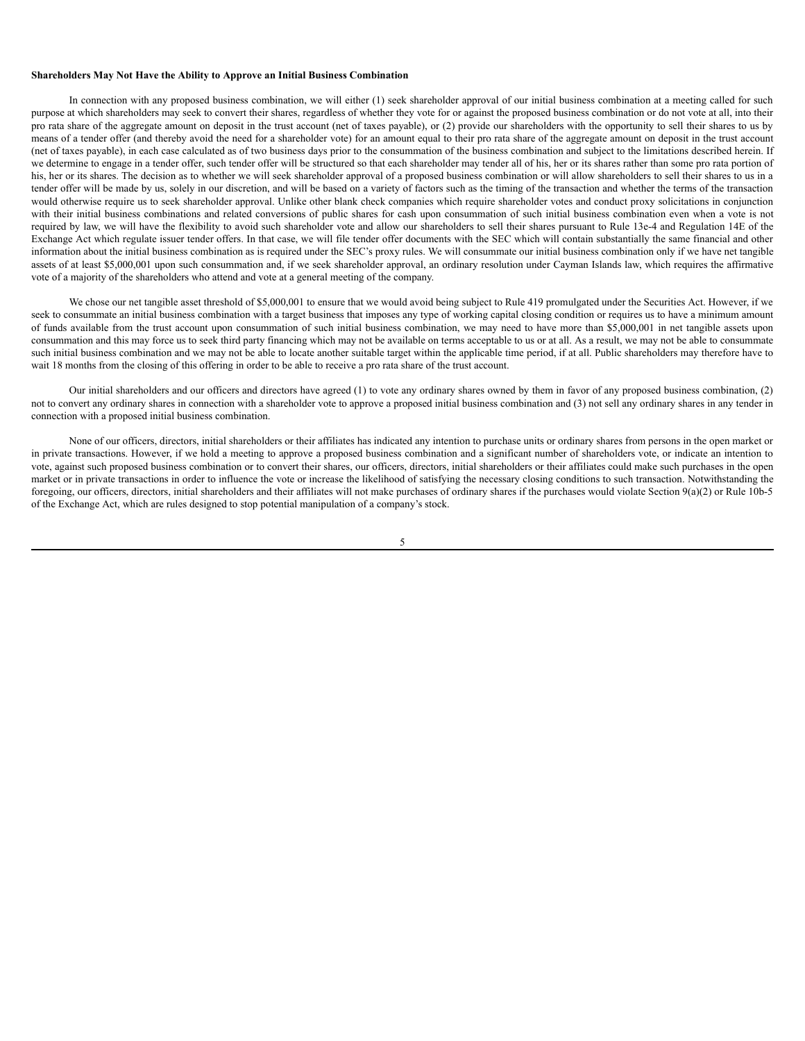**Shareholders May Not Have the Ability to Approve an Initial Business Combination**

In connection with any proposed business combination, we will either (1) seek shareholder approval of our initial business combination at a meeting called for such purpose at which shareholders may seek to convert their shares, regardless of whether they vote for or against the proposed business combination or do not vote at all, into their pro rata share of the aggregate amount on deposit in the trust account (net of taxes payable), or (2) provide our shareholders with the opportunity to sell their shares to us by means of a tender offer (and thereby avoid the need for a shareholder vote) for an amount equal to their pro rata share of the aggregate amount on deposit in the trust account (net of taxes payable), in each case calculated as of two business days prior to the consummation of the business combination and subject to the limitations described herein. If we determine to engage in a tender offer, such tender offer will be structured so that each shareholder may tender all of his, her or its shares rather than some pro rata portion of his, her or its shares. The decision as to whether we will seek shareholder approval of a proposed business combination or will allow shareholders to sell their shares to us in a tender offer will be made by us, solely in our discretion, and will be based on a variety of factors such as the timing of the transaction and whether the terms of the transaction would otherwise require us to seek shareholder approval. Unlike other blank check companies which require shareholder votes and conduct proxy solicitations in conjunction with their initial business combinations and related conversions of public shares for cash upon consummation of such initial business combination even when a vote is not required by law, we will have the flexibility to avoid such shareholder vote and allow our shareholders to sell their shares pursuant to Rule 13e-4 and Regulation 14E of the Exchange Act which regulate issuer tender offers. In that case, we will file tender offer documents with the SEC which will contain substantially the same financial and other information about the initial business combination as is required under the SEC's proxy rules. We will consummate our initial business combination only if we have net tangible assets of at least $5,000,001 upon such consummation and, if we seek shareholder approval, an ordinary resolution under Cayman Islands law, which requires the affirmative vote of a majority of the shareholders who attend and vote at a general meeting of the company.

We chose our net tangible asset threshold of $5,000,001 to ensure that we would avoid being subject to Rule 419 promulgated under the Securities Act. However, if we seek to consummate an initial business combination with a target business that imposes any type of working capital closing condition or requires us to have a minimum amount of funds available from the trust account upon consummation of such initial business combination, we may need to have more than $5,000,001 in net tangible assets upon consummation and this may force us to seek third party financing which may not be available on terms acceptable to us or at all. As a result, we may not be able to consummate such initial business combination and we may not be able to locate another suitable target within the applicable time period, if at all. Public shareholders may therefore have to wait 18 months from the closing of this offering in order to be able to receive a pro rata share of the trust account.

Our initial shareholders and our officers and directors have agreed (1) to vote any ordinary shares owned by them in favor of any proposed business combination, (2) not to convert any ordinary shares in connection with a shareholder vote to approve a proposed initial business combination and (3) not sell any ordinary shares in any tender in connection with a proposed initial business combination.

None of our officers, directors, initial shareholders or their affiliates has indicated any intention to purchase units or ordinary shares from persons in the open market or in private transactions. However, if we hold a meeting to approve a proposed business combination and a significant number of shareholders vote, or indicate an intention to vote, against such proposed business combination or to convert their shares, our officers, directors, initial shareholders or their affiliates could make such purchases in the open market or in private transactions in order to influence the vote or increase the likelihood of satisfying the necessary closing conditions to such transaction. Notwithstanding the foregoing, our officers, directors, initial shareholders and their affiliates will not make purchases of ordinary shares if the purchases would violate Section 9(a)(2) or Rule 10b-5 of the Exchange Act, which are rules designed to stop potential manipulation of a company's stock.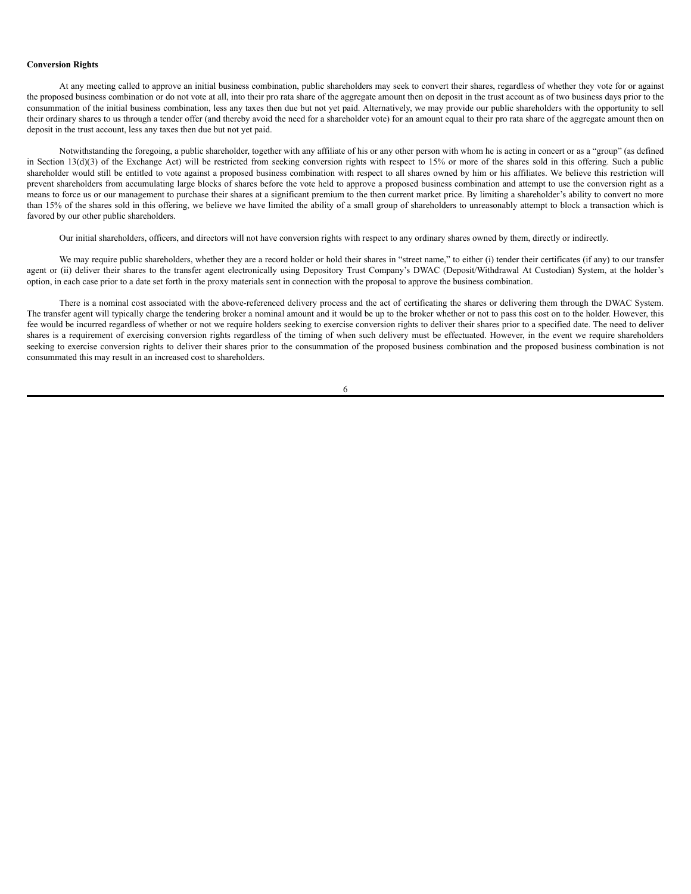**Conversion Rights**

At any meeting called to approve an initial business combination, public shareholders may seek to convert their shares, regardless of whether they vote for or against the proposed business combination or do not vote at all, into their pro rata share of the aggregate amount then on deposit in the trust account as of two business days prior to the consummation of the initial business combination, less any taxes then due but not yet paid. Alternatively, we may provide our public shareholders with the opportunity to sell their ordinary shares to us through a tender offer (and thereby avoid the need for a shareholder vote) for an amount equal to their pro rata share of the aggregate amount then on deposit in the trust account, less any taxes then due but not yet paid.

Notwithstanding the foregoing, a public shareholder, together with any affiliate of his or any other person with whom he is acting in concert or as a "group" (as defined in Section 13(d)(3) of the Exchange Act) will be restricted from seeking conversion rights with respect to 15% or more of the shares sold in this offering. Such a public shareholder would still be entitled to vote against a proposed business combination with respect to all shares owned by him or his affiliates. We believe this restriction will prevent shareholders from accumulating large blocks of shares before the vote held to approve a proposed business combination and attempt to use the conversion right as a means to force us or our management to purchase their shares at a significant premium to the then current market price. By limiting a shareholder's ability to convert no more than 15% of the shares sold in this offering, we believe we have limited the ability of a small group of shareholders to unreasonably attempt to block a transaction which is favored by our other public shareholders.

Our initial shareholders, officers, and directors will not have conversion rights with respect to any ordinary shares owned by them, directly or indirectly.

We may require public shareholders, whether they are a record holder or hold their shares in "street name," to either (i) tender their certificates (if any) to our transfer agent or (ii) deliver their shares to the transfer agent electronically using Depository Trust Company's DWAC (Deposit/Withdrawal At Custodian) System, at the holder's option, in each case prior to a date set forth in the proxy materials sent in connection with the proposal to approve the business combination.

There is a nominal cost associated with the above-referenced delivery process and the act of certificating the shares or delivering them through the DWAC System. The transfer agent will typically charge the tendering broker a nominal amount and it would be up to the broker whether or not to pass this cost on to the holder. However, this fee would be incurred regardless of whether or not we require holders seeking to exercise conversion rights to deliver their shares prior to a specified date. The need to deliver shares is a requirement of exercising conversion rights regardless of the timing of when such delivery must be effectuated. However, in the event we require shareholders seeking to exercise conversion rights to deliver their shares prior to the consummation of the proposed business combination and the proposed business combination is not consummated this may result in an increased cost to shareholders.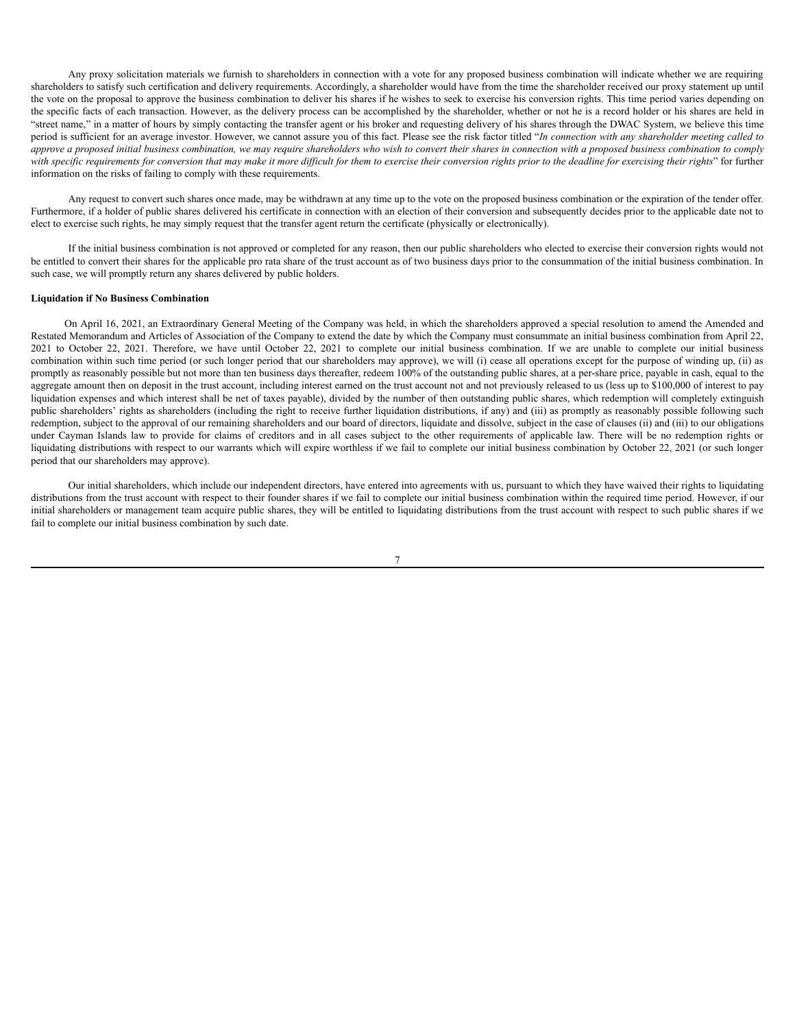Any proxy solicitation materials we furnish to shareholders in connection with a vote for any proposed business combination will indicate whether we are requiring shareholders to satisfy such certification and delivery requirements. Accordingly, a shareholder would have from the time the shareholder received our proxy statement up until the vote on the proposal to approve the business combination to deliver his shares if he wishes to seek to exercise his conversion rights. This time period varies depending on the specific facts of each transaction. However, as the delivery process can be accomplished by the shareholder, whether or not he is a record holder or his shares are held in "street name," in a matter of hours by simply contacting the transfer agent or his broker and requesting delivery of his shares through the DWAC System, we believe this time period is sufficient for an average investor. However, we cannot assure you of this fact. Please see the risk factor titled "*In connection with any shareholder meeting called to approve a proposed initial business combination, we may require shareholders who wish to convert their shares in connection with a proposed business combination to comply with specific requirements for conversion that may make it more difficult for them to exercise their conversion rights prior to the deadline for exercising their rights*" for further information on the risks of failing to comply with these requirements.

Any request to convert such shares once made, may be withdrawn at any time up to the vote on the proposed business combination or the expiration of the tender offer. Furthermore, if a holder of public shares delivered his certificate in connection with an election of their conversion and subsequently decides prior to the applicable date not to elect to exercise such rights, he may simply request that the transfer agent return the certificate (physically or electronically).

If the initial business combination is not approved or completed for any reason, then our public shareholders who elected to exercise their conversion rights would not be entitled to convert their shares for the applicable pro rata share of the trust account as of two business days prior to the consummation of the initial business combination. In such case, we will promptly return any shares delivered by public holders.

**Liquidation if No Business Combination**

On April 16, 2021, an Extraordinary General Meeting of the Company was held, in which the shareholders approved a special resolution to amend the Amended and Restated Memorandum and Articles of Association of the Company to extend the date by which the Company must consummate an initial business combination from April 22, 2021 to October 22, 2021. Therefore, we have until October 22, 2021 to complete our initial business combination. If we are unable to complete our initial business combination within such time period (or such longer period that our shareholders may approve), we will (i) cease all operations except for the purpose of winding up, (ii) as promptly as reasonably possible but not more than ten business days thereafter, redeem 100% of the outstanding public shares, at a per-share price, payable in cash, equal to the aggregate amount then on deposit in the trust account, including interest earned on the trust account not and not previously released to us (less up to $100,000 of interest to pay liquidation expenses and which interest shall be net of taxes payable), divided by the number of then outstanding public shares, which redemption will completely extinguish public shareholders' rights as shareholders (including the right to receive further liquidation distributions, if any) and (iii) as promptly as reasonably possible following such redemption, subject to the approval of our remaining shareholders and our board of directors, liquidate and dissolve, subject in the case of clauses (ii) and (iii) to our obligations under Cayman Islands law to provide for claims of creditors and in all cases subject to the other requirements of applicable law. There will be no redemption rights or liquidating distributions with respect to our warrants which will expire worthless if we fail to complete our initial business combination by October 22, 2021 (or such longer period that our shareholders may approve).

Our initial shareholders, which include our independent directors, have entered into agreements with us, pursuant to which they have waived their rights to liquidating distributions from the trust account with respect to their founder shares if we fail to complete our initial business combination within the required time period. However, if our initial shareholders or management team acquire public shares, they will be entitled to liquidating distributions from the trust account with respect to such public shares if we fail to complete our initial business combination by such date.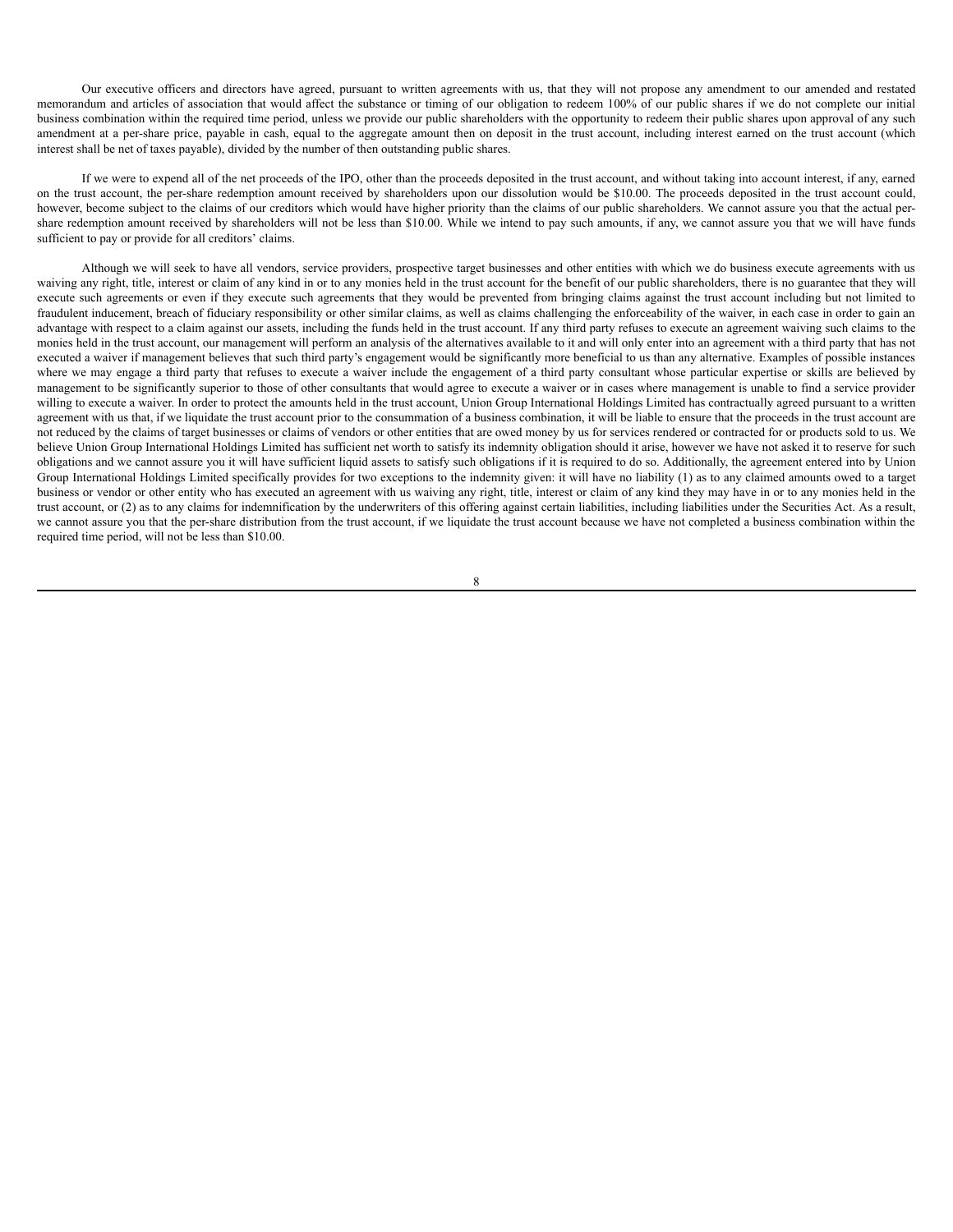Our executive officers and directors have agreed, pursuant to written agreements with us, that they will not propose any amendment to our amended and restated memorandum and articles of association that would affect the substance or timing of our obligation to redeem 100% of our public shares if we do not complete our initial business combination within the required time period, unless we provide our public shareholders with the opportunity to redeem their public shares upon approval of any such amendment at a per-share price, payable in cash, equal to the aggregate amount then on deposit in the trust account, including interest earned on the trust account (which interest shall be net of taxes payable), divided by the number of then outstanding public shares.

If we were to expend all of the net proceeds of the IPO, other than the proceeds deposited in the trust account, and without taking into account interest, if any, earned on the trust account, the per-share redemption amount received by shareholders upon our dissolution would be $10.00. The proceeds deposited in the trust account could, however, become subject to the claims of our creditors which would have higher priority than the claims of our public shareholders. We cannot assure you that the actual per-share redemption amount received by shareholders will not be less than $10.00. While we intend to pay such amounts, if any, we cannot assure you that we will have funds sufficient to pay or provide for all creditors' claims.

Although we will seek to have all vendors, service providers, prospective target businesses and other entities with which we do business execute agreements with us waiving any right, title, interest or claim of any kind in or to any monies held in the trust account for the benefit of our public shareholders, there is no guarantee that they will execute such agreements or even if they execute such agreements that they would be prevented from bringing claims against the trust account including but not limited to fraudulent inducement, breach of fiduciary responsibility or other similar claims, as well as claims challenging the enforceability of the waiver, in each case in order to gain an advantage with respect to a claim against our assets, including the funds held in the trust account. If any third party refuses to execute an agreement waiving such claims to the monies held in the trust account, our management will perform an analysis of the alternatives available to it and will only enter into an agreement with a third party that has not executed a waiver if management believes that such third party's engagement would be significantly more beneficial to us than any alternative. Examples of possible instances where we may engage a third party that refuses to execute a waiver include the engagement of a third party consultant whose particular expertise or skills are believed by management to be significantly superior to those of other consultants that would agree to execute a waiver or in cases where management is unable to find a service provider willing to execute a waiver. In order to protect the amounts held in the trust account, Union Group International Holdings Limited has contractually agreed pursuant to a written agreement with us that, if we liquidate the trust account prior to the consummation of a business combination, it will be liable to ensure that the proceeds in the trust account are not reduced by the claims of target businesses or claims of vendors or other entities that are owed money by us for services rendered or contracted for or products sold to us. We believe Union Group International Holdings Limited has sufficient net worth to satisfy its indemnity obligation should it arise, however we have not asked it to reserve for such obligations and we cannot assure you it will have sufficient liquid assets to satisfy such obligations if it is required to do so. Additionally, the agreement entered into by Union Group International Holdings Limited specifically provides for two exceptions to the indemnity given: it will have no liability (1) as to any claimed amounts owed to a target business or vendor or other entity who has executed an agreement with us waiving any right, title, interest or claim of any kind they may have in or to any monies held in the trust account, or (2) as to any claims for indemnification by the underwriters of this offering against certain liabilities, including liabilities under the Securities Act. As a result, we cannot assure you that the per-share distribution from the trust account, if we liquidate the trust account because we have not completed a business combination within the required time period, will not be less than $10.00.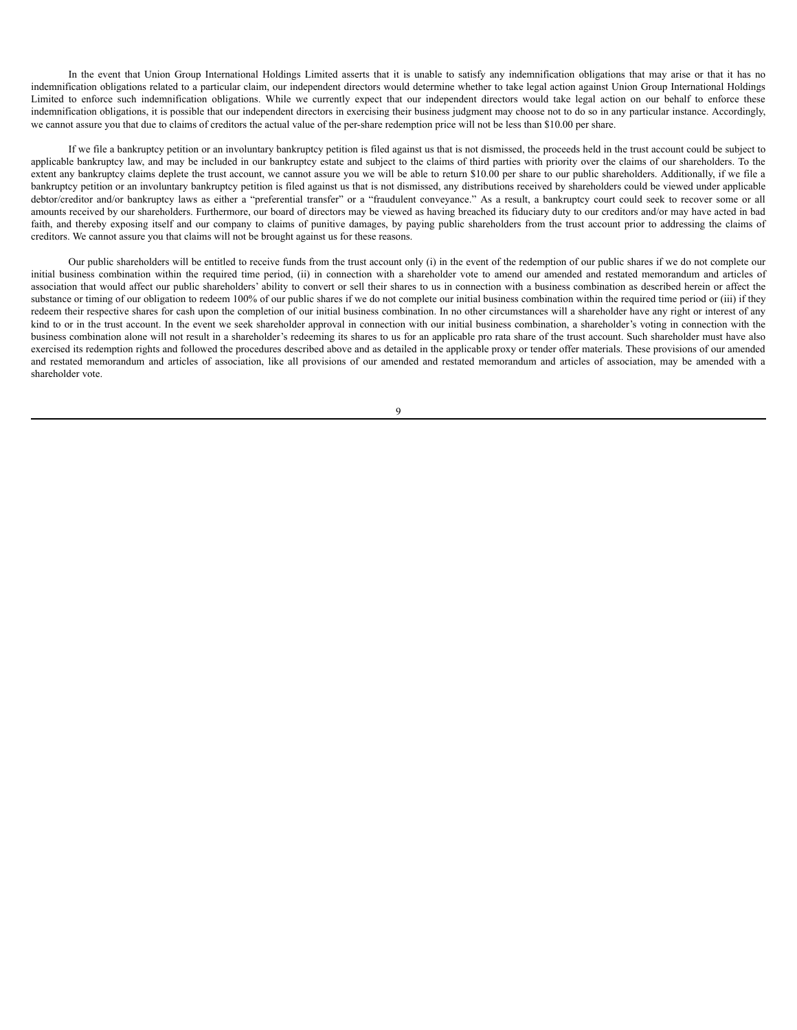In the event that Union Group International Holdings Limited asserts that it is unable to satisfy any indemnification obligations that may arise or that it has no indemnification obligations related to a particular claim, our independent directors would determine whether to take legal action against Union Group International Holdings Limited to enforce such indemnification obligations. While we currently expect that our independent directors would take legal action on our behalf to enforce these indemnification obligations, it is possible that our independent directors in exercising their business judgment may choose not to do so in any particular instance. Accordingly, we cannot assure you that due to claims of creditors the actual value of the per-share redemption price will not be less than $10.00 per share.

If we file a bankruptcy petition or an involuntary bankruptcy petition is filed against us that is not dismissed, the proceeds held in the trust account could be subject to applicable bankruptcy law, and may be included in our bankruptcy estate and subject to the claims of third parties with priority over the claims of our shareholders. To the extent any bankruptcy claims deplete the trust account, we cannot assure you we will be able to return $10.00 per share to our public shareholders. Additionally, if we file a bankruptcy petition or an involuntary bankruptcy petition is filed against us that is not dismissed, any distributions received by shareholders could be viewed under applicable debtor/creditor and/or bankruptcy laws as either a "preferential transfer" or a "fraudulent conveyance." As a result, a bankruptcy court could seek to recover some or all amounts received by our shareholders. Furthermore, our board of directors may be viewed as having breached its fiduciary duty to our creditors and/or may have acted in bad faith, and thereby exposing itself and our company to claims of punitive damages, by paying public shareholders from the trust account prior to addressing the claims of creditors. We cannot assure you that claims will not be brought against us for these reasons.

Our public shareholders will be entitled to receive funds from the trust account only (i) in the event of the redemption of our public shares if we do not complete our initial business combination within the required time period, (ii) in connection with a shareholder vote to amend our amended and restated memorandum and articles of association that would affect our public shareholders' ability to convert or sell their shares to us in connection with a business combination as described herein or affect the substance or timing of our obligation to redeem 100% of our public shares if we do not complete our initial business combination within the required time period or (iii) if they redeem their respective shares for cash upon the completion of our initial business combination. In no other circumstances will a shareholder have any right or interest of any kind to or in the trust account. In the event we seek shareholder approval in connection with our initial business combination, a shareholder's voting in connection with the business combination alone will not result in a shareholder's redeeming its shares to us for an applicable pro rata share of the trust account. Such shareholder must have also exercised its redemption rights and followed the procedures described above and as detailed in the applicable proxy or tender offer materials. These provisions of our amended and restated memorandum and articles of association, like all provisions of our amended and restated memorandum and articles of association, may be amended with a shareholder vote.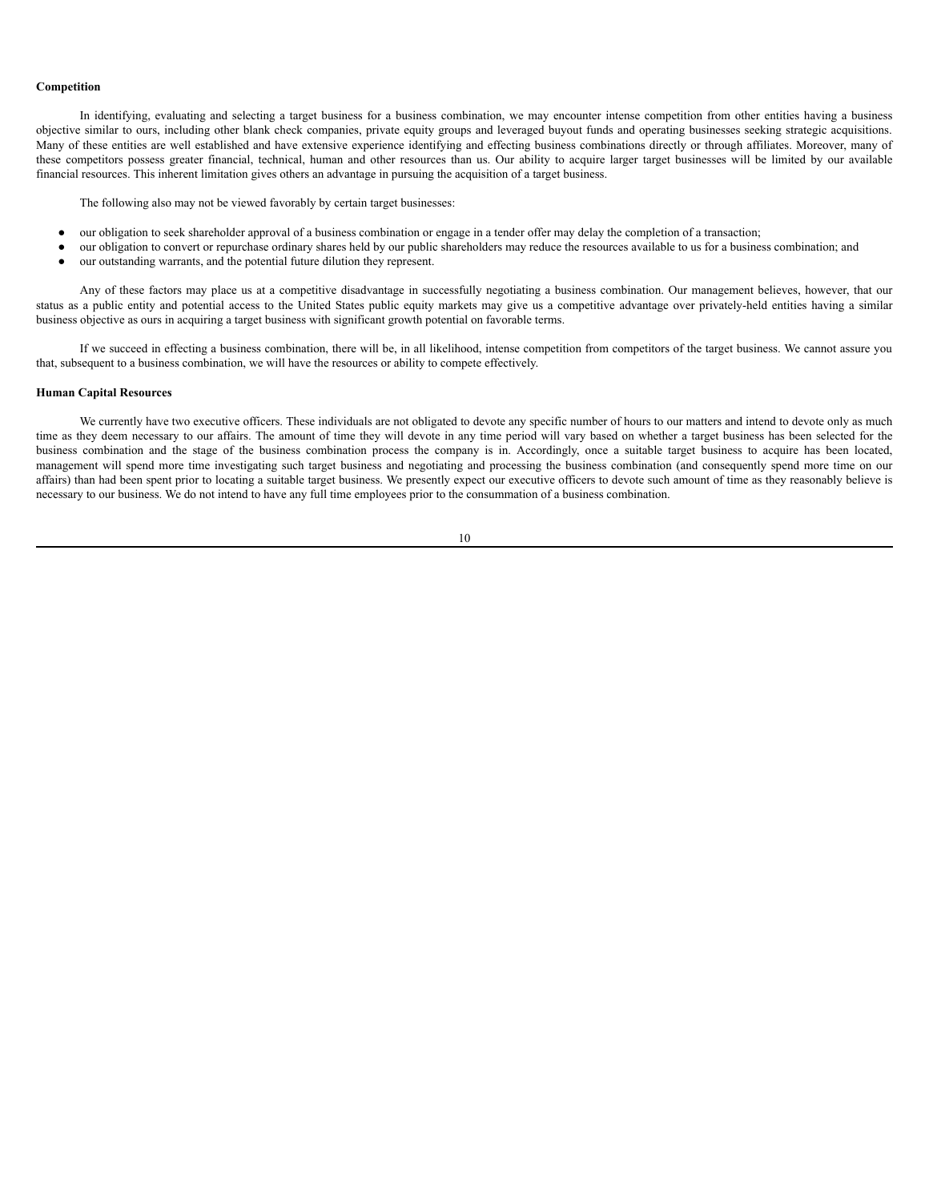**Competition**

In identifying, evaluating and selecting a target business for a business combination, we may encounter intense competition from other entities having a business objective similar to ours, including other blank check companies, private equity groups and leveraged buyout funds and operating businesses seeking strategic acquisitions. Many of these entities are well established and have extensive experience identifying and effecting business combinations directly or through affiliates. Moreover, many of these competitors possess greater financial, technical, human and other resources than us. Our ability to acquire larger target businesses will be limited by our available financial resources. This inherent limitation gives others an advantage in pursuing the acquisition of a target business.

The following also may not be viewed favorably by certain target businesses:

- our obligation to seek shareholder approval of a business combination or engage in a tender offer may delay the completion of a transaction;
- our obligation to convert or repurchase ordinary shares held by our public shareholders may reduce the resources available to us for a business combination; and
- our outstanding warrants, and the potential future dilution they represent.

Any of these factors may place us at a competitive disadvantage in successfully negotiating a business combination. Our management believes, however, that our status as a public entity and potential access to the United States public equity markets may give us a competitive advantage over privately-held entities having a similar business objective as ours in acquiring a target business with significant growth potential on favorable terms.

If we succeed in effecting a business combination, there will be, in all likelihood, intense competition from competitors of the target business. We cannot assure you that, subsequent to a business combination, we will have the resources or ability to compete effectively.

**Human Capital Resources**

We currently have two executive officers. These individuals are not obligated to devote any specific number of hours to our matters and intend to devote only as much time as they deem necessary to our affairs. The amount of time they will devote in any time period will vary based on whether a target business has been selected for the business combination and the stage of the business combination process the company is in. Accordingly, once a suitable target business to acquire has been located, management will spend more time investigating such target business and negotiating and processing the business combination (and consequently spend more time on our affairs) than had been spent prior to locating a suitable target business. We presently expect our executive officers to devote such amount of time as they reasonably believe is necessary to our business. We do not intend to have any full time employees prior to the consummation of a business combination.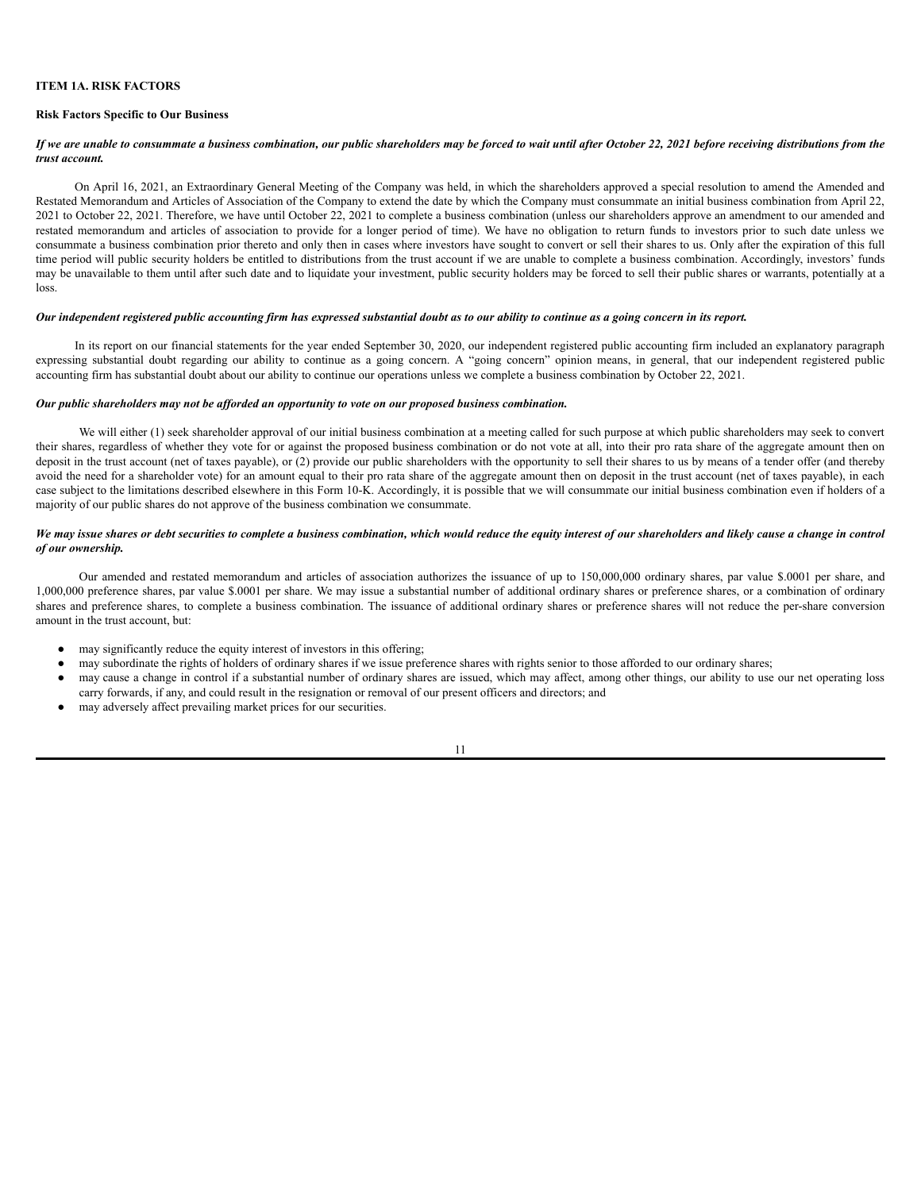## ITEM 1A. RISK FACTORS

### Risk Factors Specific to Our Business

***If we are unable to consummate a business combination, our public shareholders may be forced to wait until after October 22, 2021 before receiving distributions from the trust account.***

On April 16, 2021, an Extraordinary General Meeting of the Company was held, in which the shareholders approved a special resolution to amend the Amended and Restated Memorandum and Articles of Association of the Company to extend the date by which the Company must consummate an initial business combination from April 22, 2021 to October 22, 2021. Therefore, we have until October 22, 2021 to complete a business combination (unless our shareholders approve an amendment to our amended and restated memorandum and articles of association to provide for a longer period of time). We have no obligation to return funds to investors prior to such date unless we consummate a business combination prior thereto and only then in cases where investors have sought to convert or sell their shares to us. Only after the expiration of this full time period will public security holders be entitled to distributions from the trust account if we are unable to complete a business combination. Accordingly, investors' funds may be unavailable to them until after such date and to liquidate your investment, public security holders may be forced to sell their public shares or warrants, potentially at a loss.

***Our independent registered public accounting firm has expressed substantial doubt as to our ability to continue as a going concern in its report.***

In its report on our financial statements for the year ended September 30, 2020, our independent registered public accounting firm included an explanatory paragraph expressing substantial doubt regarding our ability to continue as a going concern. A "going concern" opinion means, in general, that our independent registered public accounting firm has substantial doubt about our ability to continue our operations unless we complete a business combination by October 22, 2021.

***Our public shareholders may not be afforded an opportunity to vote on our proposed business combination.***

We will either (1) seek shareholder approval of our initial business combination at a meeting called for such purpose at which public shareholders may seek to convert their shares, regardless of whether they vote for or against the proposed business combination or do not vote at all, into their pro rata share of the aggregate amount then on deposit in the trust account (net of taxes payable), or (2) provide our public shareholders with the opportunity to sell their shares to us by means of a tender offer (and thereby avoid the need for a shareholder vote) for an amount equal to their pro rata share of the aggregate amount then on deposit in the trust account (net of taxes payable), in each case subject to the limitations described elsewhere in this Form 10-K. Accordingly, it is possible that we will consummate our initial business combination even if holders of a majority of our public shares do not approve of the business combination we consummate.

***We may issue shares or debt securities to complete a business combination, which would reduce the equity interest of our shareholders and likely cause a change in control of our ownership.***

Our amended and restated memorandum and articles of association authorizes the issuance of up to 150,000,000 ordinary shares, par value \$.0001 per share, and 1,000,000 preference shares, par value \$.0001 per share. We may issue a substantial number of additional ordinary shares or preference shares, or a combination of ordinary shares and preference shares, to complete a business combination. The issuance of additional ordinary shares or preference shares will not reduce the per-share conversion amount in the trust account, but:

- may significantly reduce the equity interest of investors in this offering;
- may subordinate the rights of holders of ordinary shares if we issue preference shares with rights senior to those afforded to our ordinary shares;
- may cause a change in control if a substantial number of ordinary shares are issued, which may affect, among other things, our ability to use our net operating loss carry forwards, if any, and could result in the resignation or removal of our present officers and directors; and
- may adversely affect prevailing market prices for our securities.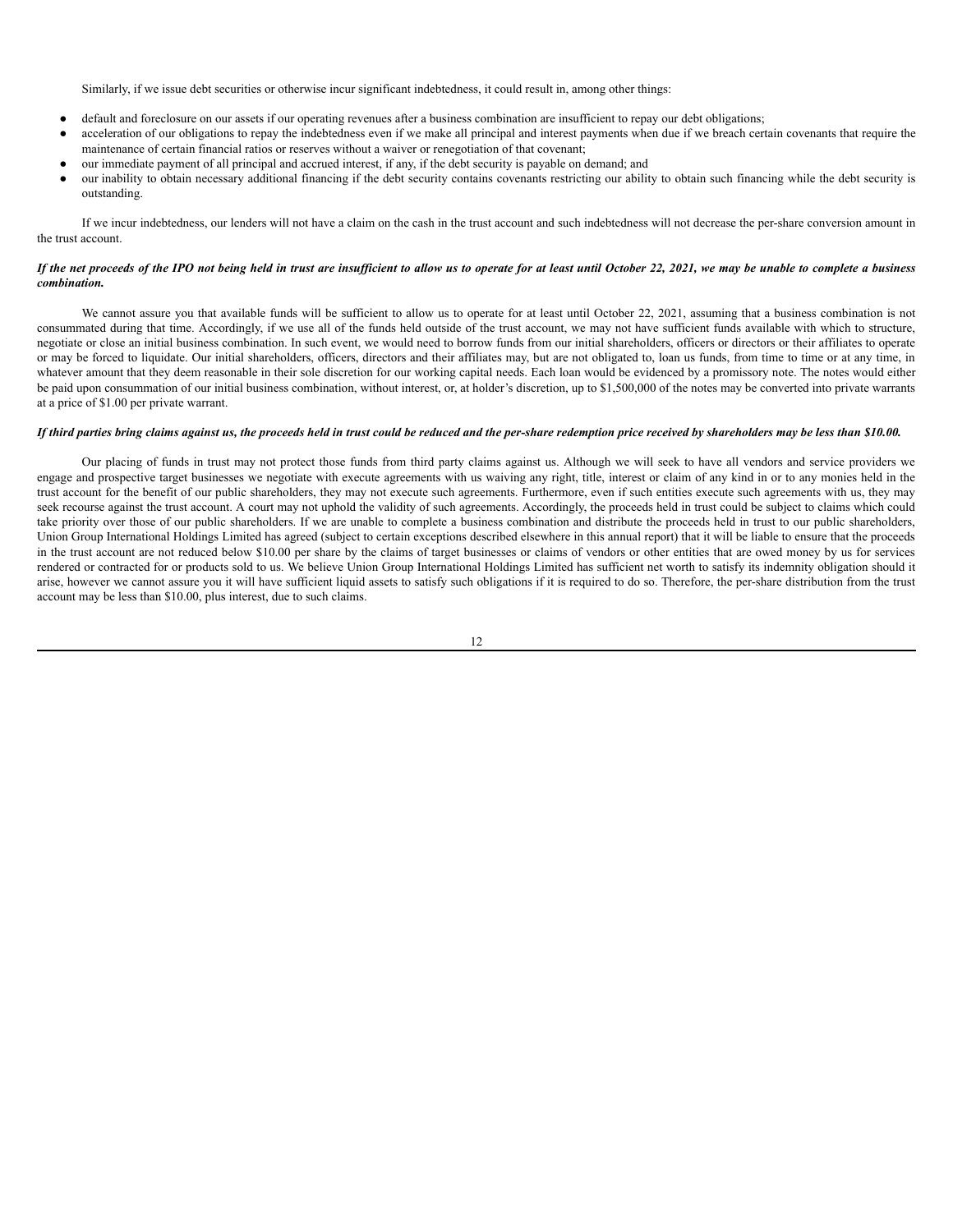Similarly, if we issue debt securities or otherwise incur significant indebtedness, it could result in, among other things:

- default and foreclosure on our assets if our operating revenues after a business combination are insufficient to repay our debt obligations;
- acceleration of our obligations to repay the indebtedness even if we make all principal and interest payments when due if we breach certain covenants that require the maintenance of certain financial ratios or reserves without a waiver or renegotiation of that covenant;
- our immediate payment of all principal and accrued interest, if any, if the debt security is payable on demand; and
- our inability to obtain necessary additional financing if the debt security contains covenants restricting our ability to obtain such financing while the debt security is outstanding.

If we incur indebtedness, our lenders will not have a claim on the cash in the trust account and such indebtedness will not decrease the per-share conversion amount in the trust account.

***If the net proceeds of the IPO not being held in trust are insufficient to allow us to operate for at least until October 22, 2021, we may be unable to complete a business combination.***

We cannot assure you that available funds will be sufficient to allow us to operate for at least until October 22, 2021, assuming that a business combination is not consummated during that time. Accordingly, if we use all of the funds held outside of the trust account, we may not have sufficient funds available with which to structure, negotiate or close an initial business combination. In such event, we would need to borrow funds from our initial shareholders, officers or directors or their affiliates to operate or may be forced to liquidate. Our initial shareholders, officers, directors and their affiliates may, but are not obligated to, loan us funds, from time to time or at any time, in whatever amount that they deem reasonable in their sole discretion for our working capital needs. Each loan would be evidenced by a promissory note. The notes would either be paid upon consummation of our initial business combination, without interest, or, at holder's discretion, up to $1,500,000 of the notes may be converted into private warrants at a price of $1.00 per private warrant.

***If third parties bring claims against us, the proceeds held in trust could be reduced and the per-share redemption price received by shareholders may be less than $10.00.***

Our placing of funds in trust may not protect those funds from third party claims against us. Although we will seek to have all vendors and service providers we engage and prospective target businesses we negotiate with execute agreements with us waiving any right, title, interest or claim of any kind in or to any monies held in the trust account for the benefit of our public shareholders, they may not execute such agreements. Furthermore, even if such entities execute such agreements with us, they may seek recourse against the trust account. A court may not uphold the validity of such agreements. Accordingly, the proceeds held in trust could be subject to claims which could take priority over those of our public shareholders. If we are unable to complete a business combination and distribute the proceeds held in trust to our public shareholders, Union Group International Holdings Limited has agreed (subject to certain exceptions described elsewhere in this annual report) that it will be liable to ensure that the proceeds in the trust account are not reduced below $10.00 per share by the claims of target businesses or claims of vendors or other entities that are owed money by us for services rendered or contracted for or products sold to us. We believe Union Group International Holdings Limited has sufficient net worth to satisfy its indemnity obligation should it arise, however we cannot assure you it will have sufficient liquid assets to satisfy such obligations if it is required to do so. Therefore, the per-share distribution from the trust account may be less than $10.00, plus interest, due to such claims.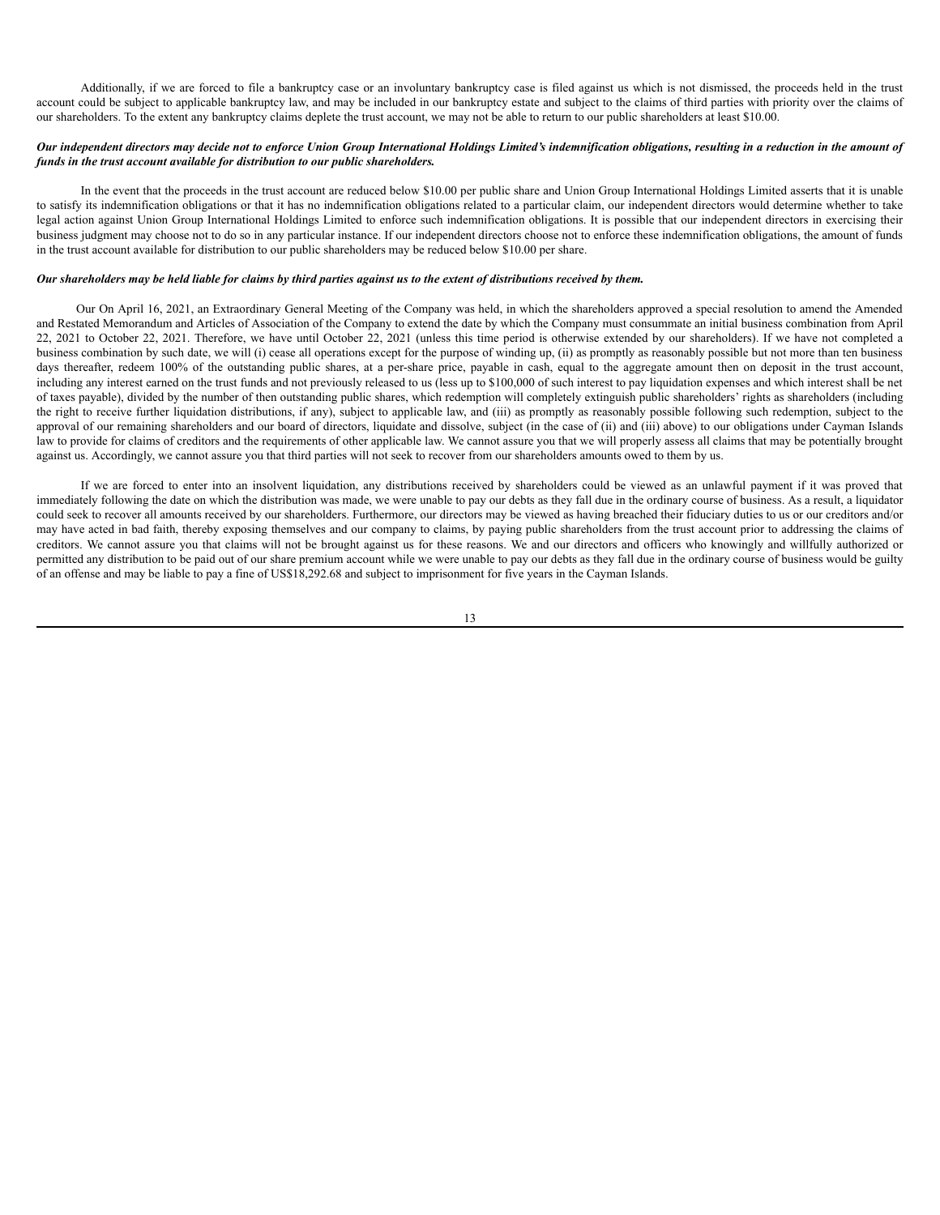Additionally, if we are forced to file a bankruptcy case or an involuntary bankruptcy case is filed against us which is not dismissed, the proceeds held in the trust account could be subject to applicable bankruptcy law, and may be included in our bankruptcy estate and subject to the claims of third parties with priority over the claims of our shareholders. To the extent any bankruptcy claims deplete the trust account, we may not be able to return to our public shareholders at least $10.00.

***Our independent directors may decide not to enforce Union Group International Holdings Limited's indemnification obligations, resulting in a reduction in the amount of funds in the trust account available for distribution to our public shareholders.***

In the event that the proceeds in the trust account are reduced below $10.00 per public share and Union Group International Holdings Limited asserts that it is unable to satisfy its indemnification obligations or that it has no indemnification obligations related to a particular claim, our independent directors would determine whether to take legal action against Union Group International Holdings Limited to enforce such indemnification obligations. It is possible that our independent directors in exercising their business judgment may choose not to do so in any particular instance. If our independent directors choose not to enforce these indemnification obligations, the amount of funds in the trust account available for distribution to our public shareholders may be reduced below $10.00 per share.

***Our shareholders may be held liable for claims by third parties against us to the extent of distributions received by them.***

Our On April 16, 2021, an Extraordinary General Meeting of the Company was held, in which the shareholders approved a special resolution to amend the Amended and Restated Memorandum and Articles of Association of the Company to extend the date by which the Company must consummate an initial business combination from April 22, 2021 to October 22, 2021. Therefore, we have until October 22, 2021 (unless this time period is otherwise extended by our shareholders). If we have not completed a business combination by such date, we will (i) cease all operations except for the purpose of winding up, (ii) as promptly as reasonably possible but not more than ten business days thereafter, redeem 100% of the outstanding public shares, at a per-share price, payable in cash, equal to the aggregate amount then on deposit in the trust account, including any interest earned on the trust funds and not previously released to us (less up to $100,000 of such interest to pay liquidation expenses and which interest shall be net of taxes payable), divided by the number of then outstanding public shares, which redemption will completely extinguish public shareholders' rights as shareholders (including the right to receive further liquidation distributions, if any), subject to applicable law, and (iii) as promptly as reasonably possible following such redemption, subject to the approval of our remaining shareholders and our board of directors, liquidate and dissolve, subject (in the case of (ii) and (iii) above) to our obligations under Cayman Islands law to provide for claims of creditors and the requirements of other applicable law. We cannot assure you that we will properly assess all claims that may be potentially brought against us. Accordingly, we cannot assure you that third parties will not seek to recover from our shareholders amounts owed to them by us.

If we are forced to enter into an insolvent liquidation, any distributions received by shareholders could be viewed as an unlawful payment if it was proved that immediately following the date on which the distribution was made, we were unable to pay our debts as they fall due in the ordinary course of business. As a result, a liquidator could seek to recover all amounts received by our shareholders. Furthermore, our directors may be viewed as having breached their fiduciary duties to us or our creditors and/or may have acted in bad faith, thereby exposing themselves and our company to claims, by paying public shareholders from the trust account prior to addressing the claims of creditors. We cannot assure you that claims will not be brought against us for these reasons. We and our directors and officers who knowingly and willfully authorized or permitted any distribution to be paid out of our share premium account while we were unable to pay our debts as they fall due in the ordinary course of business would be guilty of an offense and may be liable to pay a fine of US$18,292.68 and subject to imprisonment for five years in the Cayman Islands.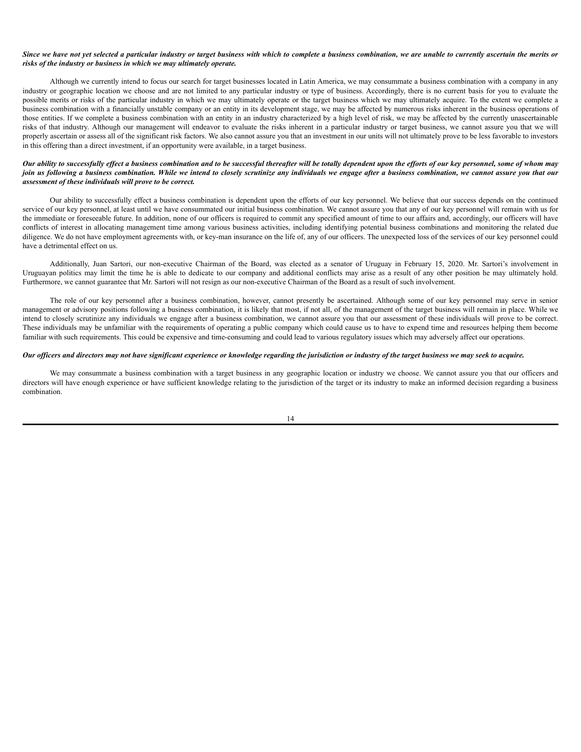***Since we have not yet selected a particular industry or target business with which to complete a business combination, we are unable to currently ascertain the merits or risks of the industry or business in which we may ultimately operate.***

Although we currently intend to focus our search for target businesses located in Latin America, we may consummate a business combination with a company in any industry or geographic location we choose and are not limited to any particular industry or type of business. Accordingly, there is no current basis for you to evaluate the possible merits or risks of the particular industry in which we may ultimately operate or the target business which we may ultimately acquire. To the extent we complete a business combination with a financially unstable company or an entity in its development stage, we may be affected by numerous risks inherent in the business operations of those entities. If we complete a business combination with an entity in an industry characterized by a high level of risk, we may be affected by the currently unascertainable risks of that industry. Although our management will endeavor to evaluate the risks inherent in a particular industry or target business, we cannot assure you that we will properly ascertain or assess all of the significant risk factors. We also cannot assure you that an investment in our units will not ultimately prove to be less favorable to investors in this offering than a direct investment, if an opportunity were available, in a target business.

***Our ability to successfully effect a business combination and to be successful thereafter will be totally dependent upon the efforts of our key personnel, some of whom may join us following a business combination. While we intend to closely scrutinize any individuals we engage after a business combination, we cannot assure you that our assessment of these individuals will prove to be correct.***

Our ability to successfully effect a business combination is dependent upon the efforts of our key personnel. We believe that our success depends on the continued service of our key personnel, at least until we have consummated our initial business combination. We cannot assure you that any of our key personnel will remain with us for the immediate or foreseeable future. In addition, none of our officers is required to commit any specified amount of time to our affairs and, accordingly, our officers will have conflicts of interest in allocating management time among various business activities, including identifying potential business combinations and monitoring the related due diligence. We do not have employment agreements with, or key-man insurance on the life of, any of our officers. The unexpected loss of the services of our key personnel could have a detrimental effect on us.

Additionally, Juan Sartori, our non-executive Chairman of the Board, was elected as a senator of Uruguay in February 15, 2020. Mr. Sartori's involvement in Uruguayan politics may limit the time he is able to dedicate to our company and additional conflicts may arise as a result of any other position he may ultimately hold. Furthermore, we cannot guarantee that Mr. Sartori will not resign as our non-executive Chairman of the Board as a result of such involvement.

The role of our key personnel after a business combination, however, cannot presently be ascertained. Although some of our key personnel may serve in senior management or advisory positions following a business combination, it is likely that most, if not all, of the management of the target business will remain in place. While we intend to closely scrutinize any individuals we engage after a business combination, we cannot assure you that our assessment of these individuals will prove to be correct. These individuals may be unfamiliar with the requirements of operating a public company which could cause us to have to expend time and resources helping them become familiar with such requirements. This could be expensive and time-consuming and could lead to various regulatory issues which may adversely affect our operations.

***Our officers and directors may not have significant experience or knowledge regarding the jurisdiction or industry of the target business we may seek to acquire.***

We may consummate a business combination with a target business in any geographic location or industry we choose. We cannot assure you that our officers and directors will have enough experience or have sufficient knowledge relating to the jurisdiction of the target or its industry to make an informed decision regarding a business combination.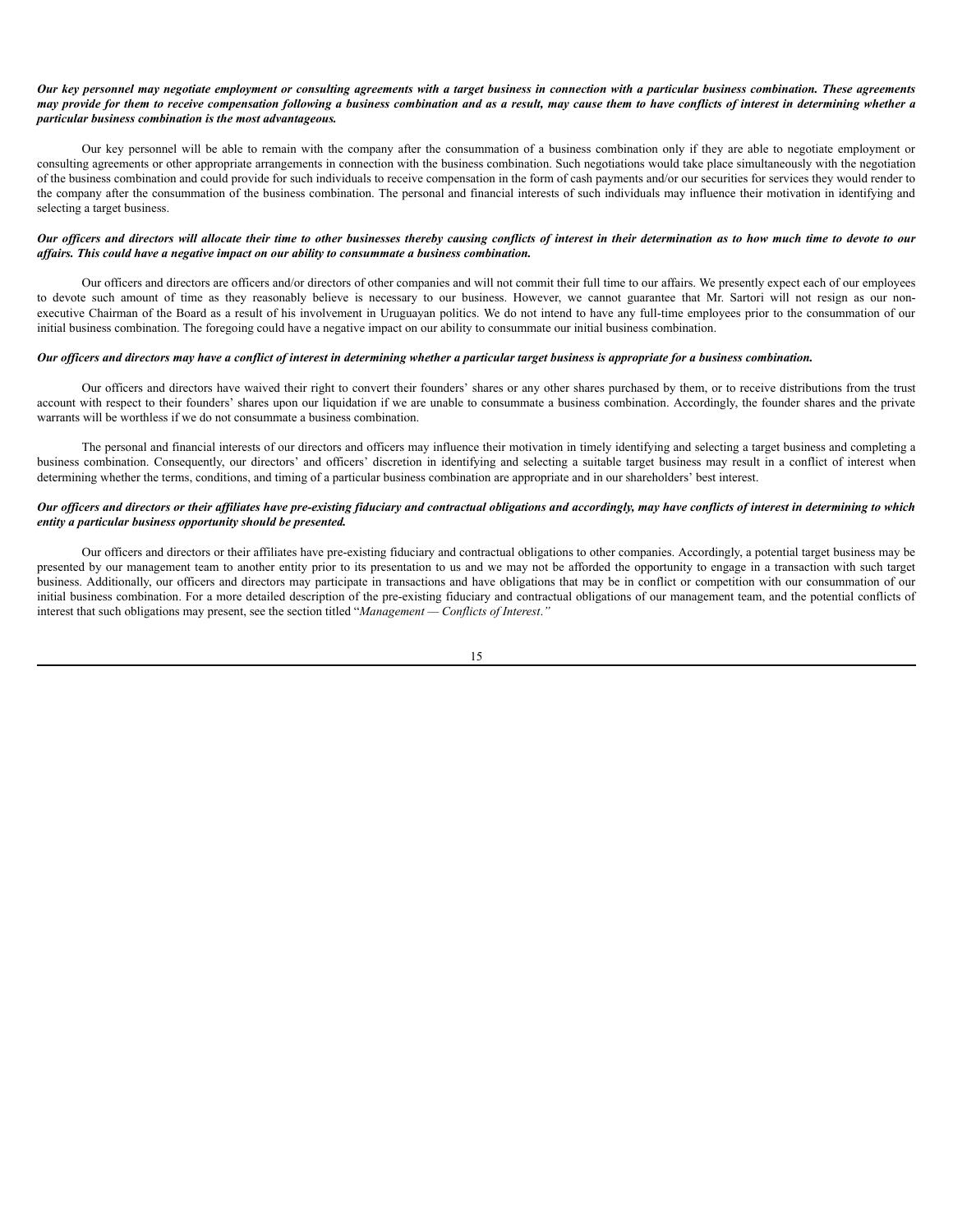***Our key personnel may negotiate employment or consulting agreements with a target business in connection with a particular business combination. These agreements may provide for them to receive compensation following a business combination and as a result, may cause them to have conflicts of interest in determining whether a particular business combination is the most advantageous.***

Our key personnel will be able to remain with the company after the consummation of a business combination only if they are able to negotiate employment or consulting agreements or other appropriate arrangements in connection with the business combination. Such negotiations would take place simultaneously with the negotiation of the business combination and could provide for such individuals to receive compensation in the form of cash payments and/or our securities for services they would render to the company after the consummation of the business combination. The personal and financial interests of such individuals may influence their motivation in identifying and selecting a target business.

***Our officers and directors will allocate their time to other businesses thereby causing conflicts of interest in their determination as to how much time to devote to our affairs. This could have a negative impact on our ability to consummate a business combination.***

Our officers and directors are officers and/or directors of other companies and will not commit their full time to our affairs. We presently expect each of our employees to devote such amount of time as they reasonably believe is necessary to our business. However, we cannot guarantee that Mr. Sartori will not resign as our non-executive Chairman of the Board as a result of his involvement in Uruguayan politics. We do not intend to have any full-time employees prior to the consummation of our initial business combination. The foregoing could have a negative impact on our ability to consummate our initial business combination.

***Our officers and directors may have a conflict of interest in determining whether a particular target business is appropriate for a business combination.***

Our officers and directors have waived their right to convert their founders' shares or any other shares purchased by them, or to receive distributions from the trust account with respect to their founders' shares upon our liquidation if we are unable to consummate a business combination. Accordingly, the founder shares and the private warrants will be worthless if we do not consummate a business combination.

The personal and financial interests of our directors and officers may influence their motivation in timely identifying and selecting a target business and completing a business combination. Consequently, our directors' and officers' discretion in identifying and selecting a suitable target business may result in a conflict of interest when determining whether the terms, conditions, and timing of a particular business combination are appropriate and in our shareholders' best interest.

***Our officers and directors or their affiliates have pre-existing fiduciary and contractual obligations and accordingly, may have conflicts of interest in determining to which entity a particular business opportunity should be presented.***

Our officers and directors or their affiliates have pre-existing fiduciary and contractual obligations to other companies. Accordingly, a potential target business may be presented by our management team to another entity prior to its presentation to us and we may not be afforded the opportunity to engage in a transaction with such target business. Additionally, our officers and directors may participate in transactions and have obligations that may be in conflict or competition with our consummation of our initial business combination. For a more detailed description of the pre-existing fiduciary and contractual obligations of our management team, and the potential conflicts of interest that such obligations may present, see the section titled "*Management — Conflicts of Interest*."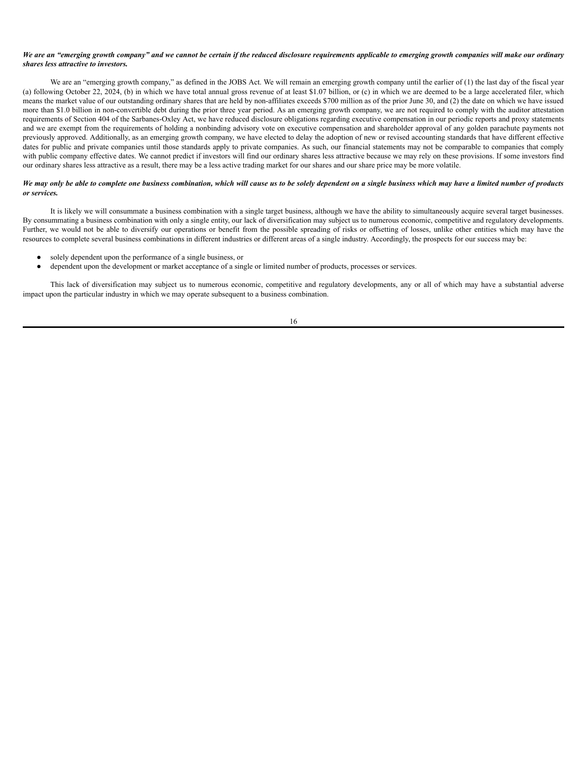***We are an "emerging growth company" and we cannot be certain if the reduced disclosure requirements applicable to emerging growth companies will make our ordinary shares less attractive to investors.***

We are an "emerging growth company," as defined in the JOBS Act. We will remain an emerging growth company until the earlier of (1) the last day of the fiscal year (a) following October 22, 2024, (b) in which we have total annual gross revenue of at least $1.07 billion, or (c) in which we are deemed to be a large accelerated filer, which means the market value of our outstanding ordinary shares that are held by non-affiliates exceeds $700 million as of the prior June 30, and (2) the date on which we have issued more than $1.0 billion in non-convertible debt during the prior three year period. As an emerging growth company, we are not required to comply with the auditor attestation requirements of Section 404 of the Sarbanes-Oxley Act, we have reduced disclosure obligations regarding executive compensation in our periodic reports and proxy statements and we are exempt from the requirements of holding a nonbinding advisory vote on executive compensation and shareholder approval of any golden parachute payments not previously approved. Additionally, as an emerging growth company, we have elected to delay the adoption of new or revised accounting standards that have different effective dates for public and private companies until those standards apply to private companies. As such, our financial statements may not be comparable to companies that comply with public company effective dates. We cannot predict if investors will find our ordinary shares less attractive because we may rely on these provisions. If some investors find our ordinary shares less attractive as a result, there may be a less active trading market for our shares and our share price may be more volatile.

***We may only be able to complete one business combination, which will cause us to be solely dependent on a single business which may have a limited number of products or services.***

It is likely we will consummate a business combination with a single target business, although we have the ability to simultaneously acquire several target businesses. By consummating a business combination with only a single entity, our lack of diversification may subject us to numerous economic, competitive and regulatory developments. Further, we would not be able to diversify our operations or benefit from the possible spreading of risks or offsetting of losses, unlike other entities which may have the resources to complete several business combinations in different industries or different areas of a single industry. Accordingly, the prospects for our success may be:

- solely dependent upon the performance of a single business, or
- dependent upon the development or market acceptance of a single or limited number of products, processes or services.

This lack of diversification may subject us to numerous economic, competitive and regulatory developments, any or all of which may have a substantial adverse impact upon the particular industry in which we may operate subsequent to a business combination.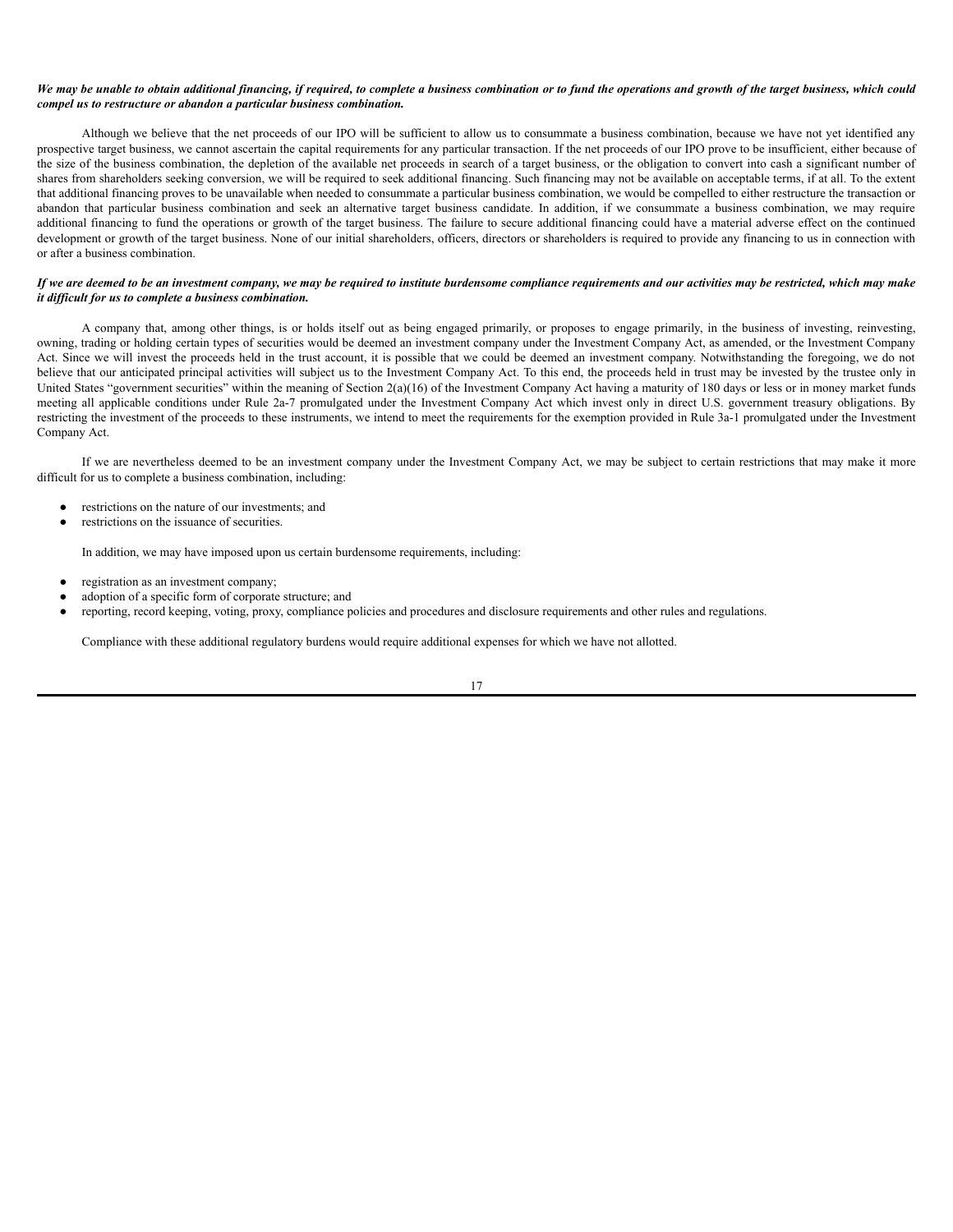***We may be unable to obtain additional financing, if required, to complete a business combination or to fund the operations and growth of the target business, which could compel us to restructure or abandon a particular business combination.***

Although we believe that the net proceeds of our IPO will be sufficient to allow us to consummate a business combination, because we have not yet identified any prospective target business, we cannot ascertain the capital requirements for any particular transaction. If the net proceeds of our IPO prove to be insufficient, either because of the size of the business combination, the depletion of the available net proceeds in search of a target business, or the obligation to convert into cash a significant number of shares from shareholders seeking conversion, we will be required to seek additional financing. Such financing may not be available on acceptable terms, if at all. To the extent that additional financing proves to be unavailable when needed to consummate a particular business combination, we would be compelled to either restructure the transaction or abandon that particular business combination and seek an alternative target business candidate. In addition, if we consummate a business combination, we may require additional financing to fund the operations or growth of the target business. The failure to secure additional financing could have a material adverse effect on the continued development or growth of the target business. None of our initial shareholders, officers, directors or shareholders is required to provide any financing to us in connection with or after a business combination.

***If we are deemed to be an investment company, we may be required to institute burdensome compliance requirements and our activities may be restricted, which may make it difficult for us to complete a business combination.***

A company that, among other things, is or holds itself out as being engaged primarily, or proposes to engage primarily, in the business of investing, reinvesting, owning, trading or holding certain types of securities would be deemed an investment company under the Investment Company Act, as amended, or the Investment Company Act. Since we will invest the proceeds held in the trust account, it is possible that we could be deemed an investment company. Notwithstanding the foregoing, we do not believe that our anticipated principal activities will subject us to the Investment Company Act. To this end, the proceeds held in trust may be invested by the trustee only in United States "government securities" within the meaning of Section 2(a)(16) of the Investment Company Act having a maturity of 180 days or less or in money market funds meeting all applicable conditions under Rule 2a-7 promulgated under the Investment Company Act which invest only in direct U.S. government treasury obligations. By restricting the investment of the proceeds to these instruments, we intend to meet the requirements for the exemption provided in Rule 3a-1 promulgated under the Investment Company Act.

If we are nevertheless deemed to be an investment company under the Investment Company Act, we may be subject to certain restrictions that may make it more difficult for us to complete a business combination, including:

- restrictions on the nature of our investments; and
- restrictions on the issuance of securities.

In addition, we may have imposed upon us certain burdensome requirements, including:

- registration as an investment company;
- adoption of a specific form of corporate structure; and
- reporting, record keeping, voting, proxy, compliance policies and procedures and disclosure requirements and other rules and regulations.

Compliance with these additional regulatory burdens would require additional expenses for which we have not allotted.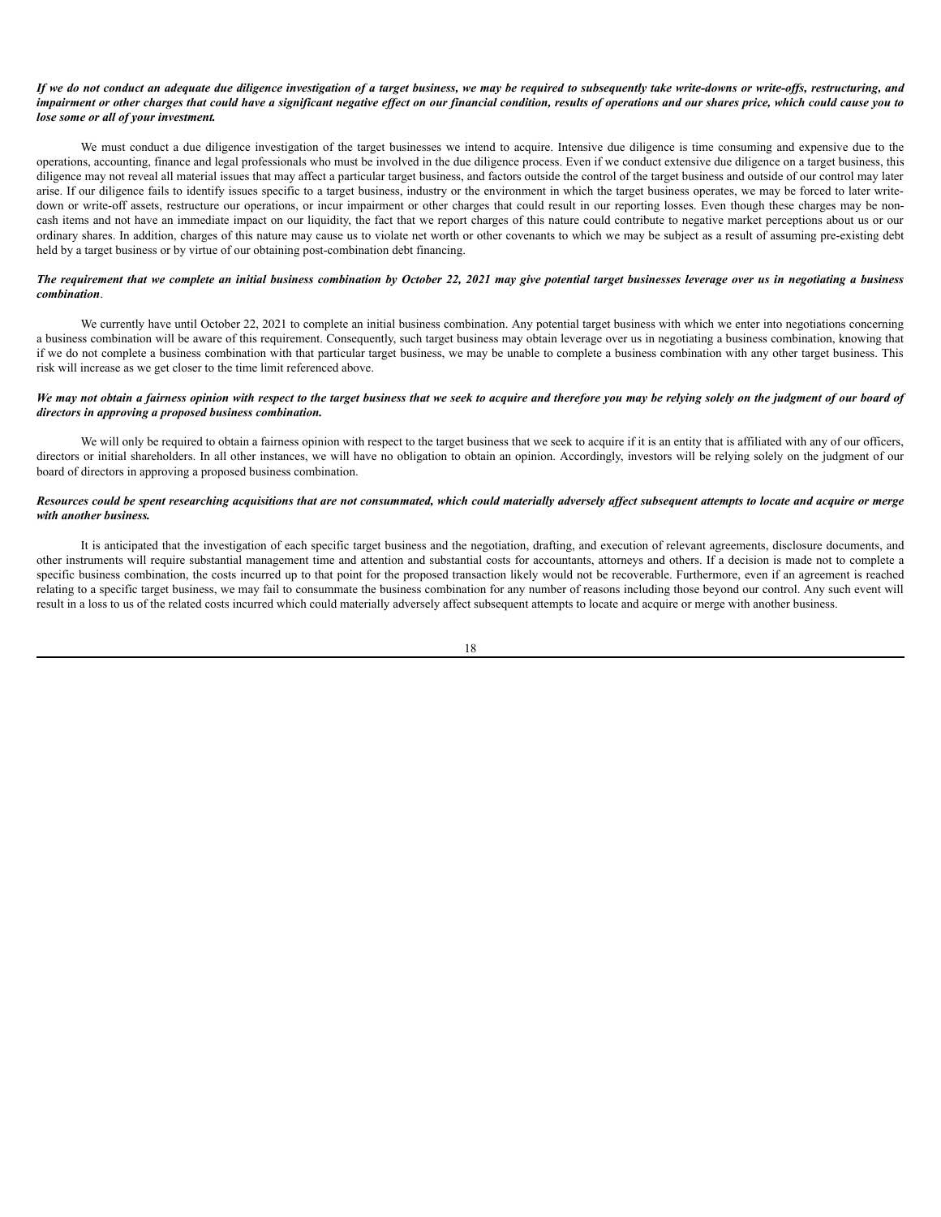***If we do not conduct an adequate due diligence investigation of a target business, we may be required to subsequently take write-downs or write-offs, restructuring, and impairment or other charges that could have a significant negative effect on our financial condition, results of operations and our shares price, which could cause you to lose some or all of your investment.***

We must conduct a due diligence investigation of the target businesses we intend to acquire. Intensive due diligence is time consuming and expensive due to the operations, accounting, finance and legal professionals who must be involved in the due diligence process. Even if we conduct extensive due diligence on a target business, this diligence may not reveal all material issues that may affect a particular target business, and factors outside the control of the target business and outside of our control may later arise. If our diligence fails to identify issues specific to a target business, industry or the environment in which the target business operates, we may be forced to later write-down or write-off assets, restructure our operations, or incur impairment or other charges that could result in our reporting losses. Even though these charges may be non-cash items and not have an immediate impact on our liquidity, the fact that we report charges of this nature could contribute to negative market perceptions about us or our ordinary shares. In addition, charges of this nature may cause us to violate net worth or other covenants to which we may be subject as a result of assuming pre-existing debt held by a target business or by virtue of our obtaining post-combination debt financing.

***The requirement that we complete an initial business combination by October 22, 2021 may give potential target businesses leverage over us in negotiating a business combination.***

We currently have until October 22, 2021 to complete an initial business combination. Any potential target business with which we enter into negotiations concerning a business combination will be aware of this requirement. Consequently, such target business may obtain leverage over us in negotiating a business combination, knowing that if we do not complete a business combination with that particular target business, we may be unable to complete a business combination with any other target business. This risk will increase as we get closer to the time limit referenced above.

***We may not obtain a fairness opinion with respect to the target business that we seek to acquire and therefore you may be relying solely on the judgment of our board of directors in approving a proposed business combination.***

We will only be required to obtain a fairness opinion with respect to the target business that we seek to acquire if it is an entity that is affiliated with any of our officers, directors or initial shareholders. In all other instances, we will have no obligation to obtain an opinion. Accordingly, investors will be relying solely on the judgment of our board of directors in approving a proposed business combination.

***Resources could be spent researching acquisitions that are not consummated, which could materially adversely affect subsequent attempts to locate and acquire or merge with another business.***

It is anticipated that the investigation of each specific target business and the negotiation, drafting, and execution of relevant agreements, disclosure documents, and other instruments will require substantial management time and attention and substantial costs for accountants, attorneys and others. If a decision is made not to complete a specific business combination, the costs incurred up to that point for the proposed transaction likely would not be recoverable. Furthermore, even if an agreement is reached relating to a specific target business, we may fail to consummate the business combination for any number of reasons including those beyond our control. Any such event will result in a loss to us of the related costs incurred which could materially adversely affect subsequent attempts to locate and acquire or merge with another business.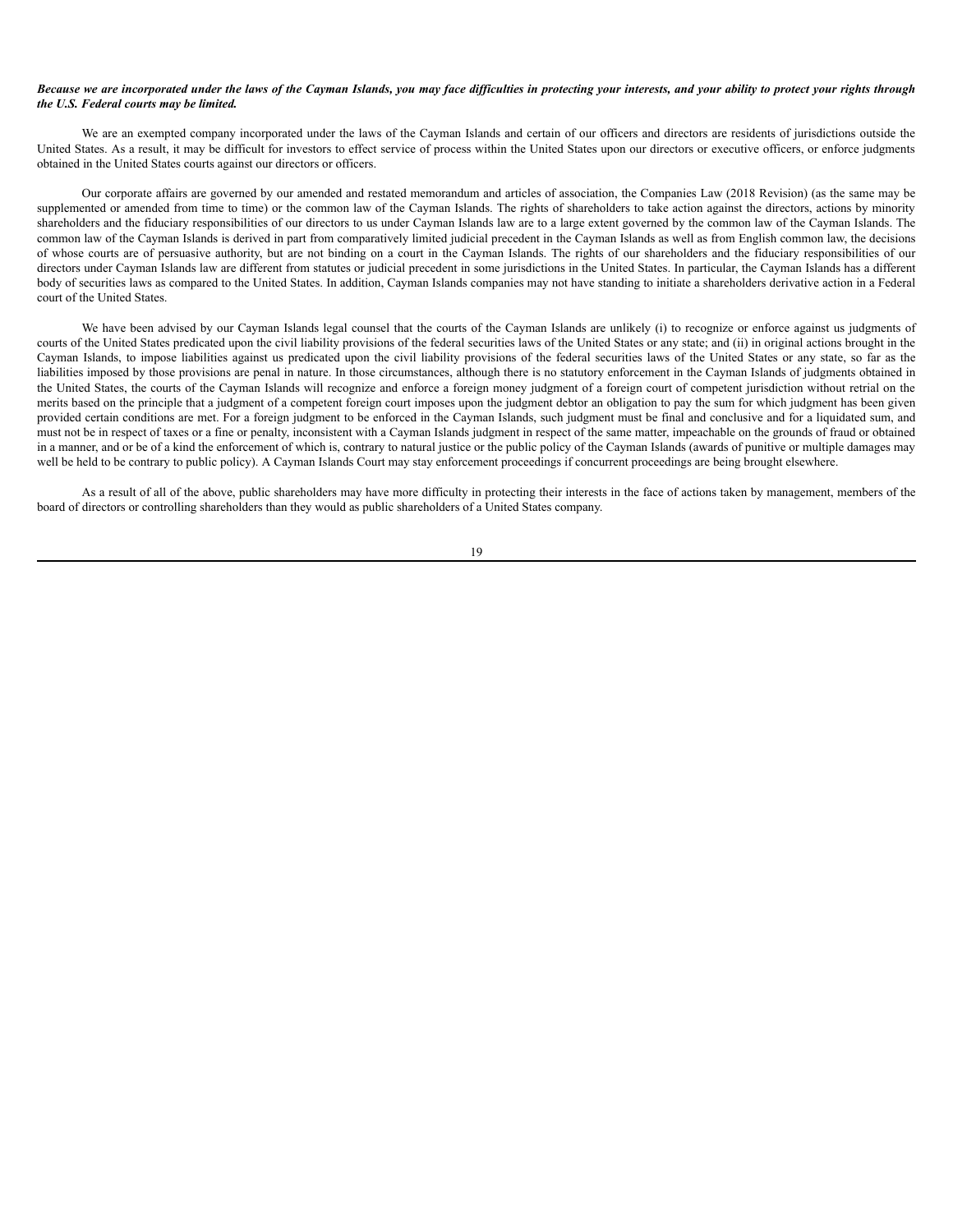***Because we are incorporated under the laws of the Cayman Islands, you may face difficulties in protecting your interests, and your ability to protect your rights through the U.S. Federal courts may be limited.***

We are an exempted company incorporated under the laws of the Cayman Islands and certain of our officers and directors are residents of jurisdictions outside the United States. As a result, it may be difficult for investors to effect service of process within the United States upon our directors or executive officers, or enforce judgments obtained in the United States courts against our directors or officers.

Our corporate affairs are governed by our amended and restated memorandum and articles of association, the Companies Law (2018 Revision) (as the same may be supplemented or amended from time to time) or the common law of the Cayman Islands. The rights of shareholders to take action against the directors, actions by minority shareholders and the fiduciary responsibilities of our directors to us under Cayman Islands law are to a large extent governed by the common law of the Cayman Islands. The common law of the Cayman Islands is derived in part from comparatively limited judicial precedent in the Cayman Islands as well as from English common law, the decisions of whose courts are of persuasive authority, but are not binding on a court in the Cayman Islands. The rights of our shareholders and the fiduciary responsibilities of our directors under Cayman Islands law are different from statutes or judicial precedent in some jurisdictions in the United States. In particular, the Cayman Islands has a different body of securities laws as compared to the United States. In addition, Cayman Islands companies may not have standing to initiate a shareholders derivative action in a Federal court of the United States.

We have been advised by our Cayman Islands legal counsel that the courts of the Cayman Islands are unlikely (i) to recognize or enforce against us judgments of courts of the United States predicated upon the civil liability provisions of the federal securities laws of the United States or any state; and (ii) in original actions brought in the Cayman Islands, to impose liabilities against us predicated upon the civil liability provisions of the federal securities laws of the United States or any state, so far as the liabilities imposed by those provisions are penal in nature. In those circumstances, although there is no statutory enforcement in the Cayman Islands of judgments obtained in the United States, the courts of the Cayman Islands will recognize and enforce a foreign money judgment of a foreign court of competent jurisdiction without retrial on the merits based on the principle that a judgment of a competent foreign court imposes upon the judgment debtor an obligation to pay the sum for which judgment has been given provided certain conditions are met. For a foreign judgment to be enforced in the Cayman Islands, such judgment must be final and conclusive and for a liquidated sum, and must not be in respect of taxes or a fine or penalty, inconsistent with a Cayman Islands judgment in respect of the same matter, impeachable on the grounds of fraud or obtained in a manner, and or be of a kind the enforcement of which is, contrary to natural justice or the public policy of the Cayman Islands (awards of punitive or multiple damages may well be held to be contrary to public policy). A Cayman Islands Court may stay enforcement proceedings if concurrent proceedings are being brought elsewhere.

As a result of all of the above, public shareholders may have more difficulty in protecting their interests in the face of actions taken by management, members of the board of directors or controlling shareholders than they would as public shareholders of a United States company.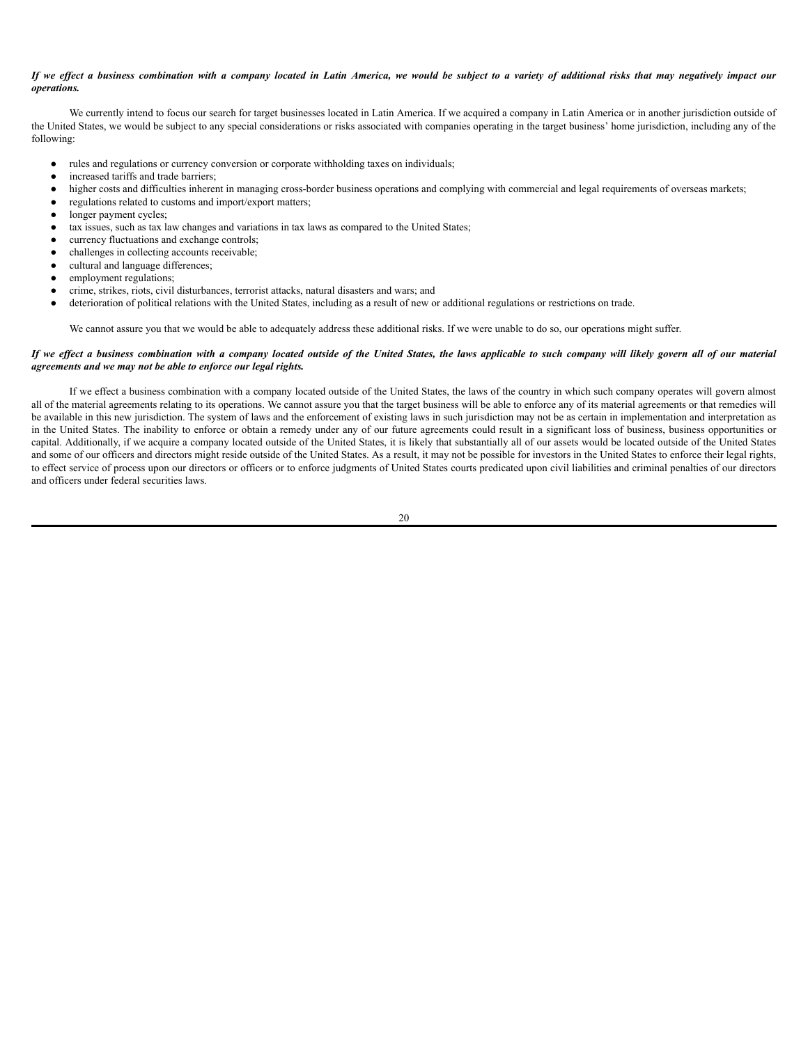***If we effect a business combination with a company located in Latin America, we would be subject to a variety of additional risks that may negatively impact our operations.***

We currently intend to focus our search for target businesses located in Latin America. If we acquired a company in Latin America or in another jurisdiction outside of the United States, we would be subject to any special considerations or risks associated with companies operating in the target business' home jurisdiction, including any of the following:

- rules and regulations or currency conversion or corporate withholding taxes on individuals;
- increased tariffs and trade barriers;
- higher costs and difficulties inherent in managing cross-border business operations and complying with commercial and legal requirements of overseas markets;
- regulations related to customs and import/export matters;
- longer payment cycles;
- tax issues, such as tax law changes and variations in tax laws as compared to the United States;
- currency fluctuations and exchange controls;
- challenges in collecting accounts receivable;
- cultural and language differences;
- employment regulations;
- crime, strikes, riots, civil disturbances, terrorist attacks, natural disasters and wars; and
- deterioration of political relations with the United States, including as a result of new or additional regulations or restrictions on trade.

We cannot assure you that we would be able to adequately address these additional risks. If we were unable to do so, our operations might suffer.

***If we effect a business combination with a company located outside of the United States, the laws applicable to such company will likely govern all of our material agreements and we may not be able to enforce our legal rights.***

If we effect a business combination with a company located outside of the United States, the laws of the country in which such company operates will govern almost all of the material agreements relating to its operations. We cannot assure you that the target business will be able to enforce any of its material agreements or that remedies will be available in this new jurisdiction. The system of laws and the enforcement of existing laws in such jurisdiction may not be as certain in implementation and interpretation as in the United States. The inability to enforce or obtain a remedy under any of our future agreements could result in a significant loss of business, business opportunities or capital. Additionally, if we acquire a company located outside of the United States, it is likely that substantially all of our assets would be located outside of the United States and some of our officers and directors might reside outside of the United States. As a result, it may not be possible for investors in the United States to enforce their legal rights, to effect service of process upon our directors or officers or to enforce judgments of United States courts predicated upon civil liabilities and criminal penalties of our directors and officers under federal securities laws.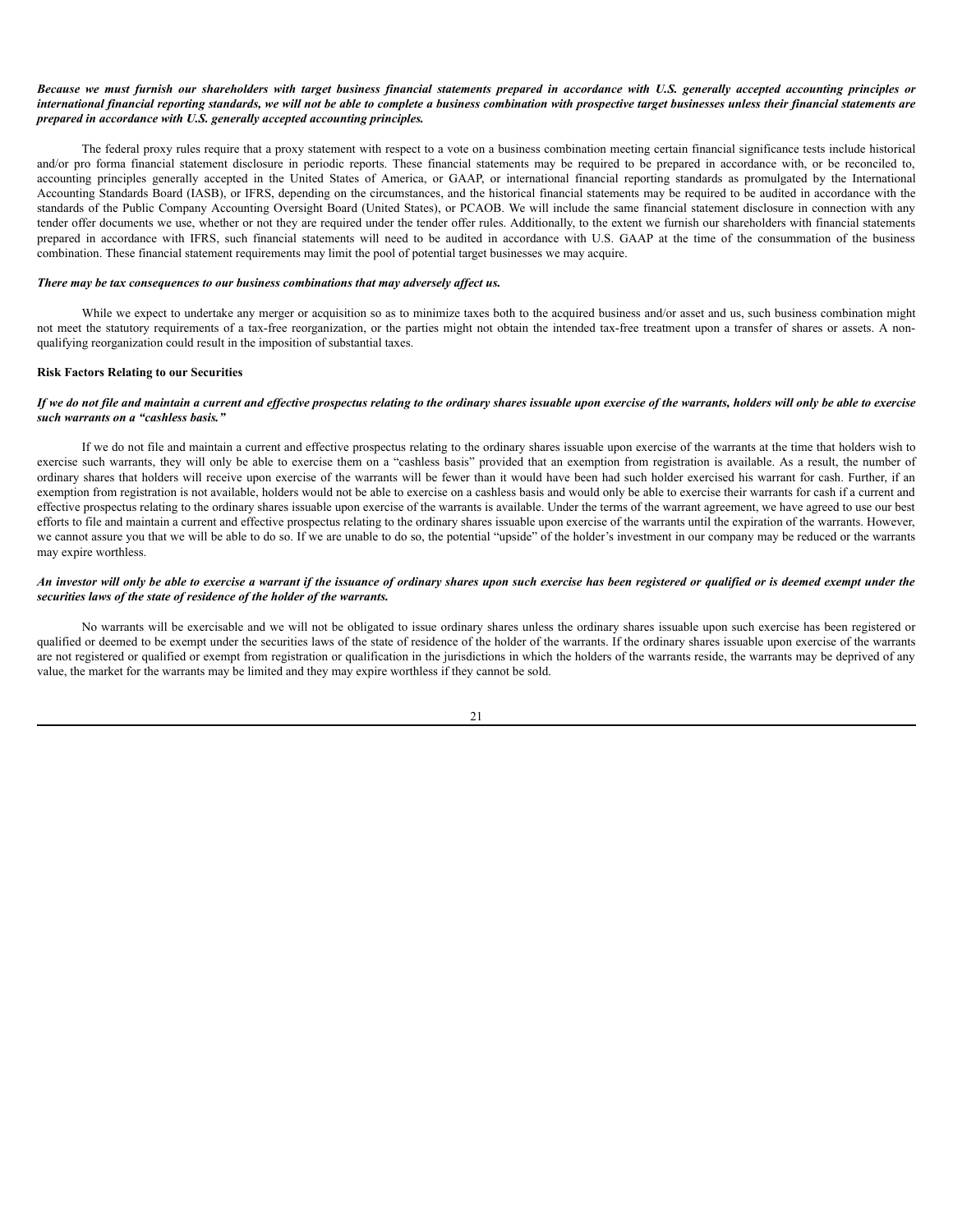***Because we must furnish our shareholders with target business financial statements prepared in accordance with U.S. generally accepted accounting principles or international financial reporting standards, we will not be able to complete a business combination with prospective target businesses unless their financial statements are prepared in accordance with U.S. generally accepted accounting principles.***

The federal proxy rules require that a proxy statement with respect to a vote on a business combination meeting certain financial significance tests include historical and/or pro forma financial statement disclosure in periodic reports. These financial statements may be required to be prepared in accordance with, or be reconciled to, accounting principles generally accepted in the United States of America, or GAAP, or international financial reporting standards as promulgated by the International Accounting Standards Board (IASB), or IFRS, depending on the circumstances, and the historical financial statements may be required to be audited in accordance with the standards of the Public Company Accounting Oversight Board (United States), or PCAOB. We will include the same financial statement disclosure in connection with any tender offer documents we use, whether or not they are required under the tender offer rules. Additionally, to the extent we furnish our shareholders with financial statements prepared in accordance with IFRS, such financial statements will need to be audited in accordance with U.S. GAAP at the time of the consummation of the business combination. These financial statement requirements may limit the pool of potential target businesses we may acquire.

***There may be tax consequences to our business combinations that may adversely affect us.***

While we expect to undertake any merger or acquisition so as to minimize taxes both to the acquired business and/or asset and us, such business combination might not meet the statutory requirements of a tax-free reorganization, or the parties might not obtain the intended tax-free treatment upon a transfer of shares or assets. A non-qualifying reorganization could result in the imposition of substantial taxes.

**Risk Factors Relating to our Securities**

***If we do not file and maintain a current and effective prospectus relating to the ordinary shares issuable upon exercise of the warrants, holders will only be able to exercise such warrants on a "cashless basis."***

If we do not file and maintain a current and effective prospectus relating to the ordinary shares issuable upon exercise of the warrants at the time that holders wish to exercise such warrants, they will only be able to exercise them on a "cashless basis" provided that an exemption from registration is available. As a result, the number of ordinary shares that holders will receive upon exercise of the warrants will be fewer than it would have been had such holder exercised his warrant for cash. Further, if an exemption from registration is not available, holders would not be able to exercise on a cashless basis and would only be able to exercise their warrants for cash if a current and effective prospectus relating to the ordinary shares issuable upon exercise of the warrants is available. Under the terms of the warrant agreement, we have agreed to use our best efforts to file and maintain a current and effective prospectus relating to the ordinary shares issuable upon exercise of the warrants until the expiration of the warrants. However, we cannot assure you that we will be able to do so. If we are unable to do so, the potential "upside" of the holder's investment in our company may be reduced or the warrants may expire worthless.

***An investor will only be able to exercise a warrant if the issuance of ordinary shares upon such exercise has been registered or qualified or is deemed exempt under the securities laws of the state of residence of the holder of the warrants.***

No warrants will be exercisable and we will not be obligated to issue ordinary shares unless the ordinary shares issuable upon such exercise has been registered or qualified or deemed to be exempt under the securities laws of the state of residence of the holder of the warrants. If the ordinary shares issuable upon exercise of the warrants are not registered or qualified or exempt from registration or qualification in the jurisdictions in which the holders of the warrants reside, the warrants may be deprived of any value, the market for the warrants may be limited and they may expire worthless if they cannot be sold.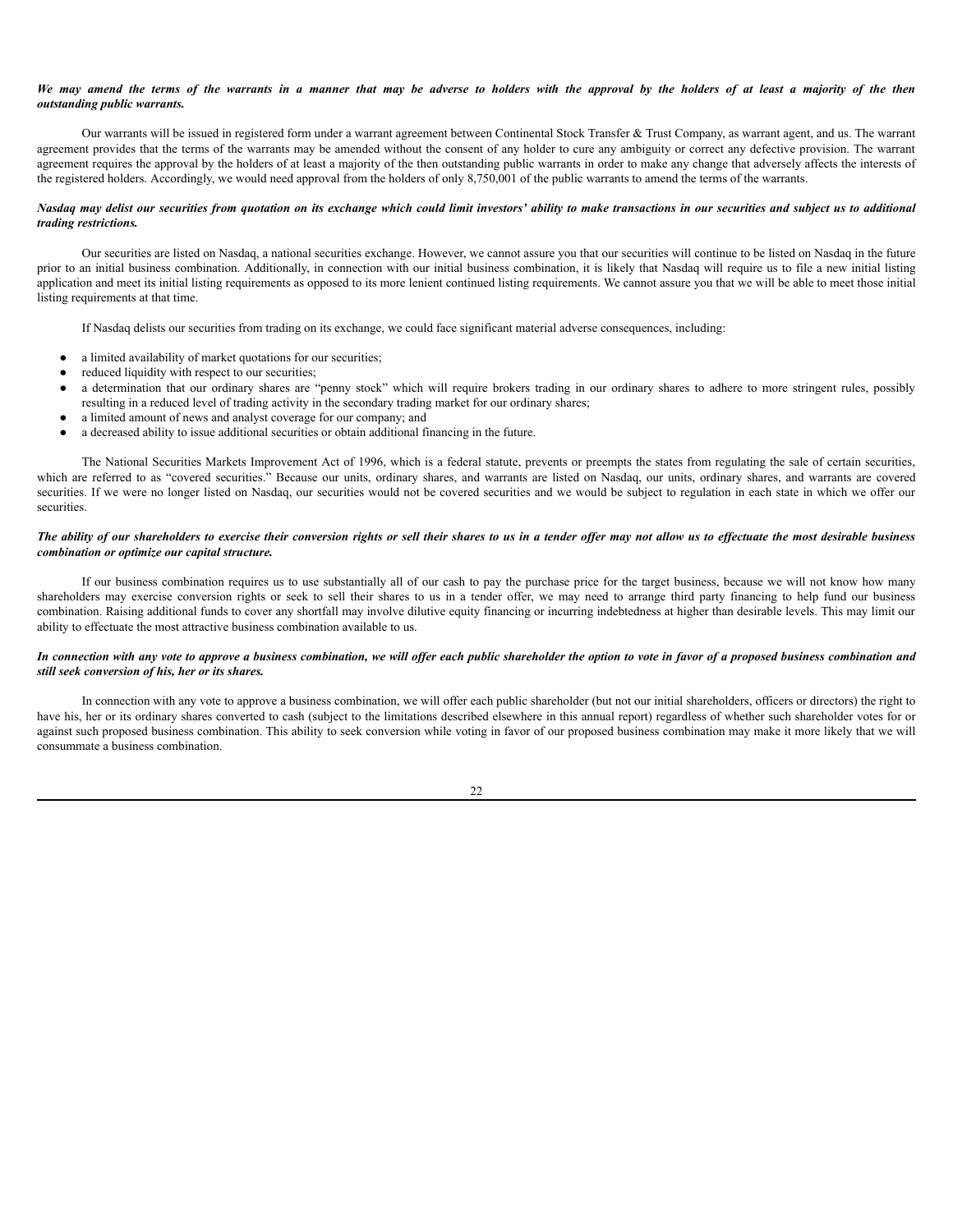***We may amend the terms of the warrants in a manner that may be adverse to holders with the approval by the holders of at least a majority of the then outstanding public warrants.***

Our warrants will be issued in registered form under a warrant agreement between Continental Stock Transfer & Trust Company, as warrant agent, and us. The warrant agreement provides that the terms of the warrants may be amended without the consent of any holder to cure any ambiguity or correct any defective provision. The warrant agreement requires the approval by the holders of at least a majority of the then outstanding public warrants in order to make any change that adversely affects the interests of the registered holders. Accordingly, we would need approval from the holders of only 8,750,001 of the public warrants to amend the terms of the warrants.

***Nasdaq may delist our securities from quotation on its exchange which could limit investors' ability to make transactions in our securities and subject us to additional trading restrictions.***

Our securities are listed on Nasdaq, a national securities exchange. However, we cannot assure you that our securities will continue to be listed on Nasdaq in the future prior to an initial business combination. Additionally, in connection with our initial business combination, it is likely that Nasdaq will require us to file a new initial listing application and meet its initial listing requirements as opposed to its more lenient continued listing requirements. We cannot assure you that we will be able to meet those initial listing requirements at that time.

If Nasdaq delists our securities from trading on its exchange, we could face significant material adverse consequences, including:

- a limited availability of market quotations for our securities;
- reduced liquidity with respect to our securities;
- a determination that our ordinary shares are "penny stock" which will require brokers trading in our ordinary shares to adhere to more stringent rules, possibly resulting in a reduced level of trading activity in the secondary trading market for our ordinary shares;
- a limited amount of news and analyst coverage for our company; and
- a decreased ability to issue additional securities or obtain additional financing in the future.

The National Securities Markets Improvement Act of 1996, which is a federal statute, prevents or preempts the states from regulating the sale of certain securities, which are referred to as "covered securities." Because our units, ordinary shares, and warrants are listed on Nasdaq, our units, ordinary shares, and warrants are covered securities. If we were no longer listed on Nasdaq, our securities would not be covered securities and we would be subject to regulation in each state in which we offer our securities.

***The ability of our shareholders to exercise their conversion rights or sell their shares to us in a tender offer may not allow us to effectuate the most desirable business combination or optimize our capital structure.***

If our business combination requires us to use substantially all of our cash to pay the purchase price for the target business, because we will not know how many shareholders may exercise conversion rights or seek to sell their shares to us in a tender offer, we may need to arrange third party financing to help fund our business combination. Raising additional funds to cover any shortfall may involve dilutive equity financing or incurring indebtedness at higher than desirable levels. This may limit our ability to effectuate the most attractive business combination available to us.

***In connection with any vote to approve a business combination, we will offer each public shareholder the option to vote in favor of a proposed business combination and still seek conversion of his, her or its shares.***

In connection with any vote to approve a business combination, we will offer each public shareholder (but not our initial shareholders, officers or directors) the right to have his, her or its ordinary shares converted to cash (subject to the limitations described elsewhere in this annual report) regardless of whether such shareholder votes for or against such proposed business combination. This ability to seek conversion while voting in favor of our proposed business combination may make it more likely that we will consummate a business combination.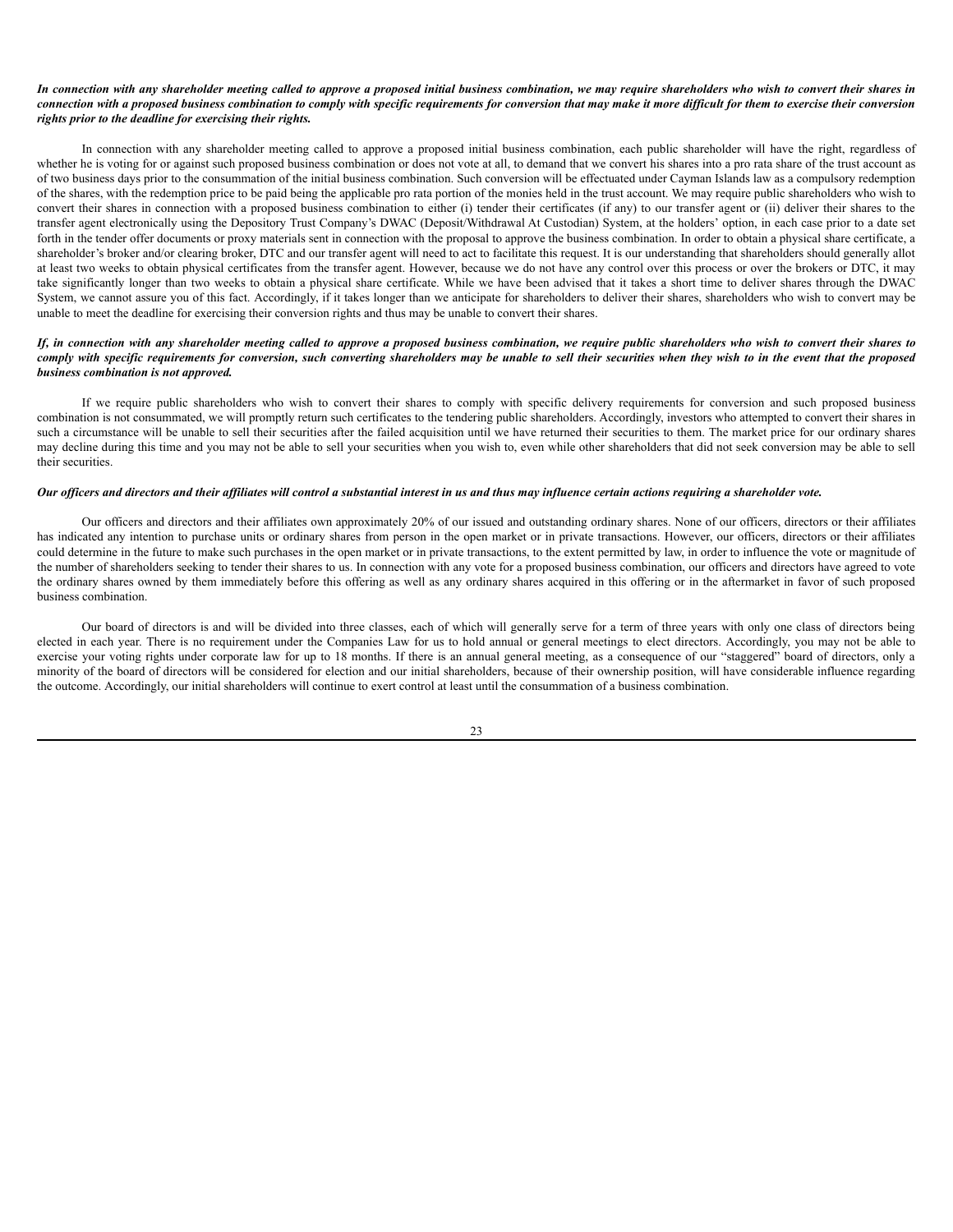***In connection with any shareholder meeting called to approve a proposed initial business combination, we may require shareholders who wish to convert their shares in connection with a proposed business combination to comply with specific requirements for conversion that may make it more difficult for them to exercise their conversion rights prior to the deadline for exercising their rights.***

In connection with any shareholder meeting called to approve a proposed initial business combination, each public shareholder will have the right, regardless of whether he is voting for or against such proposed business combination or does not vote at all, to demand that we convert his shares into a pro rata share of the trust account as of two business days prior to the consummation of the initial business combination. Such conversion will be effectuated under Cayman Islands law as a compulsory redemption of the shares, with the redemption price to be paid being the applicable pro rata portion of the monies held in the trust account. We may require public shareholders who wish to convert their shares in connection with a proposed business combination to either (i) tender their certificates (if any) to our transfer agent or (ii) deliver their shares to the transfer agent electronically using the Depository Trust Company's DWAC (Deposit/Withdrawal At Custodian) System, at the holders' option, in each case prior to a date set forth in the tender offer documents or proxy materials sent in connection with the proposal to approve the business combination. In order to obtain a physical share certificate, a shareholder's broker and/or clearing broker, DTC and our transfer agent will need to act to facilitate this request. It is our understanding that shareholders should generally allot at least two weeks to obtain physical certificates from the transfer agent. However, because we do not have any control over this process or over the brokers or DTC, it may take significantly longer than two weeks to obtain a physical share certificate. While we have been advised that it takes a short time to deliver shares through the DWAC System, we cannot assure you of this fact. Accordingly, if it takes longer than we anticipate for shareholders to deliver their shares, shareholders who wish to convert may be unable to meet the deadline for exercising their conversion rights and thus may be unable to convert their shares.

***If, in connection with any shareholder meeting called to approve a proposed business combination, we require public shareholders who wish to convert their shares to comply with specific requirements for conversion, such converting shareholders may be unable to sell their securities when they wish to in the event that the proposed business combination is not approved.***

If we require public shareholders who wish to convert their shares to comply with specific delivery requirements for conversion and such proposed business combination is not consummated, we will promptly return such certificates to the tendering public shareholders. Accordingly, investors who attempted to convert their shares in such a circumstance will be unable to sell their securities after the failed acquisition until we have returned their securities to them. The market price for our ordinary shares may decline during this time and you may not be able to sell your securities when you wish to, even while other shareholders that did not seek conversion may be able to sell their securities.

***Our officers and directors and their affiliates will control a substantial interest in us and thus may influence certain actions requiring a shareholder vote.***

Our officers and directors and their affiliates own approximately 20% of our issued and outstanding ordinary shares. None of our officers, directors or their affiliates has indicated any intention to purchase units or ordinary shares from person in the open market or in private transactions. However, our officers, directors or their affiliates could determine in the future to make such purchases in the open market or in private transactions, to the extent permitted by law, in order to influence the vote or magnitude of the number of shareholders seeking to tender their shares to us. In connection with any vote for a proposed business combination, our officers and directors have agreed to vote the ordinary shares owned by them immediately before this offering as well as any ordinary shares acquired in this offering or in the aftermarket in favor of such proposed business combination.

Our board of directors is and will be divided into three classes, each of which will generally serve for a term of three years with only one class of directors being elected in each year. There is no requirement under the Companies Law for us to hold annual or general meetings to elect directors. Accordingly, you may not be able to exercise your voting rights under corporate law for up to 18 months. If there is an annual general meeting, as a consequence of our "staggered" board of directors, only a minority of the board of directors will be considered for election and our initial shareholders, because of their ownership position, will have considerable influence regarding the outcome. Accordingly, our initial shareholders will continue to exert control at least until the consummation of a business combination.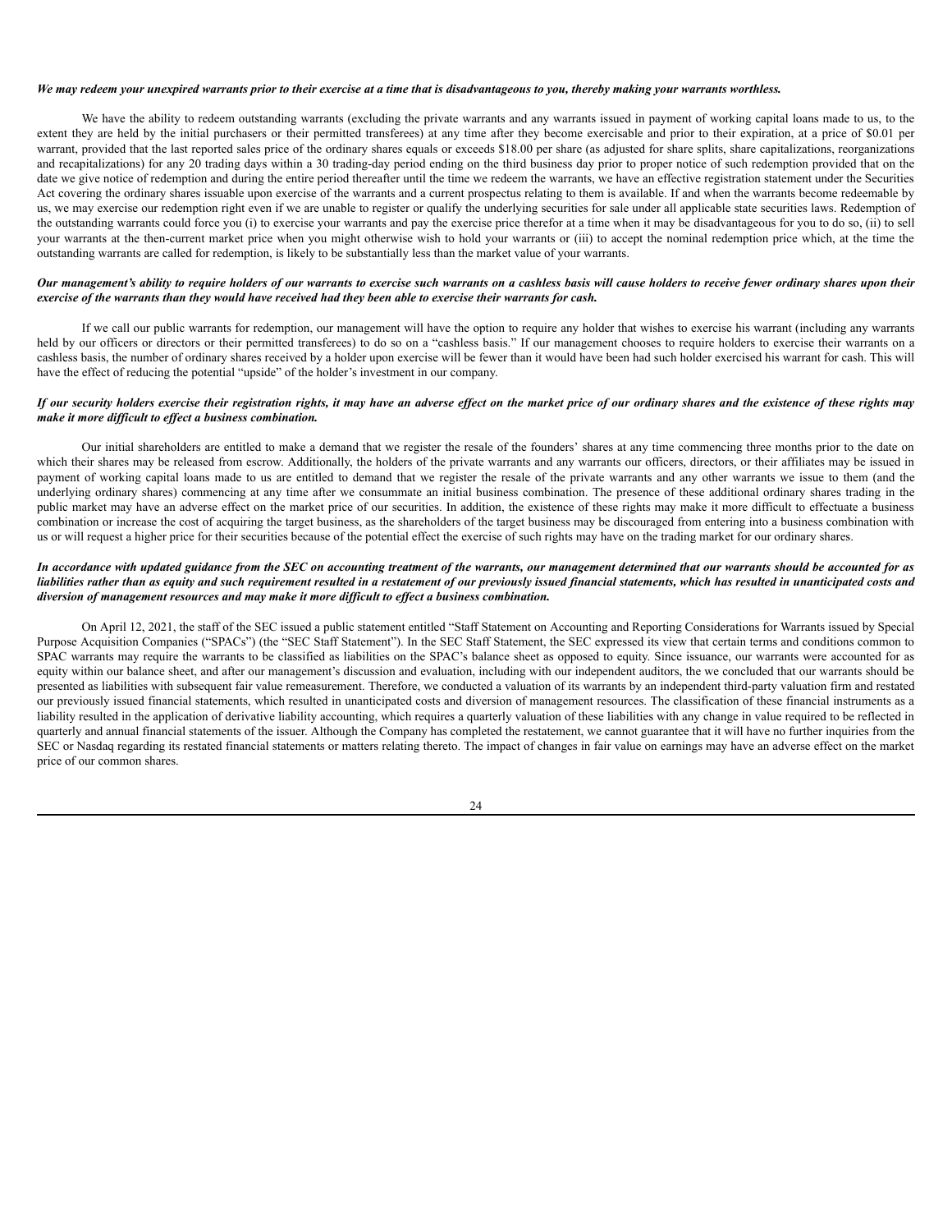***We may redeem your unexpired warrants prior to their exercise at a time that is disadvantageous to you, thereby making your warrants worthless.***

We have the ability to redeem outstanding warrants (excluding the private warrants and any warrants issued in payment of working capital loans made to us, to the extent they are held by the initial purchasers or their permitted transferees) at any time after they become exercisable and prior to their expiration, at a price of $0.01 per warrant, provided that the last reported sales price of the ordinary shares equals or exceeds $18.00 per share (as adjusted for share splits, share capitalizations, reorganizations and recapitalizations) for any 20 trading days within a 30 trading-day period ending on the third business day prior to proper notice of such redemption provided that on the date we give notice of redemption and during the entire period thereafter until the time we redeem the warrants, we have an effective registration statement under the Securities Act covering the ordinary shares issuable upon exercise of the warrants and a current prospectus relating to them is available. If and when the warrants become redeemable by us, we may exercise our redemption right even if we are unable to register or qualify the underlying securities for sale under all applicable state securities laws. Redemption of the outstanding warrants could force you (i) to exercise your warrants and pay the exercise price therefor at a time when it may be disadvantageous for you to do so, (ii) to sell your warrants at the then-current market price when you might otherwise wish to hold your warrants or (iii) to accept the nominal redemption price which, at the time the outstanding warrants are called for redemption, is likely to be substantially less than the market value of your warrants.

***Our management's ability to require holders of our warrants to exercise such warrants on a cashless basis will cause holders to receive fewer ordinary shares upon their exercise of the warrants than they would have received had they been able to exercise their warrants for cash.***

If we call our public warrants for redemption, our management will have the option to require any holder that wishes to exercise his warrant (including any warrants held by our officers or directors or their permitted transferees) to do so on a "cashless basis." If our management chooses to require holders to exercise their warrants on a cashless basis, the number of ordinary shares received by a holder upon exercise will be fewer than it would have been had such holder exercised his warrant for cash. This will have the effect of reducing the potential "upside" of the holder's investment in our company.

***If our security holders exercise their registration rights, it may have an adverse effect on the market price of our ordinary shares and the existence of these rights may make it more difficult to effect a business combination.***

Our initial shareholders are entitled to make a demand that we register the resale of the founders' shares at any time commencing three months prior to the date on which their shares may be released from escrow. Additionally, the holders of the private warrants and any warrants our officers, directors, or their affiliates may be issued in payment of working capital loans made to us are entitled to demand that we register the resale of the private warrants and any other warrants we issue to them (and the underlying ordinary shares) commencing at any time after we consummate an initial business combination. The presence of these additional ordinary shares trading in the public market may have an adverse effect on the market price of our securities. In addition, the existence of these rights may make it more difficult to effectuate a business combination or increase the cost of acquiring the target business, as the shareholders of the target business may be discouraged from entering into a business combination with us or will request a higher price for their securities because of the potential effect the exercise of such rights may have on the trading market for our ordinary shares.

***In accordance with updated guidance from the SEC on accounting treatment of the warrants, our management determined that our warrants should be accounted for as liabilities rather than as equity and such requirement resulted in a restatement of our previously issued financial statements, which has resulted in unanticipated costs and diversion of management resources and may make it more difficult to effect a business combination.***

On April 12, 2021, the staff of the SEC issued a public statement entitled "Staff Statement on Accounting and Reporting Considerations for Warrants issued by Special Purpose Acquisition Companies ("SPACs") (the "SEC Staff Statement"). In the SEC Staff Statement, the SEC expressed its view that certain terms and conditions common to SPAC warrants may require the warrants to be classified as liabilities on the SPAC's balance sheet as opposed to equity. Since issuance, our warrants were accounted for as equity within our balance sheet, and after our management's discussion and evaluation, including with our independent auditors, the we concluded that our warrants should be presented as liabilities with subsequent fair value remeasurement. Therefore, we conducted a valuation of its warrants by an independent third-party valuation firm and restated our previously issued financial statements, which resulted in unanticipated costs and diversion of management resources. The classification of these financial instruments as a liability resulted in the application of derivative liability accounting, which requires a quarterly valuation of these liabilities with any change in value required to be reflected in quarterly and annual financial statements of the issuer. Although the Company has completed the restatement, we cannot guarantee that it will have no further inquiries from the SEC or Nasdaq regarding its restated financial statements or matters relating thereto. The impact of changes in fair value on earnings may have an adverse effect on the market price of our common shares.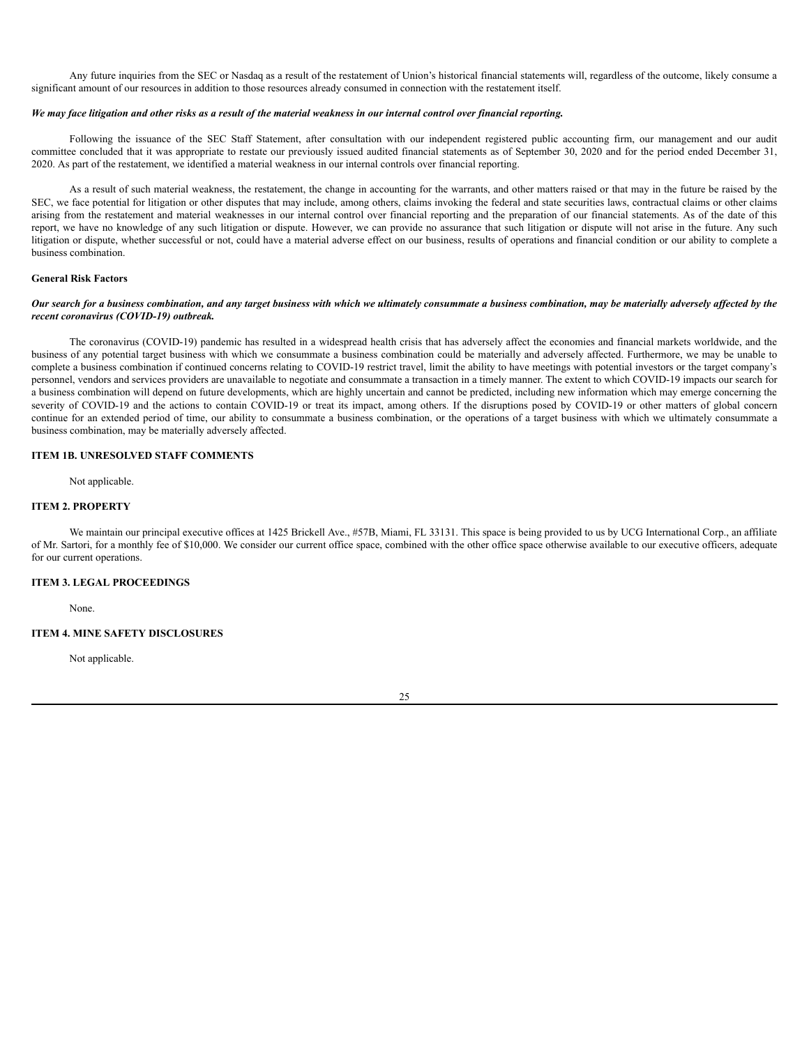Any future inquiries from the SEC or Nasdaq as a result of the restatement of Union's historical financial statements will, regardless of the outcome, likely consume a significant amount of our resources in addition to those resources already consumed in connection with the restatement itself.

***We may face litigation and other risks as a result of the material weakness in our internal control over financial reporting.***

Following the issuance of the SEC Staff Statement, after consultation with our independent registered public accounting firm, our management and our audit committee concluded that it was appropriate to restate our previously issued audited financial statements as of September 30, 2020 and for the period ended December 31, 2020. As part of the restatement, we identified a material weakness in our internal controls over financial reporting.

As a result of such material weakness, the restatement, the change in accounting for the warrants, and other matters raised or that may in the future be raised by the SEC, we face potential for litigation or other disputes that may include, among others, claims invoking the federal and state securities laws, contractual claims or other claims arising from the restatement and material weaknesses in our internal control over financial reporting and the preparation of our financial statements. As of the date of this report, we have no knowledge of any such litigation or dispute. However, we can provide no assurance that such litigation or dispute will not arise in the future. Any such litigation or dispute, whether successful or not, could have a material adverse effect on our business, results of operations and financial condition or our ability to complete a business combination.

**General Risk Factors**

***Our search for a business combination, and any target business with which we ultimately consummate a business combination, may be materially adversely affected by the recent coronavirus (COVID-19) outbreak.***

The coronavirus (COVID-19) pandemic has resulted in a widespread health crisis that has adversely affect the economies and financial markets worldwide, and the business of any potential target business with which we consummate a business combination could be materially and adversely affected. Furthermore, we may be unable to complete a business combination if continued concerns relating to COVID-19 restrict travel, limit the ability to have meetings with potential investors or the target company's personnel, vendors and services providers are unavailable to negotiate and consummate a transaction in a timely manner. The extent to which COVID-19 impacts our search for a business combination will depend on future developments, which are highly uncertain and cannot be predicted, including new information which may emerge concerning the severity of COVID-19 and the actions to contain COVID-19 or treat its impact, among others. If the disruptions posed by COVID-19 or other matters of global concern continue for an extended period of time, our ability to consummate a business combination, or the operations of a target business with which we ultimately consummate a business combination, may be materially adversely affected.

## ITEM 1B. UNRESOLVED STAFF COMMENTS

Not applicable.

## ITEM 2. PROPERTY

We maintain our principal executive offices at 1425 Brickell Ave., #57B, Miami, FL 33131. This space is being provided to us by UCG International Corp., an affiliate of Mr. Sartori, for a monthly fee of $10,000. We consider our current office space, combined with the other office space otherwise available to our executive officers, adequate for our current operations.

## ITEM 3. LEGAL PROCEEDINGS

None.

## ITEM 4. MINE SAFETY DISCLOSURES

Not applicable.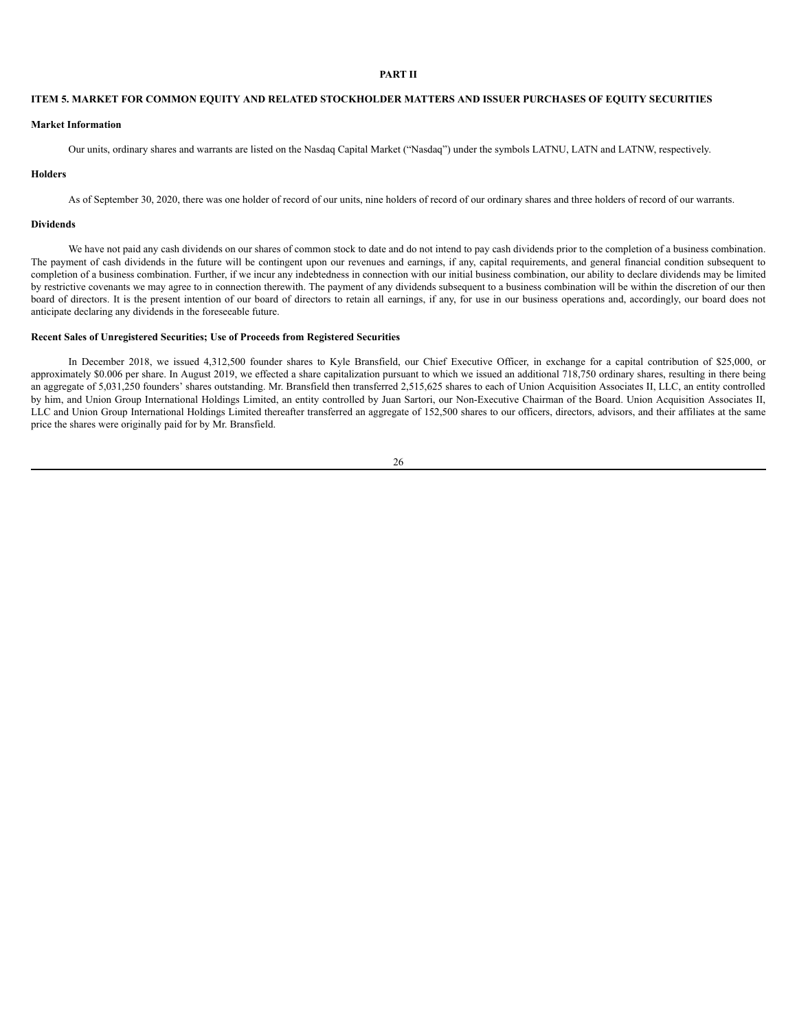# PART II

## ITEM 5. MARKET FOR COMMON EQUITY AND RELATED STOCKHOLDER MATTERS AND ISSUER PURCHASES OF EQUITY SECURITIES

### Market Information

Our units, ordinary shares and warrants are listed on the Nasdaq Capital Market ("Nasdaq") under the symbols LATNU, LATN and LATNW, respectively.

### Holders

As of September 30, 2020, there was one holder of record of our units, nine holders of record of our ordinary shares and three holders of record of our warrants.

### Dividends

We have not paid any cash dividends on our shares of common stock to date and do not intend to pay cash dividends prior to the completion of a business combination. The payment of cash dividends in the future will be contingent upon our revenues and earnings, if any, capital requirements, and general financial condition subsequent to completion of a business combination. Further, if we incur any indebtedness in connection with our initial business combination, our ability to declare dividends may be limited by restrictive covenants we may agree to in connection therewith. The payment of any dividends subsequent to a business combination will be within the discretion of our then board of directors. It is the present intention of our board of directors to retain all earnings, if any, for use in our business operations and, accordingly, our board does not anticipate declaring any dividends in the foreseeable future.

### Recent Sales of Unregistered Securities; Use of Proceeds from Registered Securities

In December 2018, we issued 4,312,500 founder shares to Kyle Bransfield, our Chief Executive Officer, in exchange for a capital contribution of $25,000, or approximately $0.006 per share. In August 2019, we effected a share capitalization pursuant to which we issued an additional 718,750 ordinary shares, resulting in there being an aggregate of 5,031,250 founders' shares outstanding. Mr. Bransfield then transferred 2,515,625 shares to each of Union Acquisition Associates II, LLC, an entity controlled by him, and Union Group International Holdings Limited, an entity controlled by Juan Sartori, our Non-Executive Chairman of the Board. Union Acquisition Associates II, LLC and Union Group International Holdings Limited thereafter transferred an aggregate of 152,500 shares to our officers, directors, advisors, and their affiliates at the same price the shares were originally paid for by Mr. Bransfield.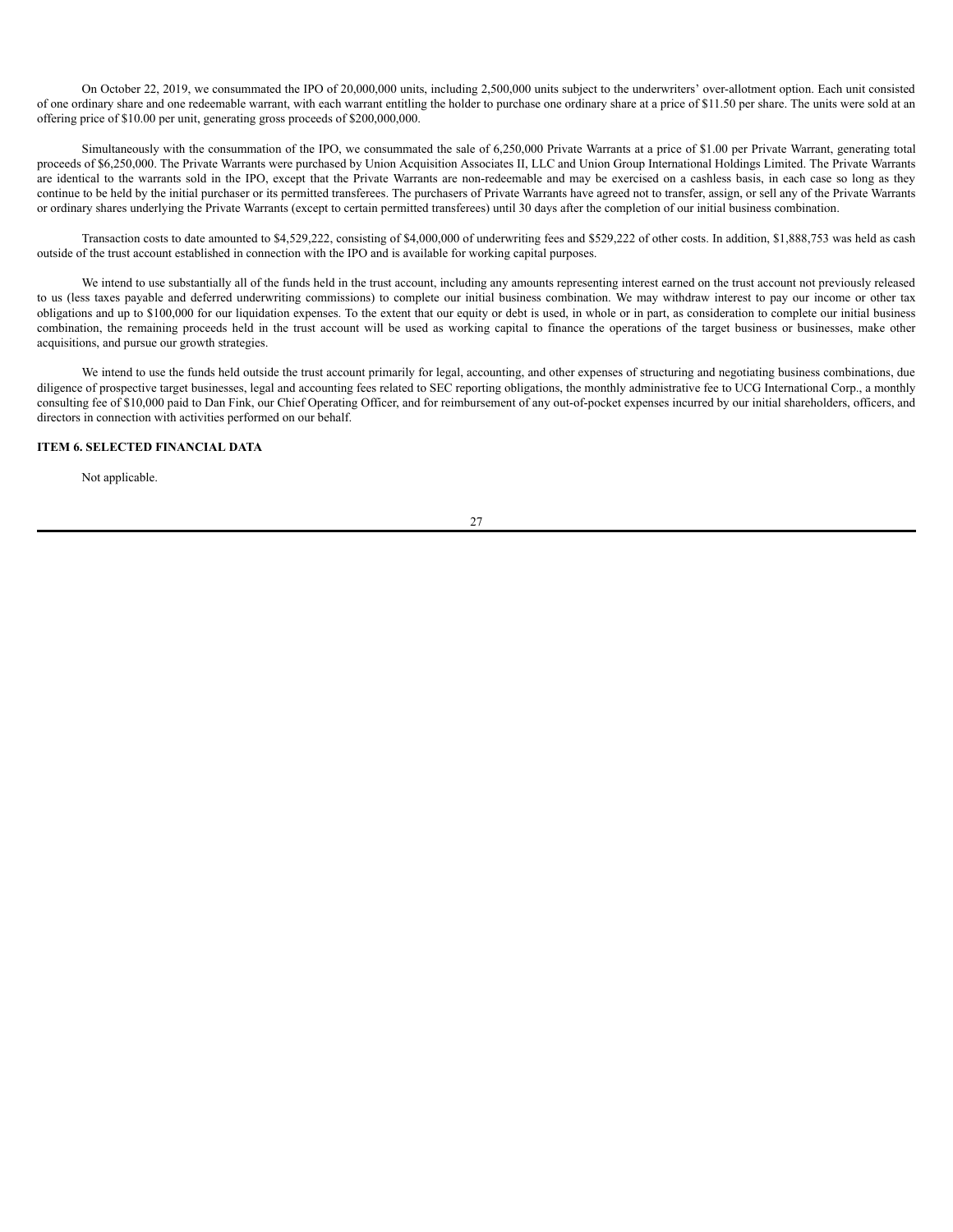On October 22, 2019, we consummated the IPO of 20,000,000 units, including 2,500,000 units subject to the underwriters' over-allotment option. Each unit consisted of one ordinary share and one redeemable warrant, with each warrant entitling the holder to purchase one ordinary share at a price of $11.50 per share. The units were sold at an offering price of $10.00 per unit, generating gross proceeds of $200,000,000.

Simultaneously with the consummation of the IPO, we consummated the sale of 6,250,000 Private Warrants at a price of $1.00 per Private Warrant, generating total proceeds of $6,250,000. The Private Warrants were purchased by Union Acquisition Associates II, LLC and Union Group International Holdings Limited. The Private Warrants are identical to the warrants sold in the IPO, except that the Private Warrants are non-redeemable and may be exercised on a cashless basis, in each case so long as they continue to be held by the initial purchaser or its permitted transferees. The purchasers of Private Warrants have agreed not to transfer, assign, or sell any of the Private Warrants or ordinary shares underlying the Private Warrants (except to certain permitted transferees) until 30 days after the completion of our initial business combination.

Transaction costs to date amounted to $4,529,222, consisting of $4,000,000 of underwriting fees and $529,222 of other costs. In addition, $1,888,753 was held as cash outside of the trust account established in connection with the IPO and is available for working capital purposes.

We intend to use substantially all of the funds held in the trust account, including any amounts representing interest earned on the trust account not previously released to us (less taxes payable and deferred underwriting commissions) to complete our initial business combination. We may withdraw interest to pay our income or other tax obligations and up to $100,000 for our liquidation expenses. To the extent that our equity or debt is used, in whole or in part, as consideration to complete our initial business combination, the remaining proceeds held in the trust account will be used as working capital to finance the operations of the target business or businesses, make other acquisitions, and pursue our growth strategies.

We intend to use the funds held outside the trust account primarily for legal, accounting, and other expenses of structuring and negotiating business combinations, due diligence of prospective target businesses, legal and accounting fees related to SEC reporting obligations, the monthly administrative fee to UCG International Corp., a monthly consulting fee of $10,000 paid to Dan Fink, our Chief Operating Officer, and for reimbursement of any out-of-pocket expenses incurred by our initial shareholders, officers, and directors in connection with activities performed on our behalf.

## ITEM 6. SELECTED FINANCIAL DATA

Not applicable.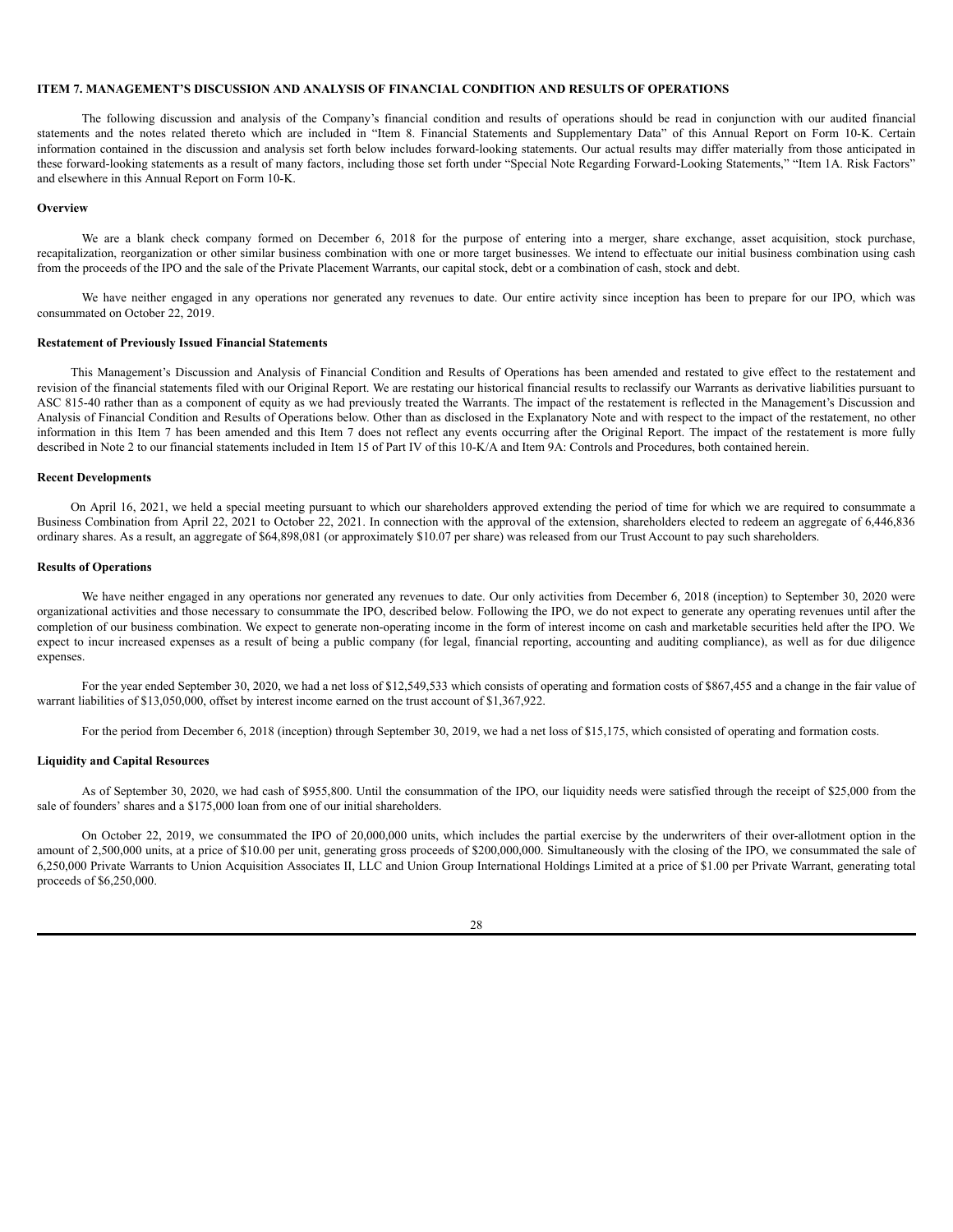## ITEM 7. MANAGEMENT'S DISCUSSION AND ANALYSIS OF FINANCIAL CONDITION AND RESULTS OF OPERATIONS

The following discussion and analysis of the Company's financial condition and results of operations should be read in conjunction with our audited financial statements and the notes related thereto which are included in "Item 8. Financial Statements and Supplementary Data" of this Annual Report on Form 10-K. Certain information contained in the discussion and analysis set forth below includes forward-looking statements. Our actual results may differ materially from those anticipated in these forward-looking statements as a result of many factors, including those set forth under "Special Note Regarding Forward-Looking Statements," "Item 1A. Risk Factors" and elsewhere in this Annual Report on Form 10-K.

**Overview**

We are a blank check company formed on December 6, 2018 for the purpose of entering into a merger, share exchange, asset acquisition, stock purchase, recapitalization, reorganization or other similar business combination with one or more target businesses. We intend to effectuate our initial business combination using cash from the proceeds of the IPO and the sale of the Private Placement Warrants, our capital stock, debt or a combination of cash, stock and debt.

We have neither engaged in any operations nor generated any revenues to date. Our entire activity since inception has been to prepare for our IPO, which was consummated on October 22, 2019.

**Restatement of Previously Issued Financial Statements**

This Management's Discussion and Analysis of Financial Condition and Results of Operations has been amended and restated to give effect to the restatement and revision of the financial statements filed with our Original Report. We are restating our historical financial results to reclassify our Warrants as derivative liabilities pursuant to ASC 815-40 rather than as a component of equity as we had previously treated the Warrants. The impact of the restatement is reflected in the Management's Discussion and Analysis of Financial Condition and Results of Operations below. Other than as disclosed in the Explanatory Note and with respect to the impact of the restatement, no other information in this Item 7 has been amended and this Item 7 does not reflect any events occurring after the Original Report. The impact of the restatement is more fully described in Note 2 to our financial statements included in Item 15 of Part IV of this 10-K/A and Item 9A: Controls and Procedures, both contained herein.

**Recent Developments**

On April 16, 2021, we held a special meeting pursuant to which our shareholders approved extending the period of time for which we are required to consummate a Business Combination from April 22, 2021 to October 22, 2021. In connection with the approval of the extension, shareholders elected to redeem an aggregate of 6,446,836 ordinary shares. As a result, an aggregate of $64,898,081 (or approximately $10.07 per share) was released from our Trust Account to pay such shareholders.

**Results of Operations**

We have neither engaged in any operations nor generated any revenues to date. Our only activities from December 6, 2018 (inception) to September 30, 2020 were organizational activities and those necessary to consummate the IPO, described below. Following the IPO, we do not expect to generate any operating revenues until after the completion of our business combination. We expect to generate non-operating income in the form of interest income on cash and marketable securities held after the IPO. We expect to incur increased expenses as a result of being a public company (for legal, financial reporting, accounting and auditing compliance), as well as for due diligence expenses.

For the year ended September 30, 2020, we had a net loss of $12,549,533 which consists of operating and formation costs of $867,455 and a change in the fair value of warrant liabilities of $13,050,000, offset by interest income earned on the trust account of $1,367,922.

For the period from December 6, 2018 (inception) through September 30, 2019, we had a net loss of $15,175, which consisted of operating and formation costs.

**Liquidity and Capital Resources**

As of September 30, 2020, we had cash of $955,800. Until the consummation of the IPO, our liquidity needs were satisfied through the receipt of $25,000 from the sale of founders' shares and a $175,000 loan from one of our initial shareholders.

On October 22, 2019, we consummated the IPO of 20,000,000 units, which includes the partial exercise by the underwriters of their over-allotment option in the amount of 2,500,000 units, at a price of $10.00 per unit, generating gross proceeds of $200,000,000. Simultaneously with the closing of the IPO, we consummated the sale of 6,250,000 Private Warrants to Union Acquisition Associates II, LLC and Union Group International Holdings Limited at a price of $1.00 per Private Warrant, generating total proceeds of $6,250,000.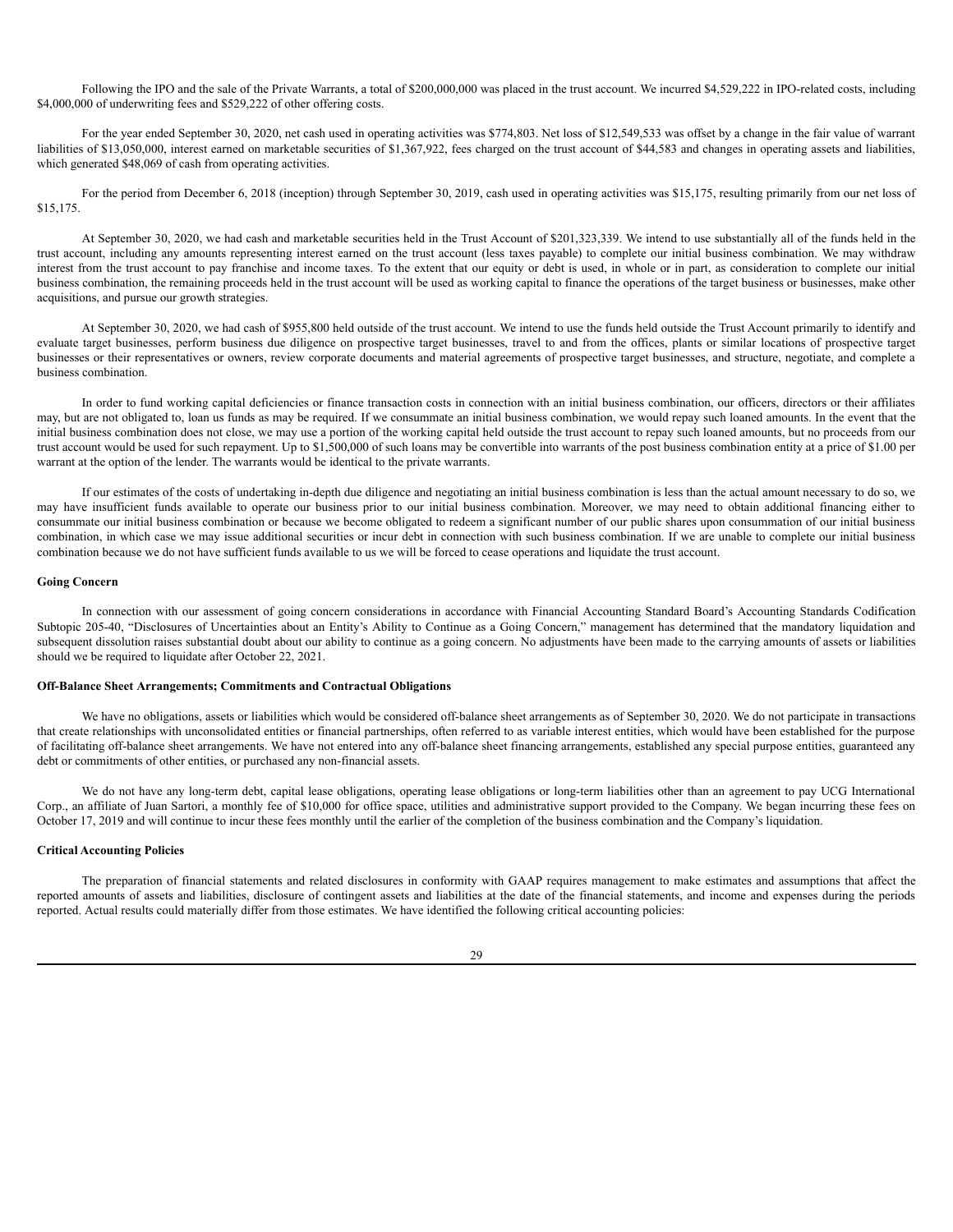Following the IPO and the sale of the Private Warrants, a total of $200,000,000 was placed in the trust account. We incurred $4,529,222 in IPO-related costs, including $4,000,000 of underwriting fees and $529,222 of other offering costs.

For the year ended September 30, 2020, net cash used in operating activities was $774,803. Net loss of $12,549,533 was offset by a change in the fair value of warrant liabilities of $13,050,000, interest earned on marketable securities of $1,367,922, fees charged on the trust account of $44,583 and changes in operating assets and liabilities, which generated $48,069 of cash from operating activities.

For the period from December 6, 2018 (inception) through September 30, 2019, cash used in operating activities was $15,175, resulting primarily from our net loss of $15,175.

At September 30, 2020, we had cash and marketable securities held in the Trust Account of $201,323,339. We intend to use substantially all of the funds held in the trust account, including any amounts representing interest earned on the trust account (less taxes payable) to complete our initial business combination. We may withdraw interest from the trust account to pay franchise and income taxes. To the extent that our equity or debt is used, in whole or in part, as consideration to complete our initial business combination, the remaining proceeds held in the trust account will be used as working capital to finance the operations of the target business or businesses, make other acquisitions, and pursue our growth strategies.

At September 30, 2020, we had cash of $955,800 held outside of the trust account. We intend to use the funds held outside the Trust Account primarily to identify and evaluate target businesses, perform business due diligence on prospective target businesses, travel to and from the offices, plants or similar locations of prospective target businesses or their representatives or owners, review corporate documents and material agreements of prospective target businesses, and structure, negotiate, and complete a business combination.

In order to fund working capital deficiencies or finance transaction costs in connection with an initial business combination, our officers, directors or their affiliates may, but are not obligated to, loan us funds as may be required. If we consummate an initial business combination, we would repay such loaned amounts. In the event that the initial business combination does not close, we may use a portion of the working capital held outside the trust account to repay such loaned amounts, but no proceeds from our trust account would be used for such repayment. Up to $1,500,000 of such loans may be convertible into warrants of the post business combination entity at a price of $1.00 per warrant at the option of the lender. The warrants would be identical to the private warrants.

If our estimates of the costs of undertaking in-depth due diligence and negotiating an initial business combination is less than the actual amount necessary to do so, we may have insufficient funds available to operate our business prior to our initial business combination. Moreover, we may need to obtain additional financing either to consummate our initial business combination or because we become obligated to redeem a significant number of our public shares upon consummation of our initial business combination, in which case we may issue additional securities or incur debt in connection with such business combination. If we are unable to complete our initial business combination because we do not have sufficient funds available to us we will be forced to cease operations and liquidate the trust account.

**Going Concern**

In connection with our assessment of going concern considerations in accordance with Financial Accounting Standard Board's Accounting Standards Codification Subtopic 205-40, "Disclosures of Uncertainties about an Entity's Ability to Continue as a Going Concern," management has determined that the mandatory liquidation and subsequent dissolution raises substantial doubt about our ability to continue as a going concern. No adjustments have been made to the carrying amounts of assets or liabilities should we be required to liquidate after October 22, 2021.

**Off-Balance Sheet Arrangements; Commitments and Contractual Obligations**

We have no obligations, assets or liabilities which would be considered off-balance sheet arrangements as of September 30, 2020. We do not participate in transactions that create relationships with unconsolidated entities or financial partnerships, often referred to as variable interest entities, which would have been established for the purpose of facilitating off-balance sheet arrangements. We have not entered into any off-balance sheet financing arrangements, established any special purpose entities, guaranteed any debt or commitments of other entities, or purchased any non-financial assets.

We do not have any long-term debt, capital lease obligations, operating lease obligations or long-term liabilities other than an agreement to pay UCG International Corp., an affiliate of Juan Sartori, a monthly fee of $10,000 for office space, utilities and administrative support provided to the Company. We began incurring these fees on October 17, 2019 and will continue to incur these fees monthly until the earlier of the completion of the business combination and the Company's liquidation.

**Critical Accounting Policies**

The preparation of financial statements and related disclosures in conformity with GAAP requires management to make estimates and assumptions that affect the reported amounts of assets and liabilities, disclosure of contingent assets and liabilities at the date of the financial statements, and income and expenses during the periods reported. Actual results could materially differ from those estimates. We have identified the following critical accounting policies: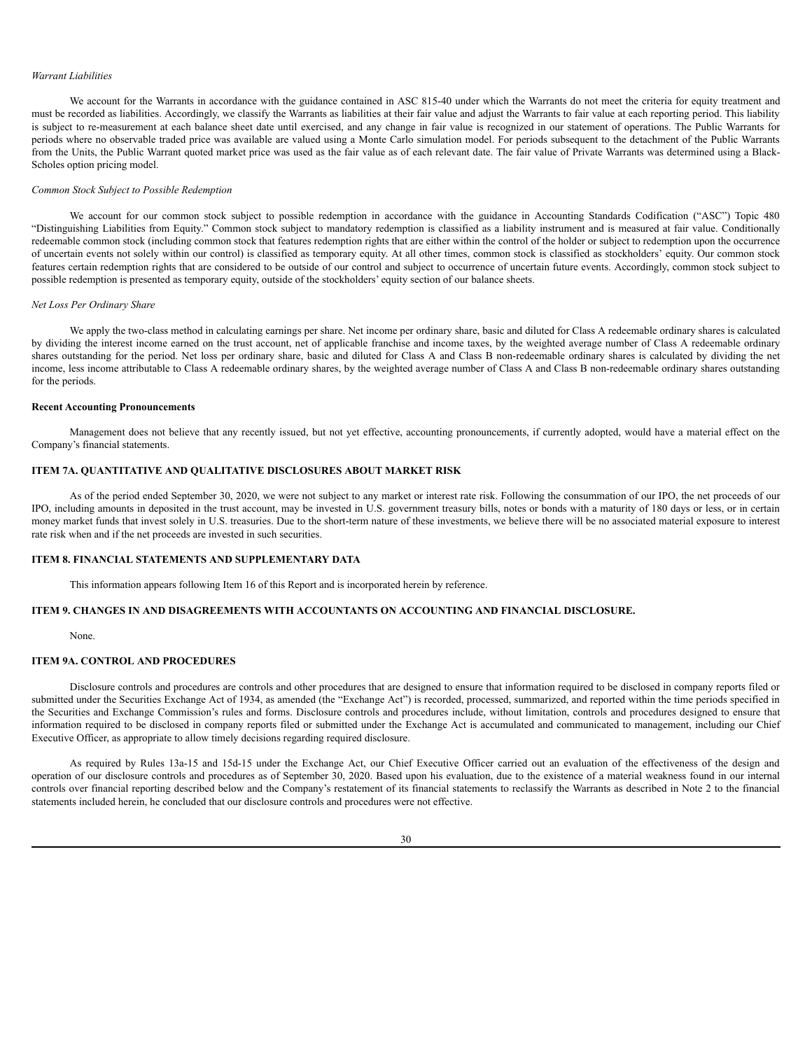*Warrant Liabilities*

We account for the Warrants in accordance with the guidance contained in ASC 815-40 under which the Warrants do not meet the criteria for equity treatment and must be recorded as liabilities. Accordingly, we classify the Warrants as liabilities at their fair value and adjust the Warrants to fair value at each reporting period. This liability is subject to re-measurement at each balance sheet date until exercised, and any change in fair value is recognized in our statement of operations. The Public Warrants for periods where no observable traded price was available are valued using a Monte Carlo simulation model. For periods subsequent to the detachment of the Public Warrants from the Units, the Public Warrant quoted market price was used as the fair value as of each relevant date. The fair value of Private Warrants was determined using a Black-Scholes option pricing model.

*Common Stock Subject to Possible Redemption*

We account for our common stock subject to possible redemption in accordance with the guidance in Accounting Standards Codification ("ASC") Topic 480 "Distinguishing Liabilities from Equity." Common stock subject to mandatory redemption is classified as a liability instrument and is measured at fair value. Conditionally redeemable common stock (including common stock that features redemption rights that are either within the control of the holder or subject to redemption upon the occurrence of uncertain events not solely within our control) is classified as temporary equity. At all other times, common stock is classified as stockholders' equity. Our common stock features certain redemption rights that are considered to be outside of our control and subject to occurrence of uncertain future events. Accordingly, common stock subject to possible redemption is presented as temporary equity, outside of the stockholders' equity section of our balance sheets.

*Net Loss Per Ordinary Share*

We apply the two-class method in calculating earnings per share. Net income per ordinary share, basic and diluted for Class A redeemable ordinary shares is calculated by dividing the interest income earned on the trust account, net of applicable franchise and income taxes, by the weighted average number of Class A redeemable ordinary shares outstanding for the period. Net loss per ordinary share, basic and diluted for Class A and Class B non-redeemable ordinary shares is calculated by dividing the net income, less income attributable to Class A redeemable ordinary shares, by the weighted average number of Class A and Class B non-redeemable ordinary shares outstanding for the periods.

**Recent Accounting Pronouncements**

Management does not believe that any recently issued, but not yet effective, accounting pronouncements, if currently adopted, would have a material effect on the Company's financial statements.

## ITEM 7A. QUANTITATIVE AND QUALITATIVE DISCLOSURES ABOUT MARKET RISK

As of the period ended September 30, 2020, we were not subject to any market or interest rate risk. Following the consummation of our IPO, the net proceeds of our IPO, including amounts in deposited in the trust account, may be invested in U.S. government treasury bills, notes or bonds with a maturity of 180 days or less, or in certain money market funds that invest solely in U.S. treasuries. Due to the short-term nature of these investments, we believe there will be no associated material exposure to interest rate risk when and if the net proceeds are invested in such securities.

## ITEM 8. FINANCIAL STATEMENTS AND SUPPLEMENTARY DATA

This information appears following Item 16 of this Report and is incorporated herein by reference.

## ITEM 9. CHANGES IN AND DISAGREEMENTS WITH ACCOUNTANTS ON ACCOUNTING AND FINANCIAL DISCLOSURE.

None.

## ITEM 9A. CONTROL AND PROCEDURES

Disclosure controls and procedures are controls and other procedures that are designed to ensure that information required to be disclosed in company reports filed or submitted under the Securities Exchange Act of 1934, as amended (the "Exchange Act") is recorded, processed, summarized, and reported within the time periods specified in the Securities and Exchange Commission's rules and forms. Disclosure controls and procedures include, without limitation, controls and procedures designed to ensure that information required to be disclosed in company reports filed or submitted under the Exchange Act is accumulated and communicated to management, including our Chief Executive Officer, as appropriate to allow timely decisions regarding required disclosure.

As required by Rules 13a-15 and 15d-15 under the Exchange Act, our Chief Executive Officer carried out an evaluation of the effectiveness of the design and operation of our disclosure controls and procedures as of September 30, 2020. Based upon his evaluation, due to the existence of a material weakness found in our internal controls over financial reporting described below and the Company's restatement of its financial statements to reclassify the Warrants as described in Note 2 to the financial statements included herein, he concluded that our disclosure controls and procedures were not effective.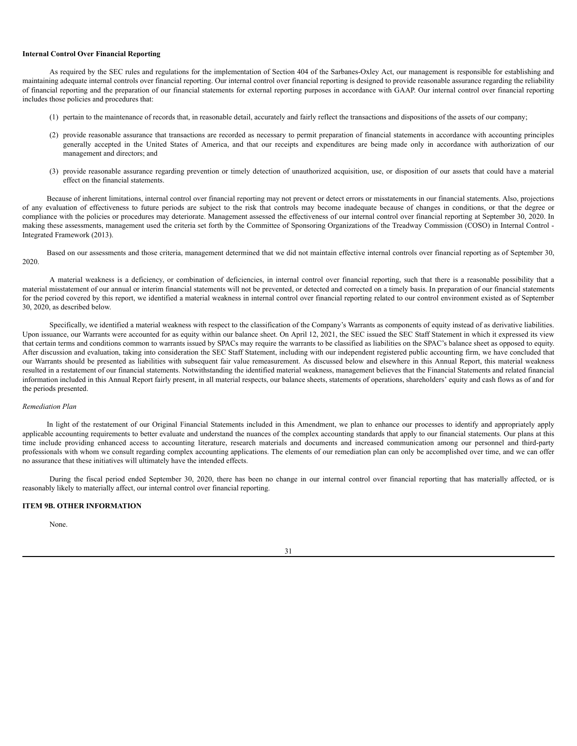**Internal Control Over Financial Reporting**

As required by the SEC rules and regulations for the implementation of Section 404 of the Sarbanes-Oxley Act, our management is responsible for establishing and maintaining adequate internal controls over financial reporting. Our internal control over financial reporting is designed to provide reasonable assurance regarding the reliability of financial reporting and the preparation of our financial statements for external reporting purposes in accordance with GAAP. Our internal control over financial reporting includes those policies and procedures that:

(1) pertain to the maintenance of records that, in reasonable detail, accurately and fairly reflect the transactions and dispositions of the assets of our company;

(2) provide reasonable assurance that transactions are recorded as necessary to permit preparation of financial statements in accordance with accounting principles generally accepted in the United States of America, and that our receipts and expenditures are being made only in accordance with authorization of our management and directors; and

(3) provide reasonable assurance regarding prevention or timely detection of unauthorized acquisition, use, or disposition of our assets that could have a material effect on the financial statements.

Because of inherent limitations, internal control over financial reporting may not prevent or detect errors or misstatements in our financial statements. Also, projections of any evaluation of effectiveness to future periods are subject to the risk that controls may become inadequate because of changes in conditions, or that the degree or compliance with the policies or procedures may deteriorate. Management assessed the effectiveness of our internal control over financial reporting at September 30, 2020. In making these assessments, management used the criteria set forth by the Committee of Sponsoring Organizations of the Treadway Commission (COSO) in Internal Control - Integrated Framework (2013).

Based on our assessments and those criteria, management determined that we did not maintain effective internal controls over financial reporting as of September 30, 2020.

A material weakness is a deficiency, or combination of deficiencies, in internal control over financial reporting, such that there is a reasonable possibility that a material misstatement of our annual or interim financial statements will not be prevented, or detected and corrected on a timely basis. In preparation of our financial statements for the period covered by this report, we identified a material weakness in internal control over financial reporting related to our control environment existed as of September 30, 2020, as described below.

Specifically, we identified a material weakness with respect to the classification of the Company's Warrants as components of equity instead of as derivative liabilities. Upon issuance, our Warrants were accounted for as equity within our balance sheet. On April 12, 2021, the SEC issued the SEC Staff Statement in which it expressed its view that certain terms and conditions common to warrants issued by SPACs may require the warrants to be classified as liabilities on the SPAC's balance sheet as opposed to equity. After discussion and evaluation, taking into consideration the SEC Staff Statement, including with our independent registered public accounting firm, we have concluded that our Warrants should be presented as liabilities with subsequent fair value remeasurement. As discussed below and elsewhere in this Annual Report, this material weakness resulted in a restatement of our financial statements. Notwithstanding the identified material weakness, management believes that the Financial Statements and related financial information included in this Annual Report fairly present, in all material respects, our balance sheets, statements of operations, shareholders' equity and cash flows as of and for the periods presented.

*Remediation Plan*

In light of the restatement of our Original Financial Statements included in this Amendment, we plan to enhance our processes to identify and appropriately apply applicable accounting requirements to better evaluate and understand the nuances of the complex accounting standards that apply to our financial statements. Our plans at this time include providing enhanced access to accounting literature, research materials and documents and increased communication among our personnel and third-party professionals with whom we consult regarding complex accounting applications. The elements of our remediation plan can only be accomplished over time, and we can offer no assurance that these initiatives will ultimately have the intended effects.

During the fiscal period ended September 30, 2020, there has been no change in our internal control over financial reporting that has materially affected, or is reasonably likely to materially affect, our internal control over financial reporting.

**ITEM 9B. OTHER INFORMATION**

None.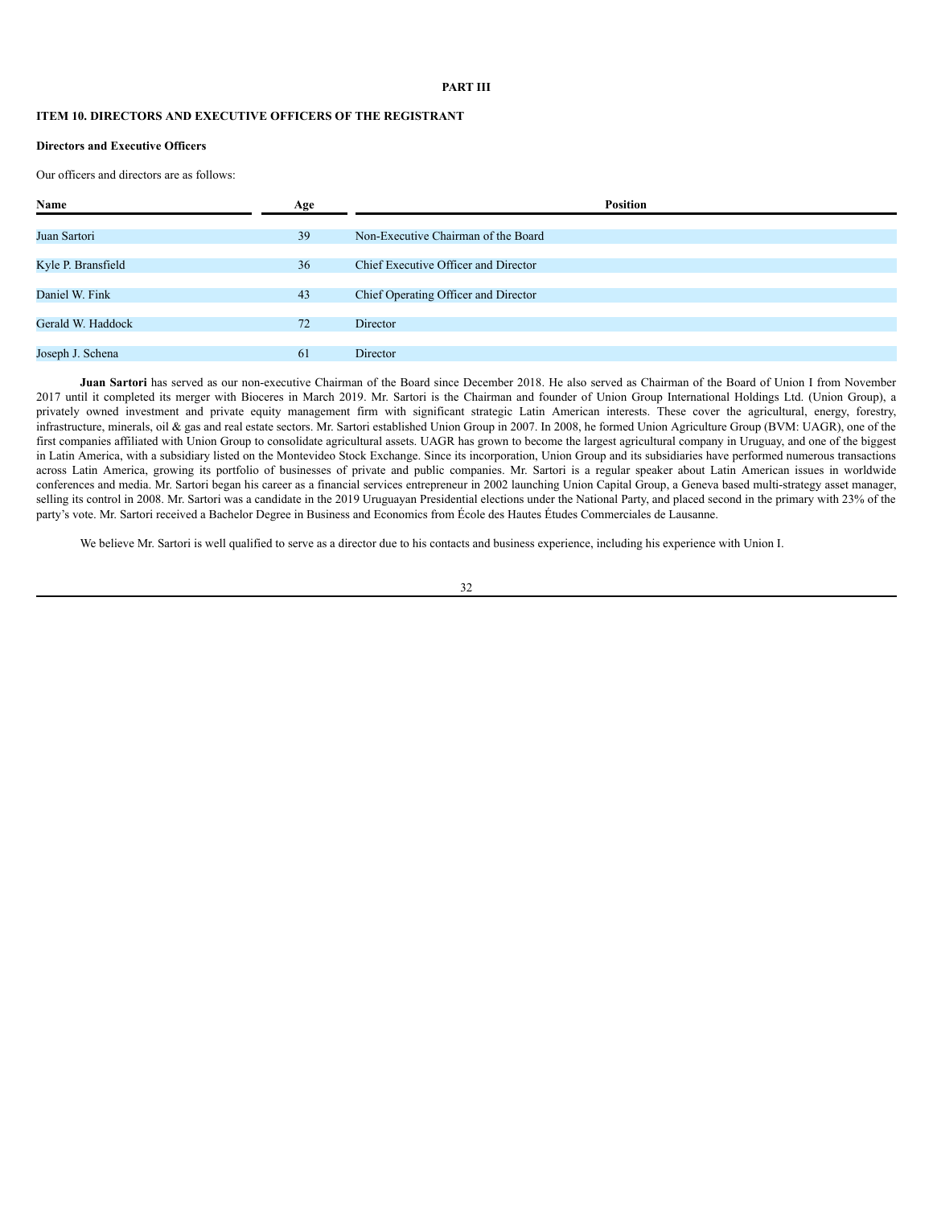# PART III

## ITEM 10. DIRECTORS AND EXECUTIVE OFFICERS OF THE REGISTRANT

### Directors and Executive Officers

Our officers and directors are as follows:

| Name | Age | Position |
|---|---|---|
| Juan Sartori | 39 | Non-Executive Chairman of the Board |
| Kyle P. Bransfield | 36 | Chief Executive Officer and Director |
| Daniel W. Fink | 43 | Chief Operating Officer and Director |
| Gerald W. Haddock | 72 | Director |
| Joseph J. Schena | 61 | Director |

**Juan Sartori** has served as our non-executive Chairman of the Board since December 2018. He also served as Chairman of the Board of Union I from November 2017 until it completed its merger with Bioceres in March 2019. Mr. Sartori is the Chairman and founder of Union Group International Holdings Ltd. (Union Group), a privately owned investment and private equity management firm with significant strategic Latin American interests. These cover the agricultural, energy, forestry, infrastructure, minerals, oil & gas and real estate sectors. Mr. Sartori established Union Group in 2007. In 2008, he formed Union Agriculture Group (BVM: UAGR), one of the first companies affiliated with Union Group to consolidate agricultural assets. UAGR has grown to become the largest agricultural company in Uruguay, and one of the biggest in Latin America, with a subsidiary listed on the Montevideo Stock Exchange. Since its incorporation, Union Group and its subsidiaries have performed numerous transactions across Latin America, growing its portfolio of businesses of private and public companies. Mr. Sartori is a regular speaker about Latin American issues in worldwide conferences and media. Mr. Sartori began his career as a financial services entrepreneur in 2002 launching Union Capital Group, a Geneva based multi-strategy asset manager, selling its control in 2008. Mr. Sartori was a candidate in the 2019 Uruguayan Presidential elections under the National Party, and placed second in the primary with 23% of the party's vote. Mr. Sartori received a Bachelor Degree in Business and Economics from École des Hautes Études Commerciales de Lausanne.

We believe Mr. Sartori is well qualified to serve as a director due to his contacts and business experience, including his experience with Union I.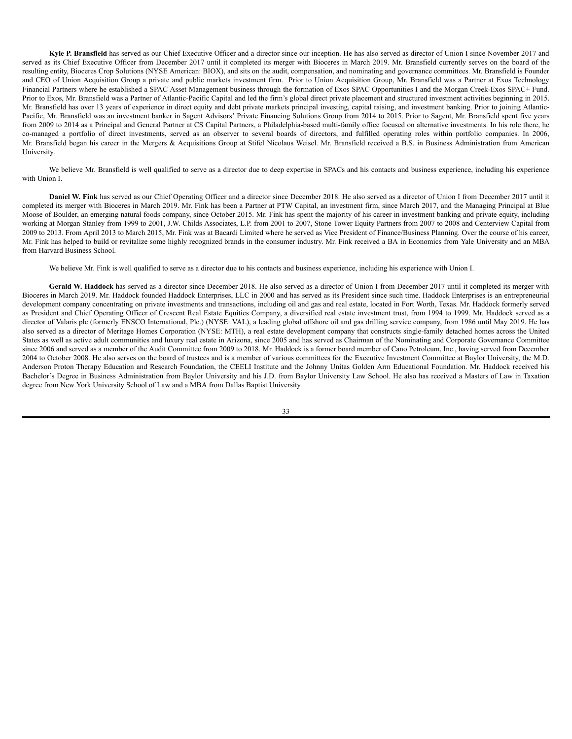**Kyle P. Bransfield** has served as our Chief Executive Officer and a director since our inception. He has also served as director of Union I since November 2017 and served as its Chief Executive Officer from December 2017 until it completed its merger with Bioceres in March 2019. Mr. Bransfield currently serves on the board of the resulting entity, Bioceres Crop Solutions (NYSE American: BIOX), and sits on the audit, compensation, and nominating and governance committees. Mr. Bransfield is Founder and CEO of Union Acquisition Group a private and public markets investment firm. Prior to Union Acquisition Group, Mr. Bransfield was a Partner at Exos Technology Financial Partners where he established a SPAC Asset Management business through the formation of Exos SPAC Opportunities I and the Morgan Creek-Exos SPAC+ Fund. Prior to Exos, Mr. Bransfield was a Partner of Atlantic-Pacific Capital and led the firm's global direct private placement and structured investment activities beginning in 2015. Mr. Bransfield has over 13 years of experience in direct equity and debt private markets principal investing, capital raising, and investment banking. Prior to joining Atlantic-Pacific, Mr. Bransfield was an investment banker in Sagent Advisors' Private Financing Solutions Group from 2014 to 2015. Prior to Sagent, Mr. Bransfield spent five years from 2009 to 2014 as a Principal and General Partner at CS Capital Partners, a Philadelphia-based multi-family office focused on alternative investments. In his role there, he co-managed a portfolio of direct investments, served as an observer to several boards of directors, and fulfilled operating roles within portfolio companies. In 2006, Mr. Bransfield began his career in the Mergers & Acquisitions Group at Stifel Nicolaus Weisel. Mr. Bransfield received a B.S. in Business Administration from American University.

We believe Mr. Bransfield is well qualified to serve as a director due to deep expertise in SPACs and his contacts and business experience, including his experience with Union I.

**Daniel W. Fink** has served as our Chief Operating Officer and a director since December 2018. He also served as a director of Union I from December 2017 until it completed its merger with Bioceres in March 2019. Mr. Fink has been a Partner at PTW Capital, an investment firm, since March 2017, and the Managing Principal at Blue Moose of Boulder, an emerging natural foods company, since October 2015. Mr. Fink has spent the majority of his career in investment banking and private equity, including working at Morgan Stanley from 1999 to 2001, J.W. Childs Associates, L.P. from 2001 to 2007, Stone Tower Equity Partners from 2007 to 2008 and Centerview Capital from 2009 to 2013. From April 2013 to March 2015, Mr. Fink was at Bacardi Limited where he served as Vice President of Finance/Business Planning. Over the course of his career, Mr. Fink has helped to build or revitalize some highly recognized brands in the consumer industry. Mr. Fink received a BA in Economics from Yale University and an MBA from Harvard Business School.

We believe Mr. Fink is well qualified to serve as a director due to his contacts and business experience, including his experience with Union I.

**Gerald W. Haddock** has served as a director since December 2018. He also served as a director of Union I from December 2017 until it completed its merger with Bioceres in March 2019. Mr. Haddock founded Haddock Enterprises, LLC in 2000 and has served as its President since such time. Haddock Enterprises is an entrepreneurial development company concentrating on private investments and transactions, including oil and gas and real estate, located in Fort Worth, Texas. Mr. Haddock formerly served as President and Chief Operating Officer of Crescent Real Estate Equities Company, a diversified real estate investment trust, from 1994 to 1999. Mr. Haddock served as a director of Valaris plc (formerly ENSCO International, Plc.) (NYSE: VAL), a leading global offshore oil and gas drilling service company, from 1986 until May 2019. He has also served as a director of Meritage Homes Corporation (NYSE: MTH), a real estate development company that constructs single-family detached homes across the United States as well as active adult communities and luxury real estate in Arizona, since 2005 and has served as Chairman of the Nominating and Corporate Governance Committee since 2006 and served as a member of the Audit Committee from 2009 to 2018. Mr. Haddock is a former board member of Cano Petroleum, Inc., having served from December 2004 to October 2008. He also serves on the board of trustees and is a member of various committees for the Executive Investment Committee at Baylor University, the M.D. Anderson Proton Therapy Education and Research Foundation, the CEELI Institute and the Johnny Unitas Golden Arm Educational Foundation. Mr. Haddock received his Bachelor's Degree in Business Administration from Baylor University and his J.D. from Baylor University Law School. He also has received a Masters of Law in Taxation degree from New York University School of Law and a MBA from Dallas Baptist University.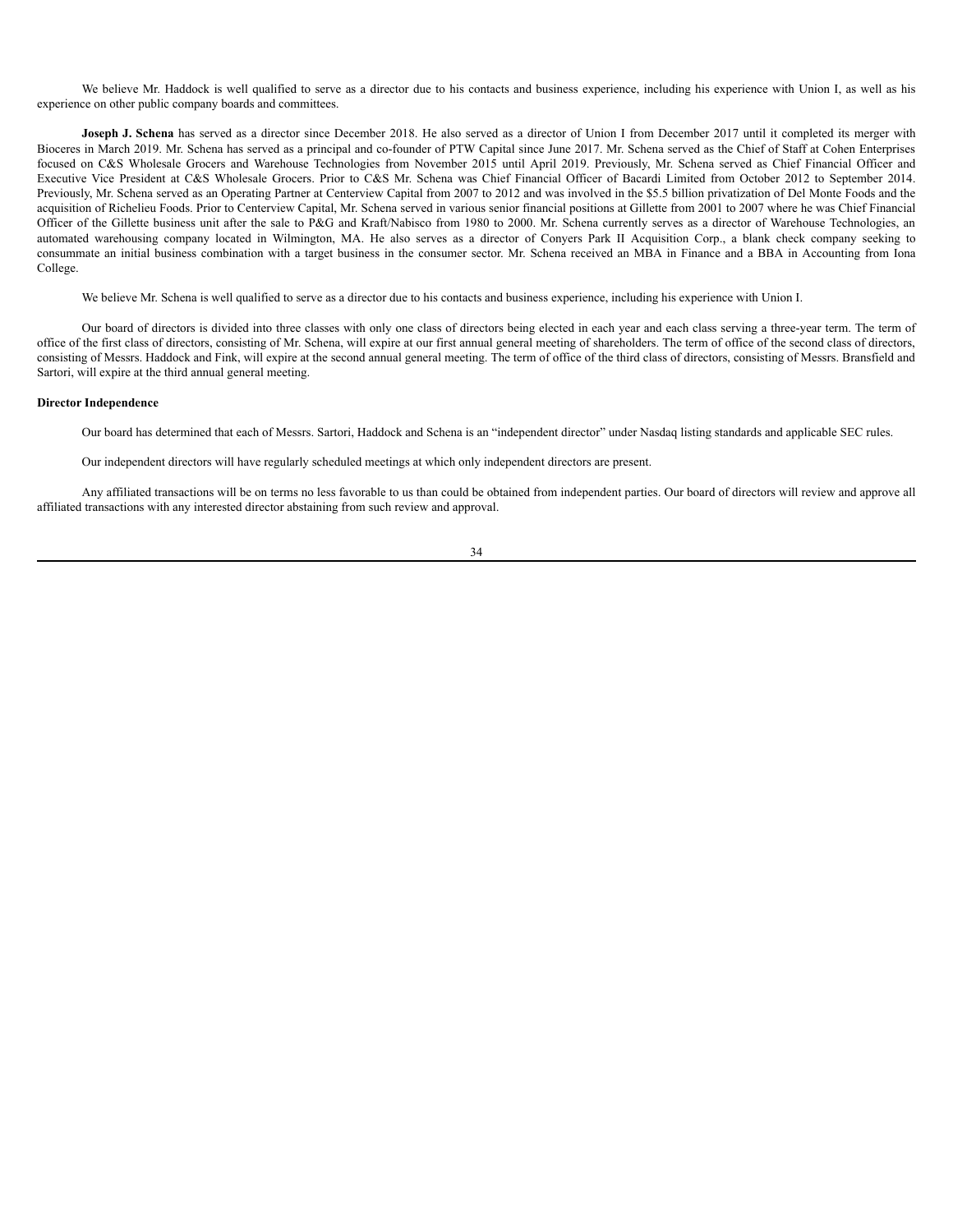We believe Mr. Haddock is well qualified to serve as a director due to his contacts and business experience, including his experience with Union I, as well as his experience on other public company boards and committees.

**Joseph J. Schena** has served as a director since December 2018. He also served as a director of Union I from December 2017 until it completed its merger with Bioceres in March 2019. Mr. Schena has served as a principal and co-founder of PTW Capital since June 2017. Mr. Schena served as the Chief of Staff at Cohen Enterprises focused on C&S Wholesale Grocers and Warehouse Technologies from November 2015 until April 2019. Previously, Mr. Schena served as Chief Financial Officer and Executive Vice President at C&S Wholesale Grocers. Prior to C&S Mr. Schena was Chief Financial Officer of Bacardi Limited from October 2012 to September 2014. Previously, Mr. Schena served as an Operating Partner at Centerview Capital from 2007 to 2012 and was involved in the $5.5 billion privatization of Del Monte Foods and the acquisition of Richelieu Foods. Prior to Centerview Capital, Mr. Schena served in various senior financial positions at Gillette from 2001 to 2007 where he was Chief Financial Officer of the Gillette business unit after the sale to P&G and Kraft/Nabisco from 1980 to 2000. Mr. Schena currently serves as a director of Warehouse Technologies, an automated warehousing company located in Wilmington, MA. He also serves as a director of Conyers Park II Acquisition Corp., a blank check company seeking to consummate an initial business combination with a target business in the consumer sector. Mr. Schena received an MBA in Finance and a BBA in Accounting from Iona College.

We believe Mr. Schena is well qualified to serve as a director due to his contacts and business experience, including his experience with Union I.

Our board of directors is divided into three classes with only one class of directors being elected in each year and each class serving a three-year term. The term of office of the first class of directors, consisting of Mr. Schena, will expire at our first annual general meeting of shareholders. The term of office of the second class of directors, consisting of Messrs. Haddock and Fink, will expire at the second annual general meeting. The term of office of the third class of directors, consisting of Messrs. Bransfield and Sartori, will expire at the third annual general meeting.

**Director Independence**

Our board has determined that each of Messrs. Sartori, Haddock and Schena is an "independent director" under Nasdaq listing standards and applicable SEC rules.

Our independent directors will have regularly scheduled meetings at which only independent directors are present.

Any affiliated transactions will be on terms no less favorable to us than could be obtained from independent parties. Our board of directors will review and approve all affiliated transactions with any interested director abstaining from such review and approval.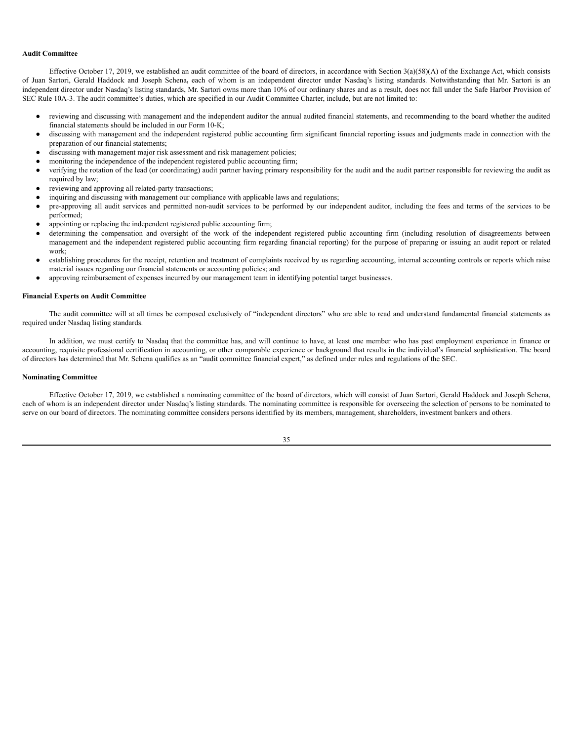**Audit Committee**

Effective October 17, 2019, we established an audit committee of the board of directors, in accordance with Section 3(a)(58)(A) of the Exchange Act, which consists of Juan Sartori, Gerald Haddock and Joseph Schena**,** each of whom is an independent director under Nasdaq's listing standards. Notwithstanding that Mr. Sartori is an independent director under Nasdaq's listing standards, Mr. Sartori owns more than 10% of our ordinary shares and as a result, does not fall under the Safe Harbor Provision of SEC Rule 10A-3. The audit committee's duties, which are specified in our Audit Committee Charter, include, but are not limited to:

- reviewing and discussing with management and the independent auditor the annual audited financial statements, and recommending to the board whether the audited financial statements should be included in our Form 10-K;
- discussing with management and the independent registered public accounting firm significant financial reporting issues and judgments made in connection with the preparation of our financial statements;
- discussing with management major risk assessment and risk management policies;
- monitoring the independence of the independent registered public accounting firm;
- verifying the rotation of the lead (or coordinating) audit partner having primary responsibility for the audit and the audit partner responsible for reviewing the audit as required by law;
- reviewing and approving all related-party transactions;
- inquiring and discussing with management our compliance with applicable laws and regulations;
- pre-approving all audit services and permitted non-audit services to be performed by our independent auditor, including the fees and terms of the services to be performed;
- appointing or replacing the independent registered public accounting firm;
- determining the compensation and oversight of the work of the independent registered public accounting firm (including resolution of disagreements between management and the independent registered public accounting firm regarding financial reporting) for the purpose of preparing or issuing an audit report or related work;
- establishing procedures for the receipt, retention and treatment of complaints received by us regarding accounting, internal accounting controls or reports which raise material issues regarding our financial statements or accounting policies; and
- approving reimbursement of expenses incurred by our management team in identifying potential target businesses.

**Financial Experts on Audit Committee**

The audit committee will at all times be composed exclusively of "independent directors" who are able to read and understand fundamental financial statements as required under Nasdaq listing standards.

In addition, we must certify to Nasdaq that the committee has, and will continue to have, at least one member who has past employment experience in finance or accounting, requisite professional certification in accounting, or other comparable experience or background that results in the individual's financial sophistication. The board of directors has determined that Mr. Schena qualifies as an "audit committee financial expert," as defined under rules and regulations of the SEC.

**Nominating Committee**

Effective October 17, 2019, we established a nominating committee of the board of directors, which will consist of Juan Sartori, Gerald Haddock and Joseph Schena, each of whom is an independent director under Nasdaq's listing standards. The nominating committee is responsible for overseeing the selection of persons to be nominated to serve on our board of directors. The nominating committee considers persons identified by its members, management, shareholders, investment bankers and others.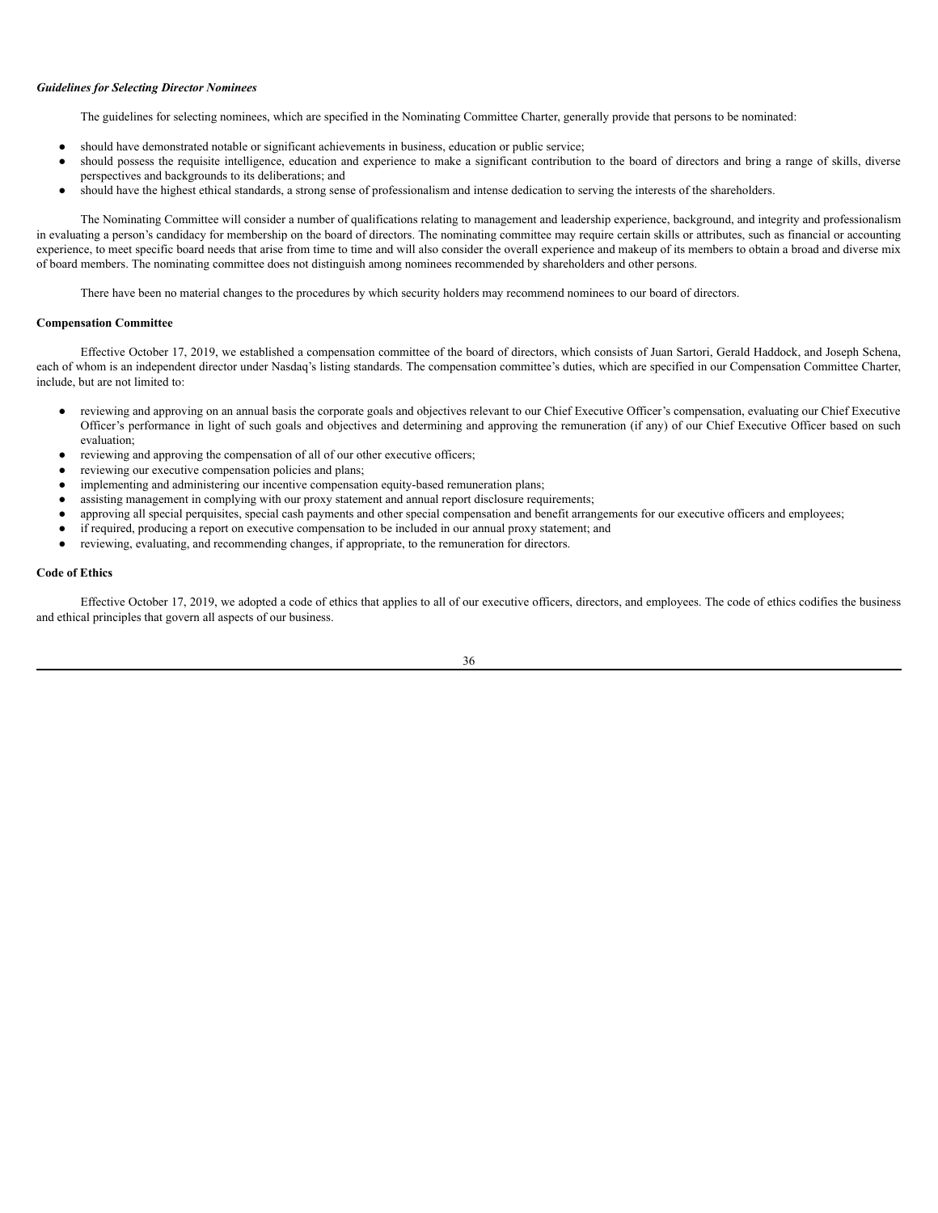***Guidelines for Selecting Director Nominees***

The guidelines for selecting nominees, which are specified in the Nominating Committee Charter, generally provide that persons to be nominated:

- should have demonstrated notable or significant achievements in business, education or public service;
- should possess the requisite intelligence, education and experience to make a significant contribution to the board of directors and bring a range of skills, diverse perspectives and backgrounds to its deliberations; and
- should have the highest ethical standards, a strong sense of professionalism and intense dedication to serving the interests of the shareholders.

The Nominating Committee will consider a number of qualifications relating to management and leadership experience, background, and integrity and professionalism in evaluating a person's candidacy for membership on the board of directors. The nominating committee may require certain skills or attributes, such as financial or accounting experience, to meet specific board needs that arise from time to time and will also consider the overall experience and makeup of its members to obtain a broad and diverse mix of board members. The nominating committee does not distinguish among nominees recommended by shareholders and other persons.

There have been no material changes to the procedures by which security holders may recommend nominees to our board of directors.

**Compensation Committee**

Effective October 17, 2019, we established a compensation committee of the board of directors, which consists of Juan Sartori, Gerald Haddock, and Joseph Schena, each of whom is an independent director under Nasdaq's listing standards. The compensation committee's duties, which are specified in our Compensation Committee Charter, include, but are not limited to:

- reviewing and approving on an annual basis the corporate goals and objectives relevant to our Chief Executive Officer's compensation, evaluating our Chief Executive Officer's performance in light of such goals and objectives and determining and approving the remuneration (if any) of our Chief Executive Officer based on such evaluation;
- reviewing and approving the compensation of all of our other executive officers;
- reviewing our executive compensation policies and plans;
- implementing and administering our incentive compensation equity-based remuneration plans;
- assisting management in complying with our proxy statement and annual report disclosure requirements;
- approving all special perquisites, special cash payments and other special compensation and benefit arrangements for our executive officers and employees;
- if required, producing a report on executive compensation to be included in our annual proxy statement; and
- reviewing, evaluating, and recommending changes, if appropriate, to the remuneration for directors.

**Code of Ethics**

Effective October 17, 2019, we adopted a code of ethics that applies to all of our executive officers, directors, and employees. The code of ethics codifies the business and ethical principles that govern all aspects of our business.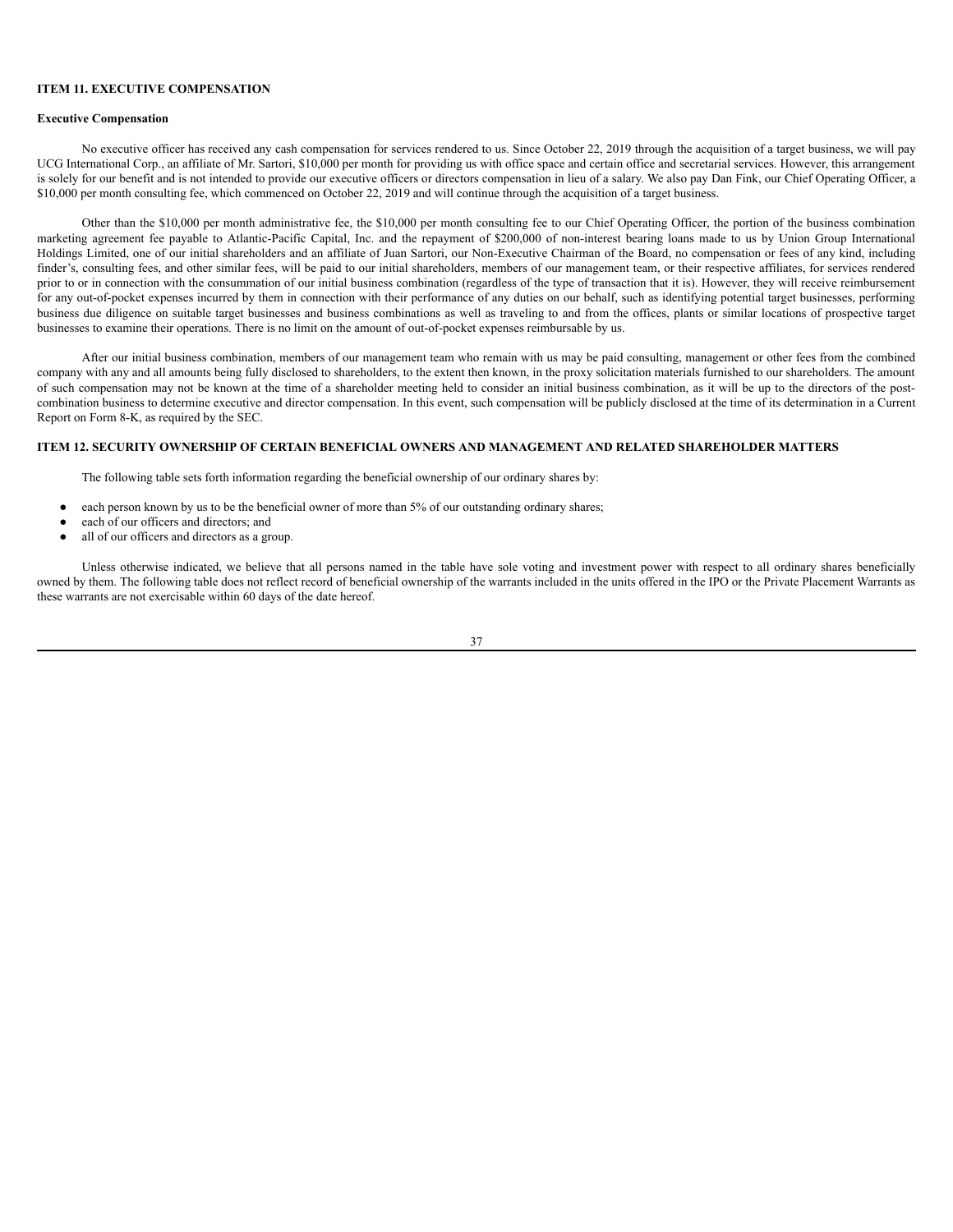## ITEM 11. EXECUTIVE COMPENSATION

### Executive Compensation

No executive officer has received any cash compensation for services rendered to us. Since October 22, 2019 through the acquisition of a target business, we will pay UCG International Corp., an affiliate of Mr. Sartori, $10,000 per month for providing us with office space and certain office and secretarial services. However, this arrangement is solely for our benefit and is not intended to provide our executive officers or directors compensation in lieu of a salary. We also pay Dan Fink, our Chief Operating Officer, a $10,000 per month consulting fee, which commenced on October 22, 2019 and will continue through the acquisition of a target business.

Other than the $10,000 per month administrative fee, the $10,000 per month consulting fee to our Chief Operating Officer, the portion of the business combination marketing agreement fee payable to Atlantic-Pacific Capital, Inc. and the repayment of $200,000 of non-interest bearing loans made to us by Union Group International Holdings Limited, one of our initial shareholders and an affiliate of Juan Sartori, our Non-Executive Chairman of the Board, no compensation or fees of any kind, including finder's, consulting fees, and other similar fees, will be paid to our initial shareholders, members of our management team, or their respective affiliates, for services rendered prior to or in connection with the consummation of our initial business combination (regardless of the type of transaction that it is). However, they will receive reimbursement for any out-of-pocket expenses incurred by them in connection with their performance of any duties on our behalf, such as identifying potential target businesses, performing business due diligence on suitable target businesses and business combinations as well as traveling to and from the offices, plants or similar locations of prospective target businesses to examine their operations. There is no limit on the amount of out-of-pocket expenses reimbursable by us.

After our initial business combination, members of our management team who remain with us may be paid consulting, management or other fees from the combined company with any and all amounts being fully disclosed to shareholders, to the extent then known, in the proxy solicitation materials furnished to our shareholders. The amount of such compensation may not be known at the time of a shareholder meeting held to consider an initial business combination, as it will be up to the directors of the post-combination business to determine executive and director compensation. In this event, such compensation will be publicly disclosed at the time of its determination in a Current Report on Form 8-K, as required by the SEC.

## ITEM 12. SECURITY OWNERSHIP OF CERTAIN BENEFICIAL OWNERS AND MANAGEMENT AND RELATED SHAREHOLDER MATTERS

The following table sets forth information regarding the beneficial ownership of our ordinary shares by:

- each person known by us to be the beneficial owner of more than 5% of our outstanding ordinary shares;
- each of our officers and directors; and
- all of our officers and directors as a group.

Unless otherwise indicated, we believe that all persons named in the table have sole voting and investment power with respect to all ordinary shares beneficially owned by them. The following table does not reflect record of beneficial ownership of the warrants included in the units offered in the IPO or the Private Placement Warrants as these warrants are not exercisable within 60 days of the date hereof.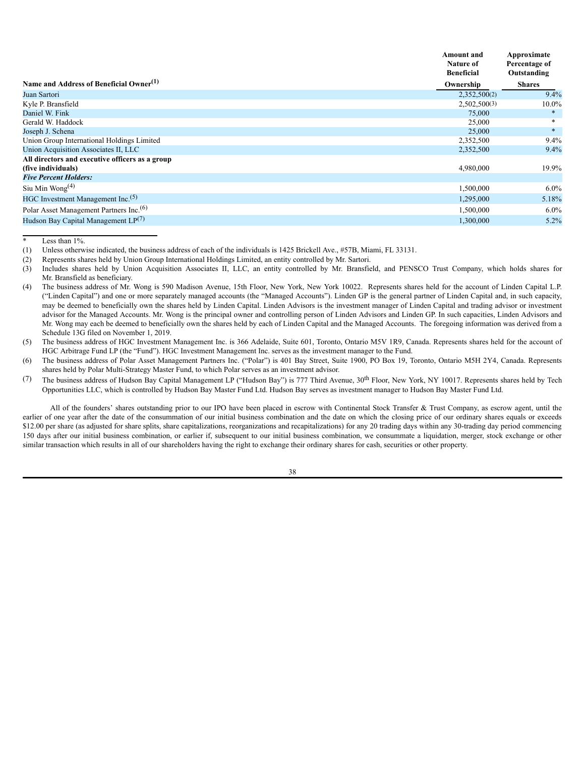| Name and Address of Beneficial Owner[(1)] | Amount and Nature of Beneficial Ownership | Approximate Percentage of Outstanding Shares |
|---|---|---|
| Juan Sartori | 2,352,500(2) | 9.4% |
| Kyle P. Bransfield | 2,502,500(3) | 10.0% |
| Daniel W. Fink | 75,000 | * |
| Gerald W. Haddock | 25,000 | * |
| Joseph J. Schena | 25,000 | * |
| Union Group International Holdings Limited | 2,352,500 | 9.4% |
| Union Acquisition Associates II, LLC | 2,352,500 | 9.4% |
| **All directors and executive officers as a group (five individuals)** | 4,980,000 | 19.9% |
| ***Five Percent Holders:*** | | |
| Siu Min Wong[(4)] | 1,500,000 | 6.0% |
| HGC Investment Management Inc.[(5)] | 1,295,000 | 5.18% |
| Polar Asset Management Partners Inc.[(6)] | 1,500,000 | 6.0% |
| Hudson Bay Capital Management LP[(7)] | 1,300,000 | 5.2% |

\* Less than 1%.

(1) Unless otherwise indicated, the business address of each of the individuals is 1425 Brickell Ave., #57B, Miami, FL 33131.

(2) Represents shares held by Union Group International Holdings Limited, an entity controlled by Mr. Sartori.

(3) Includes shares held by Union Acquisition Associates II, LLC, an entity controlled by Mr. Bransfield, and PENSCO Trust Company, which holds shares for Mr. Bransfield as beneficiary.

(4) The business address of Mr. Wong is 590 Madison Avenue, 15th Floor, New York, New York 10022. Represents shares held for the account of Linden Capital L.P. ("Linden Capital") and one or more separately managed accounts (the "Managed Accounts"). Linden GP is the general partner of Linden Capital and, in such capacity, may be deemed to beneficially own the shares held by Linden Capital. Linden Advisors is the investment manager of Linden Capital and trading advisor or investment advisor for the Managed Accounts. Mr. Wong is the principal owner and controlling person of Linden Advisors and Linden GP. In such capacities, Linden Advisors and Mr. Wong may each be deemed to beneficially own the shares held by each of Linden Capital and the Managed Accounts. The foregoing information was derived from a Schedule 13G filed on November 1, 2019.

(5) The business address of HGC Investment Management Inc. is 366 Adelaide, Suite 601, Toronto, Ontario M5V 1R9, Canada. Represents shares held for the account of HGC Arbitrage Fund LP (the "Fund"). HGC Investment Management Inc. serves as the investment manager to the Fund.

(6) The business address of Polar Asset Management Partners Inc. ("Polar") is 401 Bay Street, Suite 1900, PO Box 19, Toronto, Ontario M5H 2Y4, Canada. Represents shares held by Polar Multi-Strategy Master Fund, to which Polar serves as an investment advisor.

(7) The business address of Hudson Bay Capital Management LP ("Hudson Bay") is 777 Third Avenue, 30th Floor, New York, NY 10017. Represents shares held by Tech Opportunities LLC, which is controlled by Hudson Bay Master Fund Ltd. Hudson Bay serves as investment manager to Hudson Bay Master Fund Ltd.

All of the founders' shares outstanding prior to our IPO have been placed in escrow with Continental Stock Transfer & Trust Company, as escrow agent, until the earlier of one year after the date of the consummation of our initial business combination and the date on which the closing price of our ordinary shares equals or exceeds $12.00 per share (as adjusted for share splits, share capitalizations, reorganizations and recapitalizations) for any 20 trading days within any 30-trading day period commencing 150 days after our initial business combination, or earlier if, subsequent to our initial business combination, we consummate a liquidation, merger, stock exchange or other similar transaction which results in all of our shareholders having the right to exchange their ordinary shares for cash, securities or other property.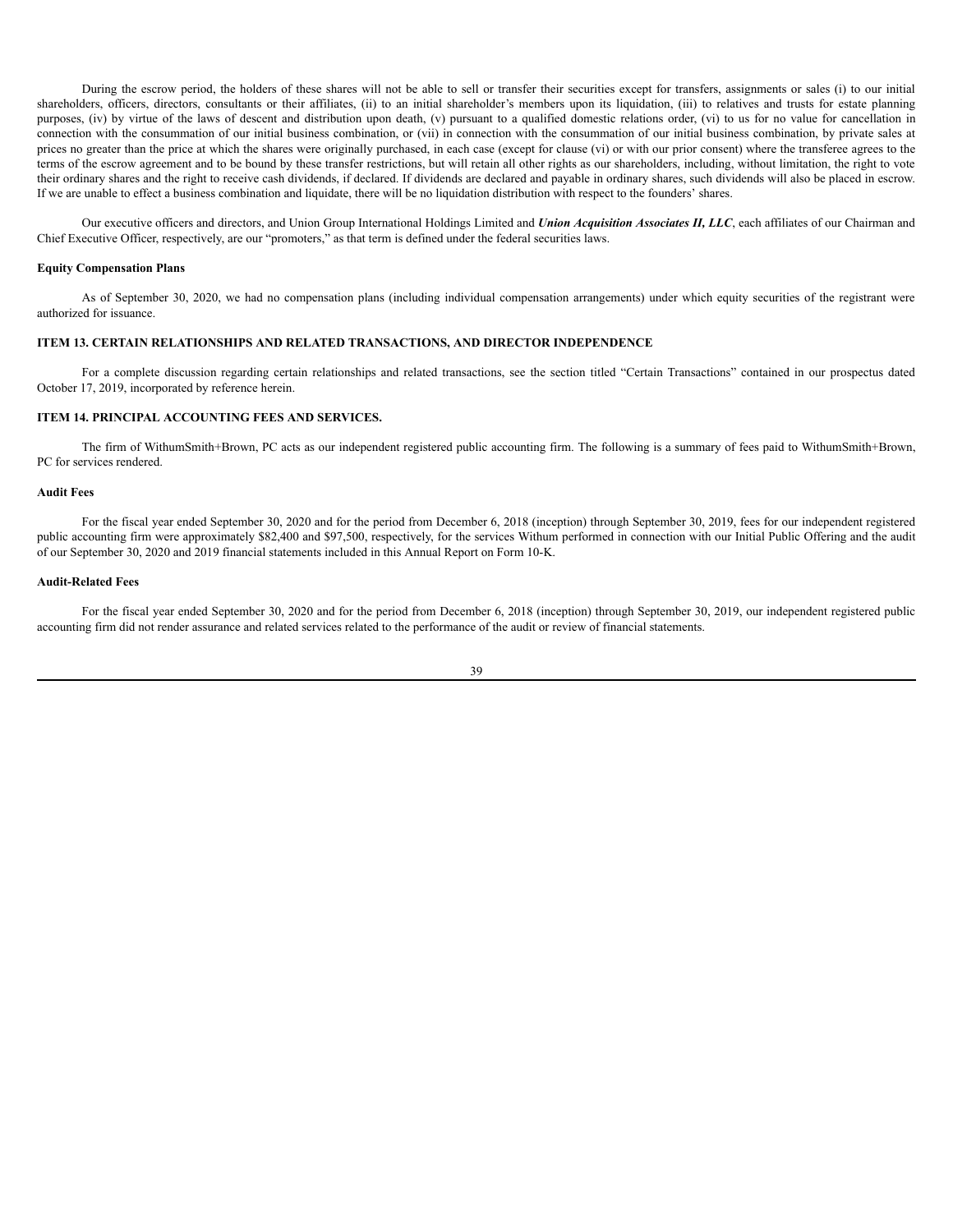During the escrow period, the holders of these shares will not be able to sell or transfer their securities except for transfers, assignments or sales (i) to our initial shareholders, officers, directors, consultants or their affiliates, (ii) to an initial shareholder's members upon its liquidation, (iii) to relatives and trusts for estate planning purposes, (iv) by virtue of the laws of descent and distribution upon death, (v) pursuant to a qualified domestic relations order, (vi) to us for no value for cancellation in connection with the consummation of our initial business combination, or (vii) in connection with the consummation of our initial business combination, by private sales at prices no greater than the price at which the shares were originally purchased, in each case (except for clause (vi) or with our prior consent) where the transferee agrees to the terms of the escrow agreement and to be bound by these transfer restrictions, but will retain all other rights as our shareholders, including, without limitation, the right to vote their ordinary shares and the right to receive cash dividends, if declared. If dividends are declared and payable in ordinary shares, such dividends will also be placed in escrow. If we are unable to effect a business combination and liquidate, there will be no liquidation distribution with respect to the founders' shares.

Our executive officers and directors, and Union Group International Holdings Limited and ***Union Acquisition Associates II, LLC***, each affiliates of our Chairman and Chief Executive Officer, respectively, are our "promoters," as that term is defined under the federal securities laws.

**Equity Compensation Plans**

As of September 30, 2020, we had no compensation plans (including individual compensation arrangements) under which equity securities of the registrant were authorized for issuance.

## ITEM 13. CERTAIN RELATIONSHIPS AND RELATED TRANSACTIONS, AND DIRECTOR INDEPENDENCE

For a complete discussion regarding certain relationships and related transactions, see the section titled "Certain Transactions" contained in our prospectus dated October 17, 2019, incorporated by reference herein.

## ITEM 14. PRINCIPAL ACCOUNTING FEES AND SERVICES.

The firm of WithumSmith+Brown, PC acts as our independent registered public accounting firm. The following is a summary of fees paid to WithumSmith+Brown, PC for services rendered.

**Audit Fees**

For the fiscal year ended September 30, 2020 and for the period from December 6, 2018 (inception) through September 30, 2019, fees for our independent registered public accounting firm were approximately $82,400 and $97,500, respectively, for the services Withum performed in connection with our Initial Public Offering and the audit of our September 30, 2020 and 2019 financial statements included in this Annual Report on Form 10-K.

**Audit-Related Fees**

For the fiscal year ended September 30, 2020 and for the period from December 6, 2018 (inception) through September 30, 2019, our independent registered public accounting firm did not render assurance and related services related to the performance of the audit or review of financial statements.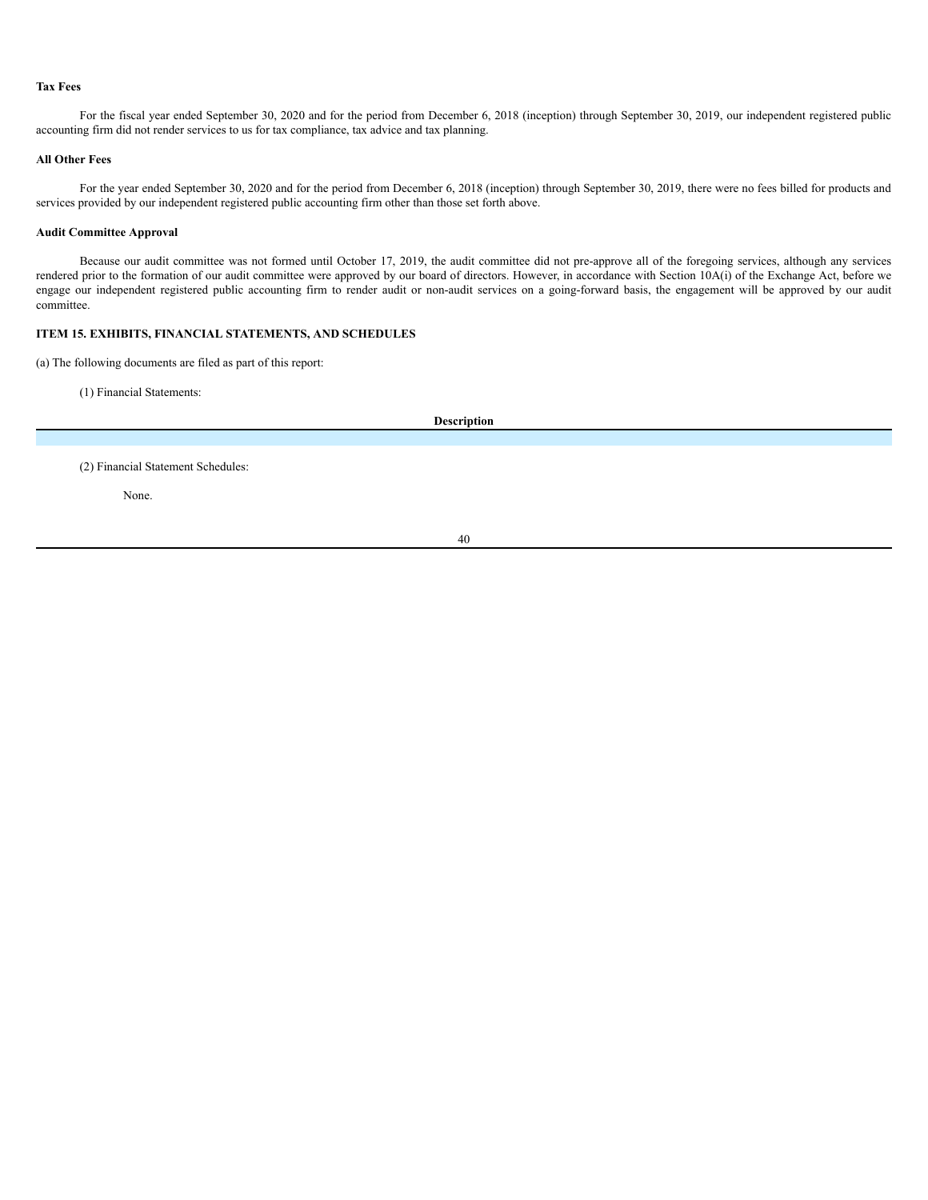**Tax Fees**

For the fiscal year ended September 30, 2020 and for the period from December 6, 2018 (inception) through September 30, 2019, our independent registered public accounting firm did not render services to us for tax compliance, tax advice and tax planning.

**All Other Fees**

For the year ended September 30, 2020 and for the period from December 6, 2018 (inception) through September 30, 2019, there were no fees billed for products and services provided by our independent registered public accounting firm other than those set forth above.

**Audit Committee Approval**

Because our audit committee was not formed until October 17, 2019, the audit committee did not pre-approve all of the foregoing services, although any services rendered prior to the formation of our audit committee were approved by our board of directors. However, in accordance with Section 10A(i) of the Exchange Act, before we engage our independent registered public accounting firm to render audit or non-audit services on a going-forward basis, the engagement will be approved by our audit committee.

**ITEM 15. EXHIBITS, FINANCIAL STATEMENTS, AND SCHEDULES**

(a) The following documents are filed as part of this report:

(1) Financial Statements:

| Description |
| --- |
| |

(2) Financial Statement Schedules:

None.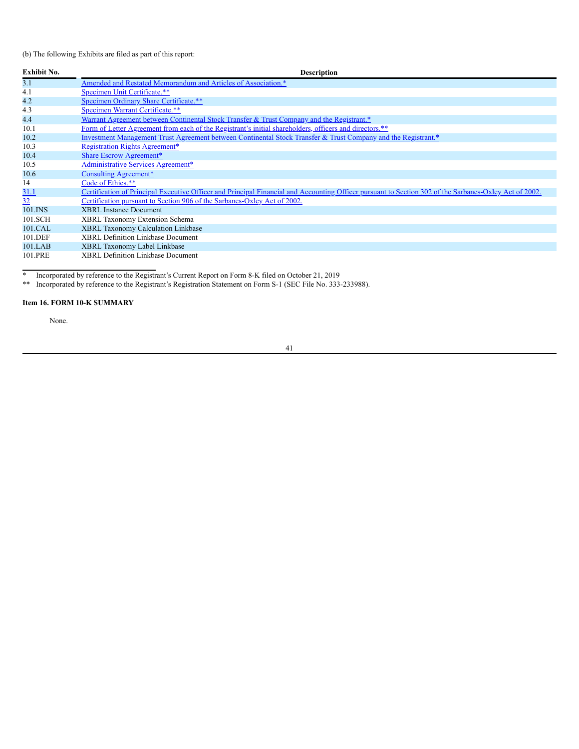(b) The following Exhibits are filed as part of this report:

| Exhibit No. | Description |
|---|---|
| 3.1 | Amended and Restated Memorandum and Articles of Association.* |
| 4.1 | Specimen Unit Certificate.** |
| 4.2 | Specimen Ordinary Share Certificate.** |
| 4.3 | Specimen Warrant Certificate.** |
| 4.4 | Warrant Agreement between Continental Stock Transfer & Trust Company and the Registrant.* |
| 10.1 | Form of Letter Agreement from each of the Registrant's initial shareholders, officers and directors.** |
| 10.2 | Investment Management Trust Agreement between Continental Stock Transfer & Trust Company and the Registrant.* |
| 10.3 | Registration Rights Agreement* |
| 10.4 | Share Escrow Agreement* |
| 10.5 | Administrative Services Agreement* |
| 10.6 | Consulting Agreement* |
| 14 | Code of Ethics.** |
| 31.1 | Certification of Principal Executive Officer and Principal Financial and Accounting Officer pursuant to Section 302 of the Sarbanes-Oxley Act of 2002. |
| 32 | Certification pursuant to Section 906 of the Sarbanes-Oxley Act of 2002. |
| 101.INS | XBRL Instance Document |
| 101.SCH | XBRL Taxonomy Extension Schema |
| 101.CAL | XBRL Taxonomy Calculation Linkbase |
| 101.DEF | XBRL Definition Linkbase Document |
| 101.LAB | XBRL Taxonomy Label Linkbase |
| 101.PRE | XBRL Definition Linkbase Document |

\* Incorporated by reference to the Registrant's Current Report on Form 8-K filed on October 21, 2019

\** Incorporated by reference to the Registrant's Registration Statement on Form S-1 (SEC File No. 333-233988).

**Item 16. FORM 10-K SUMMARY**

None.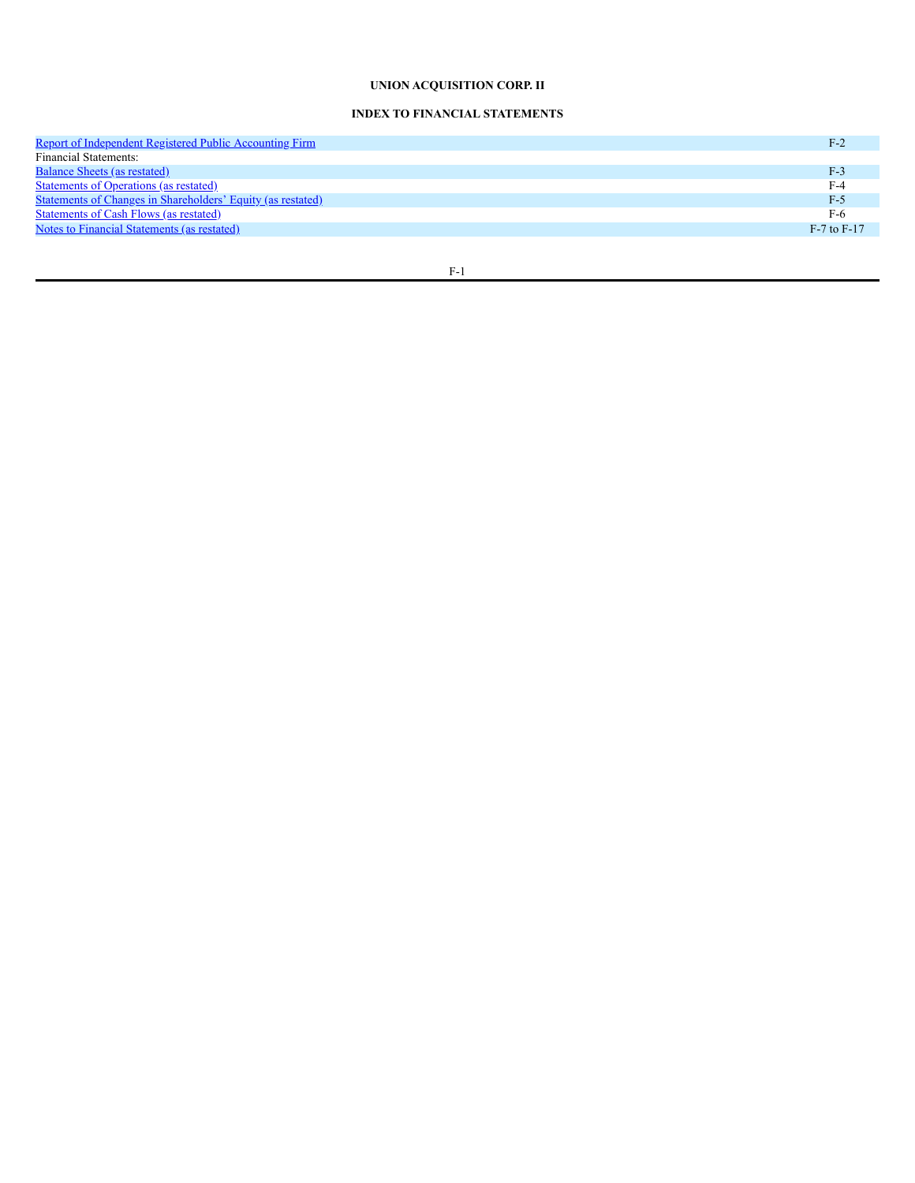**UNION ACQUISITION CORP. II**

**INDEX TO FINANCIAL STATEMENTS**

| | |
|---|---|
| Report of Independent Registered Public Accounting Firm | F-2 |
| Financial Statements: | |
| Balance Sheets (as restated) | F-3 |
| Statements of Operations (as restated) | F-4 |
| Statements of Changes in Shareholders' Equity (as restated) | F-5 |
| Statements of Cash Flows (as restated) | F-6 |
| Notes to Financial Statements (as restated) | F-7 to F-17 |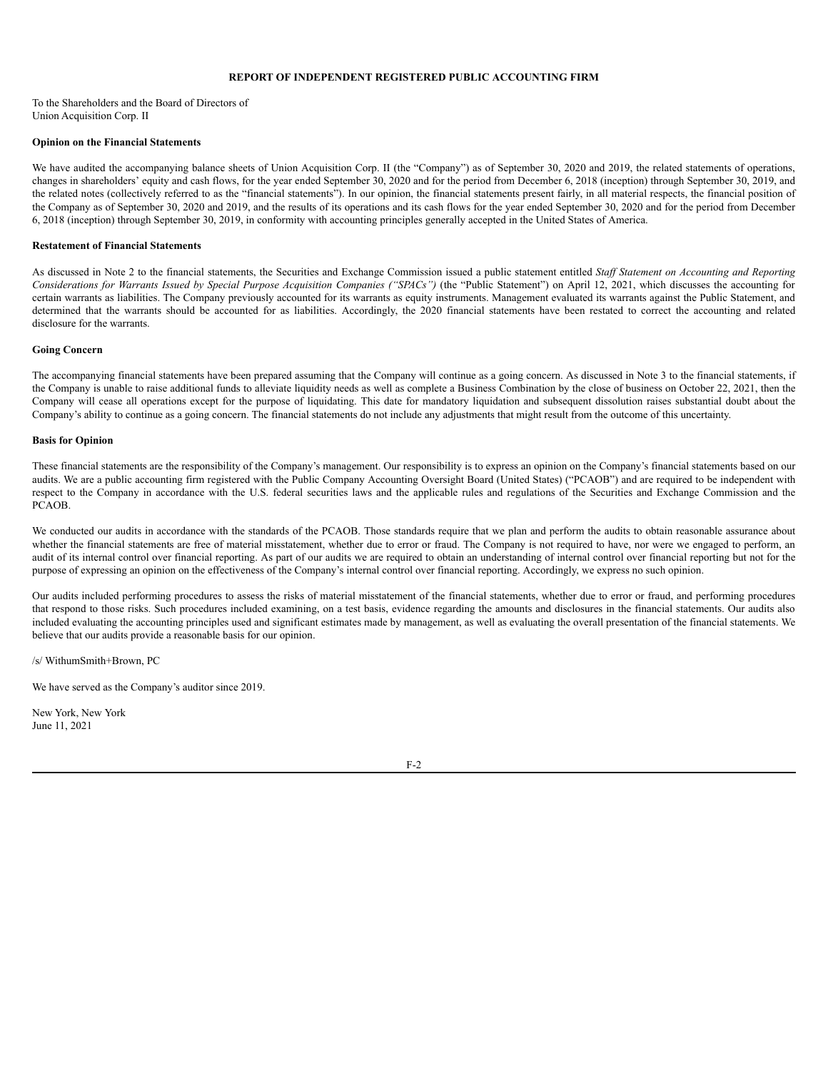# REPORT OF INDEPENDENT REGISTERED PUBLIC ACCOUNTING FIRM

To the Shareholders and the Board of Directors of
Union Acquisition Corp. II

**Opinion on the Financial Statements**

We have audited the accompanying balance sheets of Union Acquisition Corp. II (the "Company") as of September 30, 2020 and 2019, the related statements of operations, changes in shareholders' equity and cash flows, for the year ended September 30, 2020 and for the period from December 6, 2018 (inception) through September 30, 2019, and the related notes (collectively referred to as the "financial statements"). In our opinion, the financial statements present fairly, in all material respects, the financial position of the Company as of September 30, 2020 and 2019, and the results of its operations and its cash flows for the year ended September 30, 2020 and for the period from December 6, 2018 (inception) through September 30, 2019, in conformity with accounting principles generally accepted in the United States of America.

**Restatement of Financial Statements**

As discussed in Note 2 to the financial statements, the Securities and Exchange Commission issued a public statement entitled *Staff Statement on Accounting and Reporting Considerations for Warrants Issued by Special Purpose Acquisition Companies ("SPACs")* (the "Public Statement") on April 12, 2021, which discusses the accounting for certain warrants as liabilities. The Company previously accounted for its warrants as equity instruments. Management evaluated its warrants against the Public Statement, and determined that the warrants should be accounted for as liabilities. Accordingly, the 2020 financial statements have been restated to correct the accounting and related disclosure for the warrants.

**Going Concern**

The accompanying financial statements have been prepared assuming that the Company will continue as a going concern. As discussed in Note 3 to the financial statements, if the Company is unable to raise additional funds to alleviate liquidity needs as well as complete a Business Combination by the close of business on October 22, 2021, then the Company will cease all operations except for the purpose of liquidating. This date for mandatory liquidation and subsequent dissolution raises substantial doubt about the Company's ability to continue as a going concern. The financial statements do not include any adjustments that might result from the outcome of this uncertainty.

**Basis for Opinion**

These financial statements are the responsibility of the Company's management. Our responsibility is to express an opinion on the Company's financial statements based on our audits. We are a public accounting firm registered with the Public Company Accounting Oversight Board (United States) ("PCAOB") and are required to be independent with respect to the Company in accordance with the U.S. federal securities laws and the applicable rules and regulations of the Securities and Exchange Commission and the PCAOB.

We conducted our audits in accordance with the standards of the PCAOB. Those standards require that we plan and perform the audits to obtain reasonable assurance about whether the financial statements are free of material misstatement, whether due to error or fraud. The Company is not required to have, nor were we engaged to perform, an audit of its internal control over financial reporting. As part of our audits we are required to obtain an understanding of internal control over financial reporting but not for the purpose of expressing an opinion on the effectiveness of the Company's internal control over financial reporting. Accordingly, we express no such opinion.

Our audits included performing procedures to assess the risks of material misstatement of the financial statements, whether due to error or fraud, and performing procedures that respond to those risks. Such procedures included examining, on a test basis, evidence regarding the amounts and disclosures in the financial statements. Our audits also included evaluating the accounting principles used and significant estimates made by management, as well as evaluating the overall presentation of the financial statements. We believe that our audits provide a reasonable basis for our opinion.

/s/ WithumSmith+Brown, PC

We have served as the Company's auditor since 2019.

New York, New York
June 11, 2021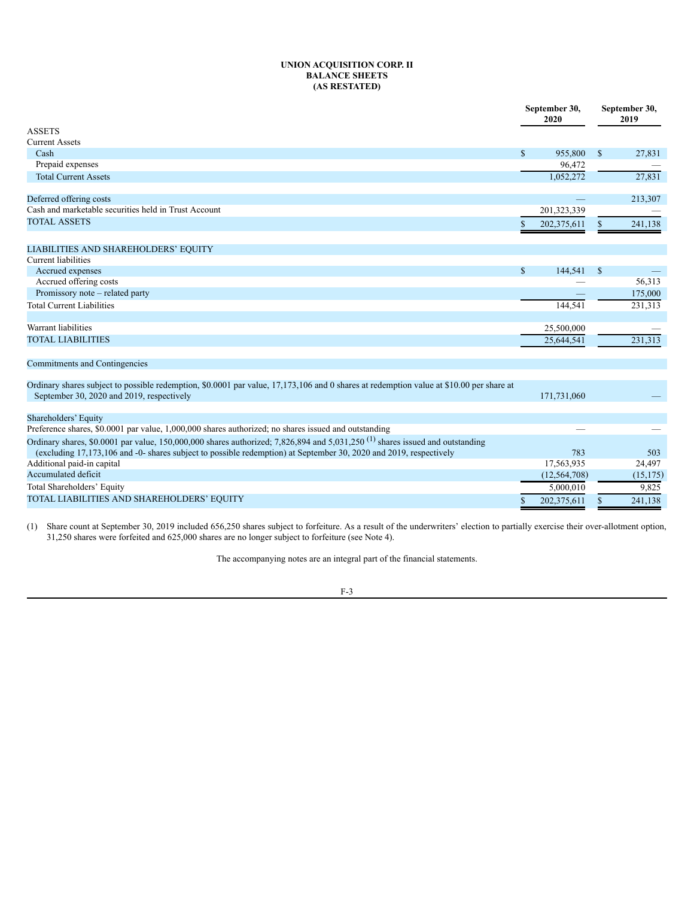**UNION ACQUISITION CORP. II**
**BALANCE SHEETS**
**(AS RESTATED)**

| | September 30, 2020 | September 30, 2019 |
|---|---|---|
| ASSETS | | |
| Current Assets | | |
| Cash | $ 955,800 | $ 27,831 |
| Prepaid expenses | 96,472 | — |
| Total Current Assets | 1,052,272 | 27,831 |
| | | |
| Deferred offering costs | — | 213,307 |
| Cash and marketable securities held in Trust Account | 201,323,339 | — |
| TOTAL ASSETS | $ 202,375,611 | $ 241,138 |
| | | |
| LIABILITIES AND SHAREHOLDERS' EQUITY | | |
| Current liabilities | | |
| Accrued expenses | $ 144,541 | $ — |
| Accrued offering costs | — | 56,313 |
| Promissory note – related party | — | 175,000 |
| Total Current Liabilities | 144,541 | 231,313 |
| | | |
| Warrant liabilities | 25,500,000 | — |
| TOTAL LIABILITIES | 25,644,541 | 231,313 |
| | | |
| Commitments and Contingencies | | |
| | | |
| Ordinary shares subject to possible redemption, $0.0001 par value, 17,173,106 and 0 shares at redemption value at $10.00 per share at September 30, 2020 and 2019, respectively | 171,731,060 | — |
| | | |
| Shareholders' Equity | | |
| Preference shares, $0.0001 par value, 1,000,000 shares authorized; no shares issued and outstanding | — | — |
| Ordinary shares, $0.0001 par value, 150,000,000 shares authorized; 7,826,894 and 5,031,250 (1) shares issued and outstanding (excluding 17,173,106 and -0- shares subject to possible redemption) at September 30, 2020 and 2019, respectively | 783 | 503 |
| Additional paid-in capital | 17,563,935 | 24,497 |
| Accumulated deficit | (12,564,708) | (15,175) |
| Total Shareholders' Equity | 5,000,010 | 9,825 |
| TOTAL LIABILITIES AND SHAREHOLDERS' EQUITY | $ 202,375,611 | $ 241,138 |

(1) Share count at September 30, 2019 included 656,250 shares subject to forfeiture. As a result of the underwriters' election to partially exercise their over-allotment option, 31,250 shares were forfeited and 625,000 shares are no longer subject to forfeiture (see Note 4).

The accompanying notes are an integral part of the financial statements.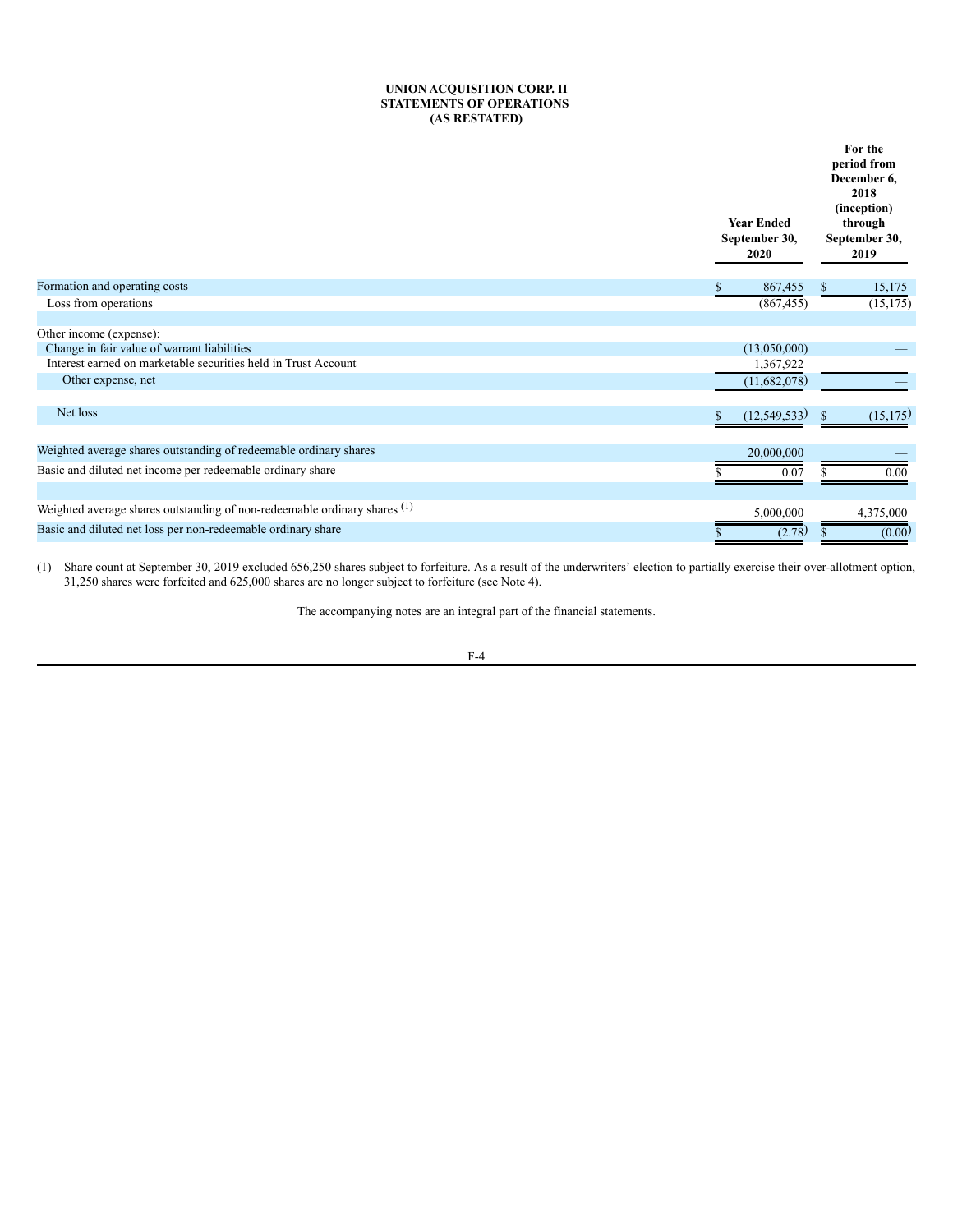**UNION ACQUISITION CORP. II**
**STATEMENTS OF OPERATIONS**
**(AS RESTATED)**

| | Year Ended September 30, 2020 | For the period from December 6, 2018 (inception) through September 30, 2019 |
|---|---|---|
| Formation and operating costs | $ 867,455 | $ 15,175 |
| Loss from operations | (867,455) | (15,175) |
| | | |
| Other income (expense): | | |
| Change in fair value of warrant liabilities | (13,050,000) | — |
| Interest earned on marketable securities held in Trust Account | 1,367,922 | — |
| Other expense, net | (11,682,078) | — |
| | | |
| Net loss | $ (12,549,533) | $ (15,175) |
| | | |
| Weighted average shares outstanding of redeemable ordinary shares | 20,000,000 | — |
| Basic and diluted net income per redeemable ordinary share | $ 0.07 | $ 0.00 |
| | | |
| Weighted average shares outstanding of non-redeemable ordinary shares (1) | 5,000,000 | 4,375,000 |
| Basic and diluted net loss per non-redeemable ordinary share | $ (2.78) | $ (0.00) |

(1) Share count at September 30, 2019 excluded 656,250 shares subject to forfeiture. As a result of the underwriters' election to partially exercise their over-allotment option, 31,250 shares were forfeited and 625,000 shares are no longer subject to forfeiture (see Note 4).

The accompanying notes are an integral part of the financial statements.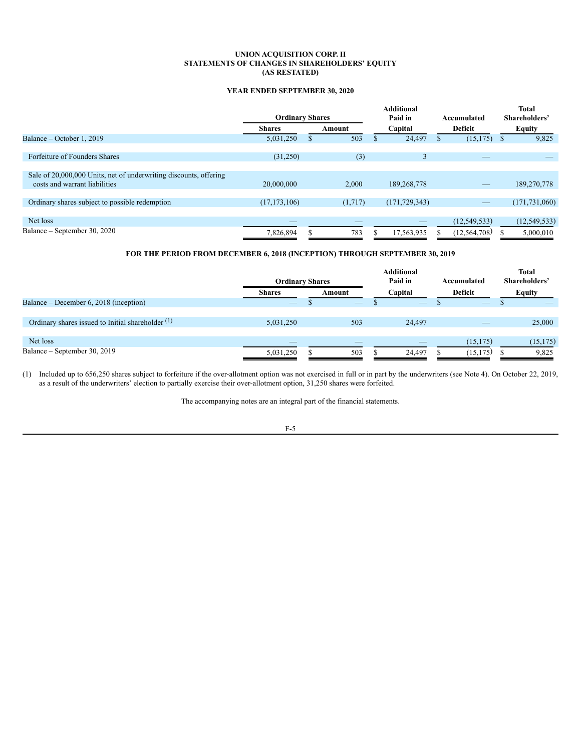**UNION ACQUISITION CORP. II**
**STATEMENTS OF CHANGES IN SHAREHOLDERS' EQUITY**
**(AS RESTATED)**

**YEAR ENDED SEPTEMBER 30, 2020**

| | Ordinary Shares | | Additional Paid in Capital | Accumulated Deficit | Total Shareholders' Equity |
|---|---|---|---|---|---|
| | Shares | Amount | | | |
| Balance – October 1, 2019 | 5,031,250 | $ 503 | $ 24,497 | $ (15,175) | $ 9,825 |
| Forfeiture of Founders Shares | (31,250) | (3) | 3 | — | — |
| Sale of 20,000,000 Units, net of underwriting discounts, offering costs and warrant liabilities | 20,000,000 | 2,000 | 189,268,778 | — | 189,270,778 |
| Ordinary shares subject to possible redemption | (17,173,106) | (1,717) | (171,729,343) | — | (171,731,060) |
| Net loss | — | — | — | (12,549,533) | (12,549,533) |
| Balance – September 30, 2020 | 7,826,894 | $ 783 | $ 17,563,935 | $ (12,564,708) | $ 5,000,010 |

**FOR THE PERIOD FROM DECEMBER 6, 2018 (INCEPTION) THROUGH SEPTEMBER 30, 2019**

| | Ordinary Shares | | Additional Paid in Capital | Accumulated Deficit | Total Shareholders' Equity |
|---|---|---|---|---|---|
| | Shares | Amount | | | |
| Balance – December 6, 2018 (inception) | — | $ — | $ — | $ — | $ — |
| Ordinary shares issued to Initial shareholder (1) | 5,031,250 | 503 | 24,497 | — | 25,000 |
| Net loss | — | — | — | (15,175) | (15,175) |
| Balance – September 30, 2019 | 5,031,250 | $ 503 | $ 24,497 | $ (15,175) | $ 9,825 |

(1) Included up to 656,250 shares subject to forfeiture if the over-allotment option was not exercised in full or in part by the underwriters (see Note 4). On October 22, 2019, as a result of the underwriters' election to partially exercise their over-allotment option, 31,250 shares were forfeited.

The accompanying notes are an integral part of the financial statements.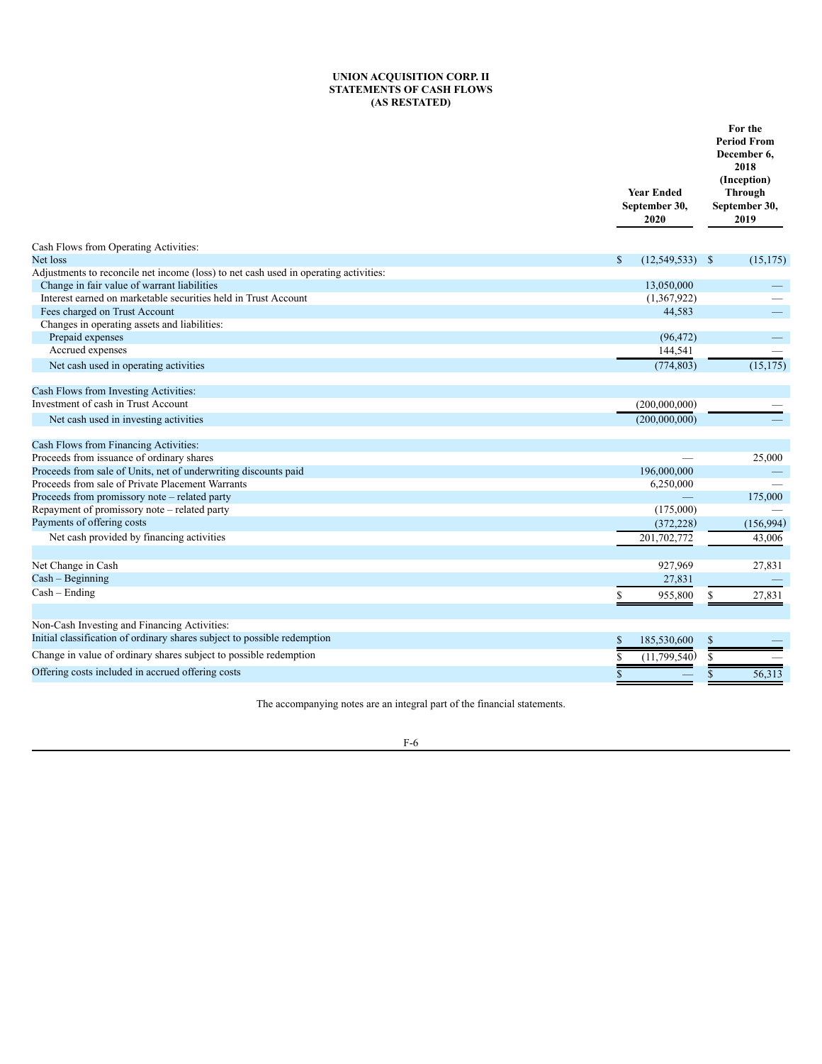**UNION ACQUISITION CORP. II**
**STATEMENTS OF CASH FLOWS**
**(AS RESTATED)**

| | Year Ended September 30, 2020 | For the Period From December 6, 2018 (Inception) Through September 30, 2019 |
|---|---|---|
| Cash Flows from Operating Activities: | | |
| Net loss | $ (12,549,533) | $ (15,175) |
| Adjustments to reconcile net income (loss) to net cash used in operating activities: | | |
| Change in fair value of warrant liabilities | 13,050,000 | — |
| Interest earned on marketable securities held in Trust Account | (1,367,922) | — |
| Fees charged on Trust Account | 44,583 | — |
| Changes in operating assets and liabilities: | | |
| Prepaid expenses | (96,472) | — |
| Accrued expenses | 144,541 | — |
| Net cash used in operating activities | (774,803) | (15,175) |
| | | |
| Cash Flows from Investing Activities: | | |
| Investment of cash in Trust Account | (200,000,000) | — |
| Net cash used in investing activities | (200,000,000) | — |
| | | |
| Cash Flows from Financing Activities: | | |
| Proceeds from issuance of ordinary shares | — | 25,000 |
| Proceeds from sale of Units, net of underwriting discounts paid | 196,000,000 | — |
| Proceeds from sale of Private Placement Warrants | 6,250,000 | — |
| Proceeds from promissory note – related party | — | 175,000 |
| Repayment of promissory note – related party | (175,000) | — |
| Payments of offering costs | (372,228) | (156,994) |
| Net cash provided by financing activities | 201,702,772 | 43,006 |
| | | |
| Net Change in Cash | 927,969 | 27,831 |
| Cash – Beginning | 27,831 | — |
| Cash – Ending | $ 955,800 | $ 27,831 |
| | | |
| Non-Cash Investing and Financing Activities: | | |
| Initial classification of ordinary shares subject to possible redemption | $ 185,530,600 | $ — |
| Change in value of ordinary shares subject to possible redemption | $ (11,799,540) | $ — |
| Offering costs included in accrued offering costs | $ — | $ 56,313 |

The accompanying notes are an integral part of the financial statements.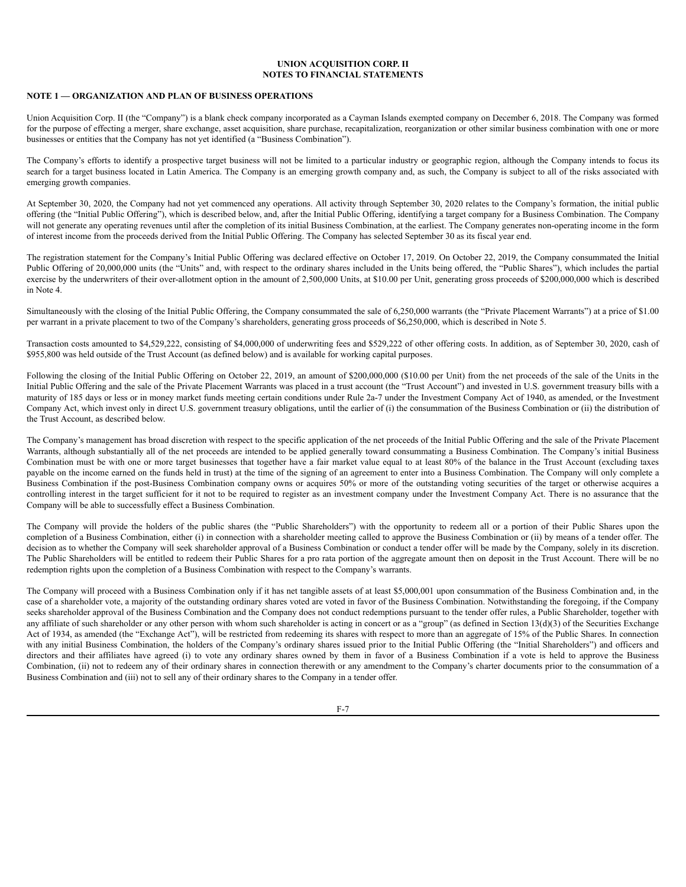# UNION ACQUISITION CORP. II
## NOTES TO FINANCIAL STATEMENTS

### NOTE 1 — ORGANIZATION AND PLAN OF BUSINESS OPERATIONS

Union Acquisition Corp. II (the "Company") is a blank check company incorporated as a Cayman Islands exempted company on December 6, 2018. The Company was formed for the purpose of effecting a merger, share exchange, asset acquisition, share purchase, recapitalization, reorganization or other similar business combination with one or more businesses or entities that the Company has not yet identified (a "Business Combination").

The Company's efforts to identify a prospective target business will not be limited to a particular industry or geographic region, although the Company intends to focus its search for a target business located in Latin America. The Company is an emerging growth company and, as such, the Company is subject to all of the risks associated with emerging growth companies.

At September 30, 2020, the Company had not yet commenced any operations. All activity through September 30, 2020 relates to the Company's formation, the initial public offering (the "Initial Public Offering"), which is described below, and, after the Initial Public Offering, identifying a target company for a Business Combination. The Company will not generate any operating revenues until after the completion of its initial Business Combination, at the earliest. The Company generates non-operating income in the form of interest income from the proceeds derived from the Initial Public Offering. The Company has selected September 30 as its fiscal year end.

The registration statement for the Company's Initial Public Offering was declared effective on October 17, 2019. On October 22, 2019, the Company consummated the Initial Public Offering of 20,000,000 units (the "Units" and, with respect to the ordinary shares included in the Units being offered, the "Public Shares"), which includes the partial exercise by the underwriters of their over-allotment option in the amount of 2,500,000 Units, at $10.00 per Unit, generating gross proceeds of $200,000,000 which is described in Note 4.

Simultaneously with the closing of the Initial Public Offering, the Company consummated the sale of 6,250,000 warrants (the "Private Placement Warrants") at a price of $1.00 per warrant in a private placement to two of the Company's shareholders, generating gross proceeds of $6,250,000, which is described in Note 5.

Transaction costs amounted to $4,529,222, consisting of $4,000,000 of underwriting fees and $529,222 of other offering costs. In addition, as of September 30, 2020, cash of $955,800 was held outside of the Trust Account (as defined below) and is available for working capital purposes.

Following the closing of the Initial Public Offering on October 22, 2019, an amount of $200,000,000 ($10.00 per Unit) from the net proceeds of the sale of the Units in the Initial Public Offering and the sale of the Private Placement Warrants was placed in a trust account (the "Trust Account") and invested in U.S. government treasury bills with a maturity of 185 days or less or in money market funds meeting certain conditions under Rule 2a-7 under the Investment Company Act of 1940, as amended, or the Investment Company Act, which invest only in direct U.S. government treasury obligations, until the earlier of (i) the consummation of the Business Combination or (ii) the distribution of the Trust Account, as described below.

The Company's management has broad discretion with respect to the specific application of the net proceeds of the Initial Public Offering and the sale of the Private Placement Warrants, although substantially all of the net proceeds are intended to be applied generally toward consummating a Business Combination. The Company's initial Business Combination must be with one or more target businesses that together have a fair market value equal to at least 80% of the balance in the Trust Account (excluding taxes payable on the income earned on the funds held in trust) at the time of the signing of an agreement to enter into a Business Combination. The Company will only complete a Business Combination if the post-Business Combination company owns or acquires 50% or more of the outstanding voting securities of the target or otherwise acquires a controlling interest in the target sufficient for it not to be required to register as an investment company under the Investment Company Act. There is no assurance that the Company will be able to successfully effect a Business Combination.

The Company will provide the holders of the public shares (the "Public Shareholders") with the opportunity to redeem all or a portion of their Public Shares upon the completion of a Business Combination, either (i) in connection with a shareholder meeting called to approve the Business Combination or (ii) by means of a tender offer. The decision as to whether the Company will seek shareholder approval of a Business Combination or conduct a tender offer will be made by the Company, solely in its discretion. The Public Shareholders will be entitled to redeem their Public Shares for a pro rata portion of the aggregate amount then on deposit in the Trust Account. There will be no redemption rights upon the completion of a Business Combination with respect to the Company's warrants.

The Company will proceed with a Business Combination only if it has net tangible assets of at least $5,000,001 upon consummation of the Business Combination and, in the case of a shareholder vote, a majority of the outstanding ordinary shares voted are voted in favor of the Business Combination. Notwithstanding the foregoing, if the Company seeks shareholder approval of the Business Combination and the Company does not conduct redemptions pursuant to the tender offer rules, a Public Shareholder, together with any affiliate of such shareholder or any other person with whom such shareholder is acting in concert or as a "group" (as defined in Section 13(d)(3) of the Securities Exchange Act of 1934, as amended (the "Exchange Act"), will be restricted from redeeming its shares with respect to more than an aggregate of 15% of the Public Shares. In connection with any initial Business Combination, the holders of the Company's ordinary shares issued prior to the Initial Public Offering (the "Initial Shareholders") and officers and directors and their affiliates have agreed (i) to vote any ordinary shares owned by them in favor of a Business Combination if a vote is held to approve the Business Combination, (ii) not to redeem any of their ordinary shares in connection therewith or any amendment to the Company's charter documents prior to the consummation of a Business Combination and (iii) not to sell any of their ordinary shares to the Company in a tender offer.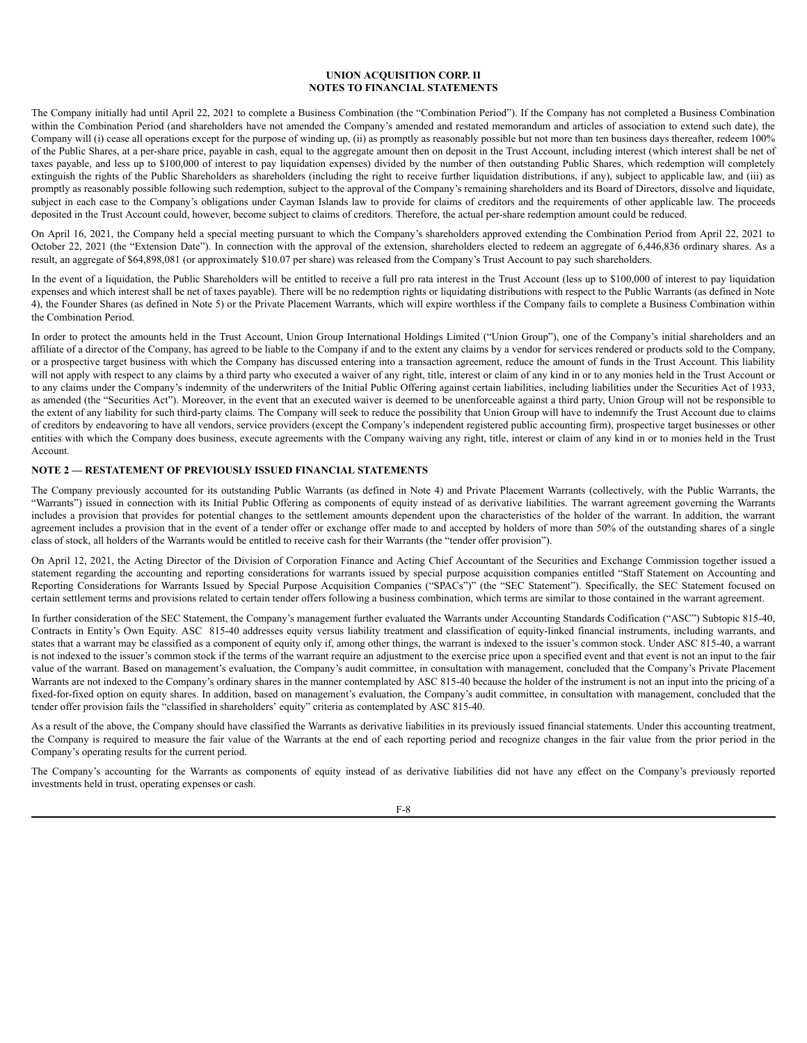The Company initially had until April 22, 2021 to complete a Business Combination (the "Combination Period"). If the Company has not completed a Business Combination within the Combination Period (and shareholders have not amended the Company's amended and restated memorandum and articles of association to extend such date), the Company will (i) cease all operations except for the purpose of winding up, (ii) as promptly as reasonably possible but not more than ten business days thereafter, redeem 100% of the Public Shares, at a per-share price, payable in cash, equal to the aggregate amount then on deposit in the Trust Account, including interest (which interest shall be net of taxes payable, and less up to $100,000 of interest to pay liquidation expenses) divided by the number of then outstanding Public Shares, which redemption will completely extinguish the rights of the Public Shareholders as shareholders (including the right to receive further liquidation distributions, if any), subject to applicable law, and (iii) as promptly as reasonably possible following such redemption, subject to the approval of the Company's remaining shareholders and its Board of Directors, dissolve and liquidate, subject in each case to the Company's obligations under Cayman Islands law to provide for claims of creditors and the requirements of other applicable law. The proceeds deposited in the Trust Account could, however, become subject to claims of creditors. Therefore, the actual per-share redemption amount could be reduced.

On April 16, 2021, the Company held a special meeting pursuant to which the Company's shareholders approved extending the Combination Period from April 22, 2021 to October 22, 2021 (the "Extension Date"). In connection with the approval of the extension, shareholders elected to redeem an aggregate of 6,446,836 ordinary shares. As a result, an aggregate of $64,898,081 (or approximately $10.07 per share) was released from the Company's Trust Account to pay such shareholders.

In the event of a liquidation, the Public Shareholders will be entitled to receive a full pro rata interest in the Trust Account (less up to $100,000 of interest to pay liquidation expenses and which interest shall be net of taxes payable). There will be no redemption rights or liquidating distributions with respect to the Public Warrants (as defined in Note 4), the Founder Shares (as defined in Note 5) or the Private Placement Warrants, which will expire worthless if the Company fails to complete a Business Combination within the Combination Period.

In order to protect the amounts held in the Trust Account, Union Group International Holdings Limited ("Union Group"), one of the Company's initial shareholders and an affiliate of a director of the Company, has agreed to be liable to the Company if and to the extent any claims by a vendor for services rendered or products sold to the Company, or a prospective target business with which the Company has discussed entering into a transaction agreement, reduce the amount of funds in the Trust Account. This liability will not apply with respect to any claims by a third party who executed a waiver of any right, title, interest or claim of any kind in or to any monies held in the Trust Account or to any claims under the Company's indemnity of the underwriters of the Initial Public Offering against certain liabilities, including liabilities under the Securities Act of 1933, as amended (the "Securities Act"). Moreover, in the event that an executed waiver is deemed to be unenforceable against a third party, Union Group will not be responsible to the extent of any liability for such third-party claims. The Company will seek to reduce the possibility that Union Group will have to indemnify the Trust Account due to claims of creditors by endeavoring to have all vendors, service providers (except the Company's independent registered public accounting firm), prospective target businesses or other entities with which the Company does business, execute agreements with the Company waiving any right, title, interest or claim of any kind in or to monies held in the Trust Account.

## NOTE 2 — RESTATEMENT OF PREVIOUSLY ISSUED FINANCIAL STATEMENTS

The Company previously accounted for its outstanding Public Warrants (as defined in Note 4) and Private Placement Warrants (collectively, with the Public Warrants, the "Warrants") issued in connection with its Initial Public Offering as components of equity instead of as derivative liabilities. The warrant agreement governing the Warrants includes a provision that provides for potential changes to the settlement amounts dependent upon the characteristics of the holder of the warrant. In addition, the warrant agreement includes a provision that in the event of a tender offer or exchange offer made to and accepted by holders of more than 50% of the outstanding shares of a single class of stock, all holders of the Warrants would be entitled to receive cash for their Warrants (the "tender offer provision").

On April 12, 2021, the Acting Director of the Division of Corporation Finance and Acting Chief Accountant of the Securities and Exchange Commission together issued a statement regarding the accounting and reporting considerations for warrants issued by special purpose acquisition companies entitled "Staff Statement on Accounting and Reporting Considerations for Warrants Issued by Special Purpose Acquisition Companies ("SPACs")" (the "SEC Statement"). Specifically, the SEC Statement focused on certain settlement terms and provisions related to certain tender offers following a business combination, which terms are similar to those contained in the warrant agreement.

In further consideration of the SEC Statement, the Company's management further evaluated the Warrants under Accounting Standards Codification ("ASC") Subtopic 815-40, Contracts in Entity's Own Equity. ASC 815-40 addresses equity versus liability treatment and classification of equity-linked financial instruments, including warrants, and states that a warrant may be classified as a component of equity only if, among other things, the warrant is indexed to the issuer's common stock. Under ASC 815-40, a warrant is not indexed to the issuer's common stock if the terms of the warrant require an adjustment to the exercise price upon a specified event and that event is not an input to the fair value of the warrant. Based on management's evaluation, the Company's audit committee, in consultation with management, concluded that the Company's Private Placement Warrants are not indexed to the Company's ordinary shares in the manner contemplated by ASC 815-40 because the holder of the instrument is not an input into the pricing of a fixed-for-fixed option on equity shares. In addition, based on management's evaluation, the Company's audit committee, in consultation with management, concluded that the tender offer provision fails the "classified in shareholders' equity" criteria as contemplated by ASC 815-40.

As a result of the above, the Company should have classified the Warrants as derivative liabilities in its previously issued financial statements. Under this accounting treatment, the Company is required to measure the fair value of the Warrants at the end of each reporting period and recognize changes in the fair value from the prior period in the Company's operating results for the current period.

The Company's accounting for the Warrants as components of equity instead of as derivative liabilities did not have any effect on the Company's previously reported investments held in trust, operating expenses or cash.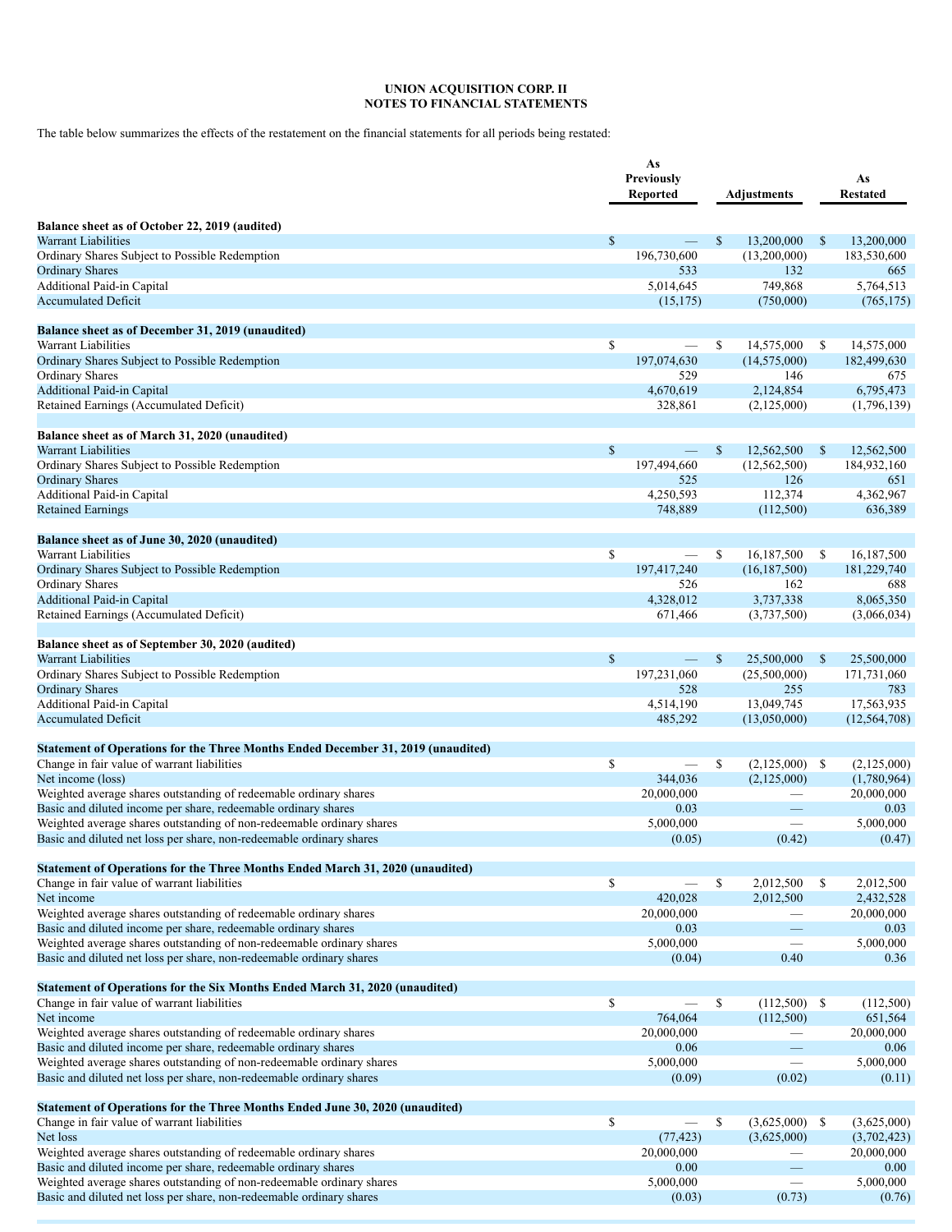**UNION ACQUISITION CORP. II**
**NOTES TO FINANCIAL STATEMENTS**

The table below summarizes the effects of the restatement on the financial statements for all periods being restated:

| | As Previously Reported | Adjustments | As Restated |
|---|---|---|---|
| **Balance sheet as of October 22, 2019 (audited)** | | | |
| Warrant Liabilities | $ — | $ 13,200,000 | $ 13,200,000 |
| Ordinary Shares Subject to Possible Redemption | 196,730,600 | (13,200,000) | 183,530,600 |
| Ordinary Shares | 533 | 132 | 665 |
| Additional Paid-in Capital | 5,014,645 | 749,868 | 5,764,513 |
| Accumulated Deficit | (15,175) | (750,000) | (765,175) |
| **Balance sheet as of December 31, 2019 (unaudited)** | | | |
| Warrant Liabilities | $ — | $ 14,575,000 | $ 14,575,000 |
| Ordinary Shares Subject to Possible Redemption | 197,074,630 | (14,575,000) | 182,499,630 |
| Ordinary Shares | 529 | 146 | 675 |
| Additional Paid-in Capital | 4,670,619 | 2,124,854 | 6,795,473 |
| Retained Earnings (Accumulated Deficit) | 328,861 | (2,125,000) | (1,796,139) |
| **Balance sheet as of March 31, 2020 (unaudited)** | | | |
| Warrant Liabilities | $ — | $ 12,562,500 | $ 12,562,500 |
| Ordinary Shares Subject to Possible Redemption | 197,494,660 | (12,562,500) | 184,932,160 |
| Ordinary Shares | 525 | 126 | 651 |
| Additional Paid-in Capital | 4,250,593 | 112,374 | 4,362,967 |
| Retained Earnings | 748,889 | (112,500) | 636,389 |
| **Balance sheet as of June 30, 2020 (unaudited)** | | | |
| Warrant Liabilities | $ — | $ 16,187,500 | $ 16,187,500 |
| Ordinary Shares Subject to Possible Redemption | 197,417,240 | (16,187,500) | 181,229,740 |
| Ordinary Shares | 526 | 162 | 688 |
| Additional Paid-in Capital | 4,328,012 | 3,737,338 | 8,065,350 |
| Retained Earnings (Accumulated Deficit) | 671,466 | (3,737,500) | (3,066,034) |
| **Balance sheet as of September 30, 2020 (audited)** | | | |
| Warrant Liabilities | $ — | $ 25,500,000 | $ 25,500,000 |
| Ordinary Shares Subject to Possible Redemption | 197,231,060 | (25,500,000) | 171,731,060 |
| Ordinary Shares | 528 | 255 | 783 |
| Additional Paid-in Capital | 4,514,190 | 13,049,745 | 17,563,935 |
| Accumulated Deficit | 485,292 | (13,050,000) | (12,564,708) |
| **Statement of Operations for the Three Months Ended December 31, 2019 (unaudited)** | | | |
| Change in fair value of warrant liabilities | $ — | $ (2,125,000) | $ (2,125,000) |
| Net income (loss) | 344,036 | (2,125,000) | (1,780,964) |
| Weighted average shares outstanding of redeemable ordinary shares | 20,000,000 | — | 20,000,000 |
| Basic and diluted income per share, redeemable ordinary shares | 0.03 | — | 0.03 |
| Weighted average shares outstanding of non-redeemable ordinary shares | 5,000,000 | — | 5,000,000 |
| Basic and diluted net loss per share, non-redeemable ordinary shares | (0.05) | (0.42) | (0.47) |
| **Statement of Operations for the Three Months Ended March 31, 2020 (unaudited)** | | | |
| Change in fair value of warrant liabilities | $ — | $ 2,012,500 | $ 2,012,500 |
| Net income | 420,028 | 2,012,500 | 2,432,528 |
| Weighted average shares outstanding of redeemable ordinary shares | 20,000,000 | — | 20,000,000 |
| Basic and diluted income per share, redeemable ordinary shares | 0.03 | — | 0.03 |
| Weighted average shares outstanding of non-redeemable ordinary shares | 5,000,000 | — | 5,000,000 |
| Basic and diluted net loss per share, non-redeemable ordinary shares | (0.04) | 0.40 | 0.36 |
| **Statement of Operations for the Six Months Ended March 31, 2020 (unaudited)** | | | |
| Change in fair value of warrant liabilities | $ — | $ (112,500) | $ (112,500) |
| Net income | 764,064 | (112,500) | 651,564 |
| Weighted average shares outstanding of redeemable ordinary shares | 20,000,000 | — | 20,000,000 |
| Basic and diluted income per share, redeemable ordinary shares | 0.06 | — | 0.06 |
| Weighted average shares outstanding of non-redeemable ordinary shares | 5,000,000 | — | 5,000,000 |
| Basic and diluted net loss per share, non-redeemable ordinary shares | (0.09) | (0.02) | (0.11) |
| **Statement of Operations for the Three Months Ended June 30, 2020 (unaudited)** | | | |
| Change in fair value of warrant liabilities | $ — | $ (3,625,000) | $ (3,625,000) |
| Net loss | (77,423) | (3,625,000) | (3,702,423) |
| Weighted average shares outstanding of redeemable ordinary shares | 20,000,000 | — | 20,000,000 |
| Basic and diluted income per share, redeemable ordinary shares | 0.00 | — | 0.00 |
| Weighted average shares outstanding of non-redeemable ordinary shares | 5,000,000 | — | 5,000,000 |
| Basic and diluted net loss per share, non-redeemable ordinary shares | (0.03) | (0.73) | (0.76) |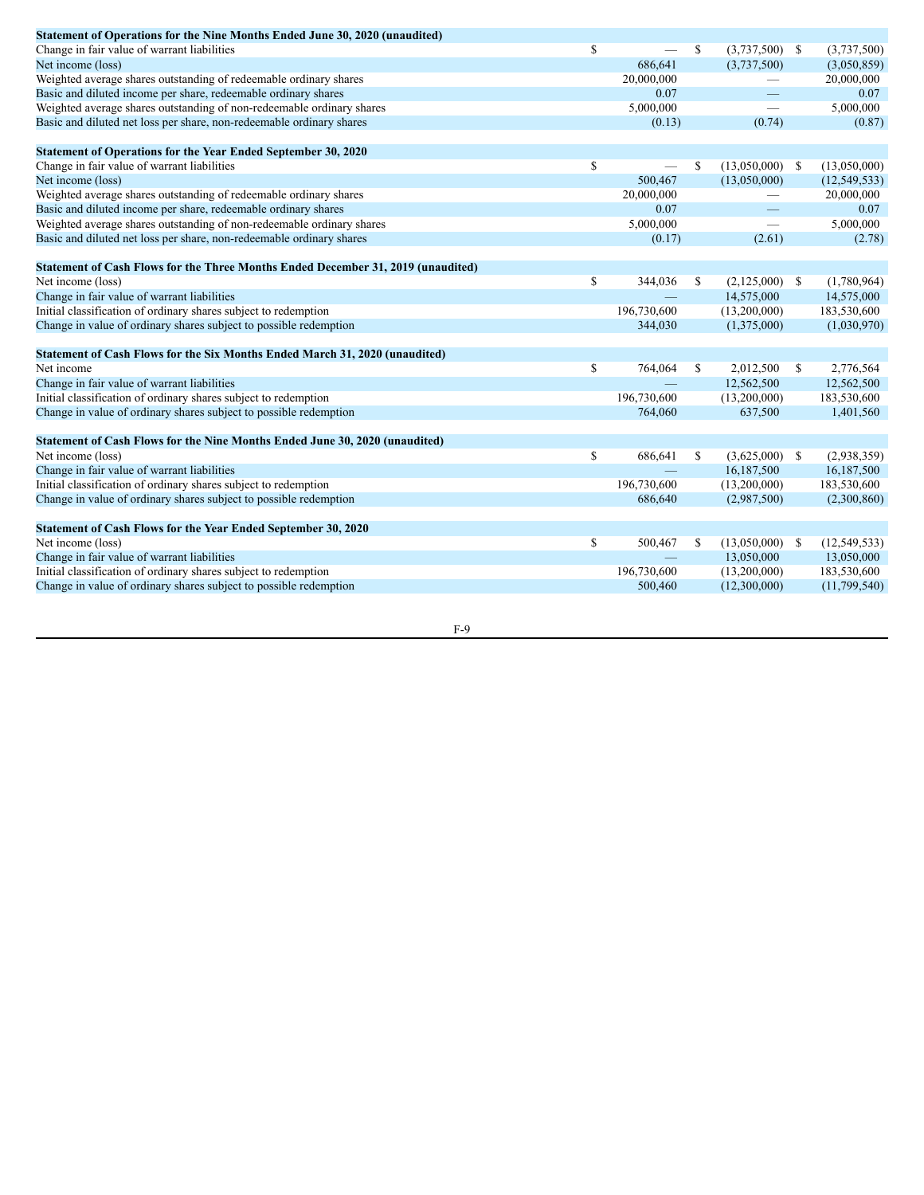| | | | | | |
|---|---|---|---|---|---|
| **Statement of Operations for the Nine Months Ended June 30, 2020 (unaudited)** | | | | | |
| Change in fair value of warrant liabilities | $ | — | $ | (3,737,500) | $ (3,737,500) |
| Net income (loss) | | 686,641 | | (3,737,500) | (3,050,859) |
| Weighted average shares outstanding of redeemable ordinary shares | | 20,000,000 | | — | 20,000,000 |
| Basic and diluted income per share, redeemable ordinary shares | | 0.07 | | — | 0.07 |
| Weighted average shares outstanding of non-redeemable ordinary shares | | 5,000,000 | | — | 5,000,000 |
| Basic and diluted net loss per share, non-redeemable ordinary shares | | (0.13) | | (0.74) | (0.87) |
| | | | | | |
| **Statement of Operations for the Year Ended September 30, 2020** | | | | | |
| Change in fair value of warrant liabilities | $ | — | $ | (13,050,000) | $ (13,050,000) |
| Net income (loss) | | 500,467 | | (13,050,000) | (12,549,533) |
| Weighted average shares outstanding of redeemable ordinary shares | | 20,000,000 | | — | 20,000,000 |
| Basic and diluted income per share, redeemable ordinary shares | | 0.07 | | — | 0.07 |
| Weighted average shares outstanding of non-redeemable ordinary shares | | 5,000,000 | | — | 5,000,000 |
| Basic and diluted net loss per share, non-redeemable ordinary shares | | (0.17) | | (2.61) | (2.78) |
| | | | | | |
| **Statement of Cash Flows for the Three Months Ended December 31, 2019 (unaudited)** | | | | | |
| Net income (loss) | $ | 344,036 | $ | (2,125,000) | $ (1,780,964) |
| Change in fair value of warrant liabilities | | — | | 14,575,000 | 14,575,000 |
| Initial classification of ordinary shares subject to redemption | | 196,730,600 | | (13,200,000) | 183,530,600 |
| Change in value of ordinary shares subject to possible redemption | | 344,030 | | (1,375,000) | (1,030,970) |
| | | | | | |
| **Statement of Cash Flows for the Six Months Ended March 31, 2020 (unaudited)** | | | | | |
| Net income | $ | 764,064 | $ | 2,012,500 | $ 2,776,564 |
| Change in fair value of warrant liabilities | | — | | 12,562,500 | 12,562,500 |
| Initial classification of ordinary shares subject to redemption | | 196,730,600 | | (13,200,000) | 183,530,600 |
| Change in value of ordinary shares subject to possible redemption | | 764,060 | | 637,500 | 1,401,560 |
| | | | | | |
| **Statement of Cash Flows for the Nine Months Ended June 30, 2020 (unaudited)** | | | | | |
| Net income (loss) | $ | 686,641 | $ | (3,625,000) | $ (2,938,359) |
| Change in fair value of warrant liabilities | | — | | 16,187,500 | 16,187,500 |
| Initial classification of ordinary shares subject to redemption | | 196,730,600 | | (13,200,000) | 183,530,600 |
| Change in value of ordinary shares subject to possible redemption | | 686,640 | | (2,987,500) | (2,300,860) |
| | | | | | |
| **Statement of Cash Flows for the Year Ended September 30, 2020** | | | | | |
| Net income (loss) | $ | 500,467 | $ | (13,050,000) | $ (12,549,533) |
| Change in fair value of warrant liabilities | | — | | 13,050,000 | 13,050,000 |
| Initial classification of ordinary shares subject to redemption | | 196,730,600 | | (13,200,000) | 183,530,600 |
| Change in value of ordinary shares subject to possible redemption | | 500,460 | | (12,300,000) | (11,799,540) |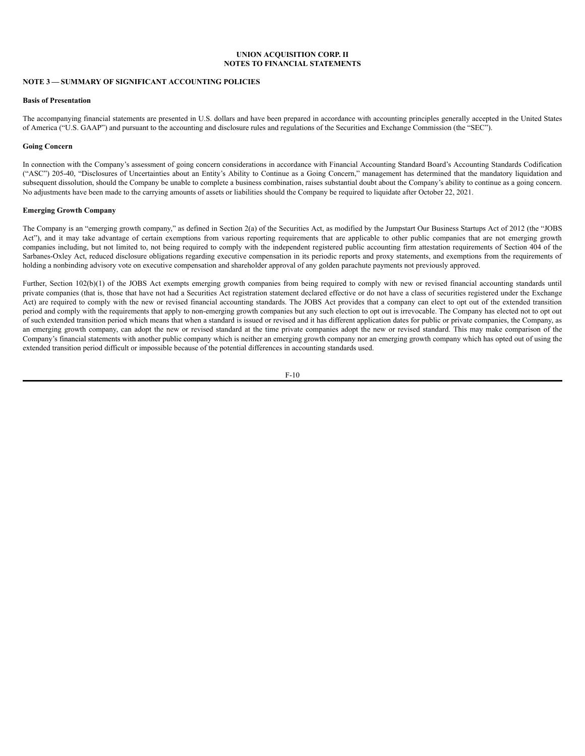**UNION ACQUISITION CORP. II**
**NOTES TO FINANCIAL STATEMENTS**

**NOTE 3 — SUMMARY OF SIGNIFICANT ACCOUNTING POLICIES**

**Basis of Presentation**

The accompanying financial statements are presented in U.S. dollars and have been prepared in accordance with accounting principles generally accepted in the United States of America ("U.S. GAAP") and pursuant to the accounting and disclosure rules and regulations of the Securities and Exchange Commission (the "SEC").

**Going Concern**

In connection with the Company's assessment of going concern considerations in accordance with Financial Accounting Standard Board's Accounting Standards Codification ("ASC") 205-40, "Disclosures of Uncertainties about an Entity's Ability to Continue as a Going Concern," management has determined that the mandatory liquidation and subsequent dissolution, should the Company be unable to complete a business combination, raises substantial doubt about the Company's ability to continue as a going concern. No adjustments have been made to the carrying amounts of assets or liabilities should the Company be required to liquidate after October 22, 2021.

**Emerging Growth Company**

The Company is an "emerging growth company," as defined in Section 2(a) of the Securities Act, as modified by the Jumpstart Our Business Startups Act of 2012 (the "JOBS Act"), and it may take advantage of certain exemptions from various reporting requirements that are applicable to other public companies that are not emerging growth companies including, but not limited to, not being required to comply with the independent registered public accounting firm attestation requirements of Section 404 of the Sarbanes-Oxley Act, reduced disclosure obligations regarding executive compensation in its periodic reports and proxy statements, and exemptions from the requirements of holding a nonbinding advisory vote on executive compensation and shareholder approval of any golden parachute payments not previously approved.

Further, Section 102(b)(1) of the JOBS Act exempts emerging growth companies from being required to comply with new or revised financial accounting standards until private companies (that is, those that have not had a Securities Act registration statement declared effective or do not have a class of securities registered under the Exchange Act) are required to comply with the new or revised financial accounting standards. The JOBS Act provides that a company can elect to opt out of the extended transition period and comply with the requirements that apply to non-emerging growth companies but any such election to opt out is irrevocable. The Company has elected not to opt out of such extended transition period which means that when a standard is issued or revised and it has different application dates for public or private companies, the Company, as an emerging growth company, can adopt the new or revised standard at the time private companies adopt the new or revised standard. This may make comparison of the Company's financial statements with another public company which is neither an emerging growth company nor an emerging growth company which has opted out of using the extended transition period difficult or impossible because of the potential differences in accounting standards used.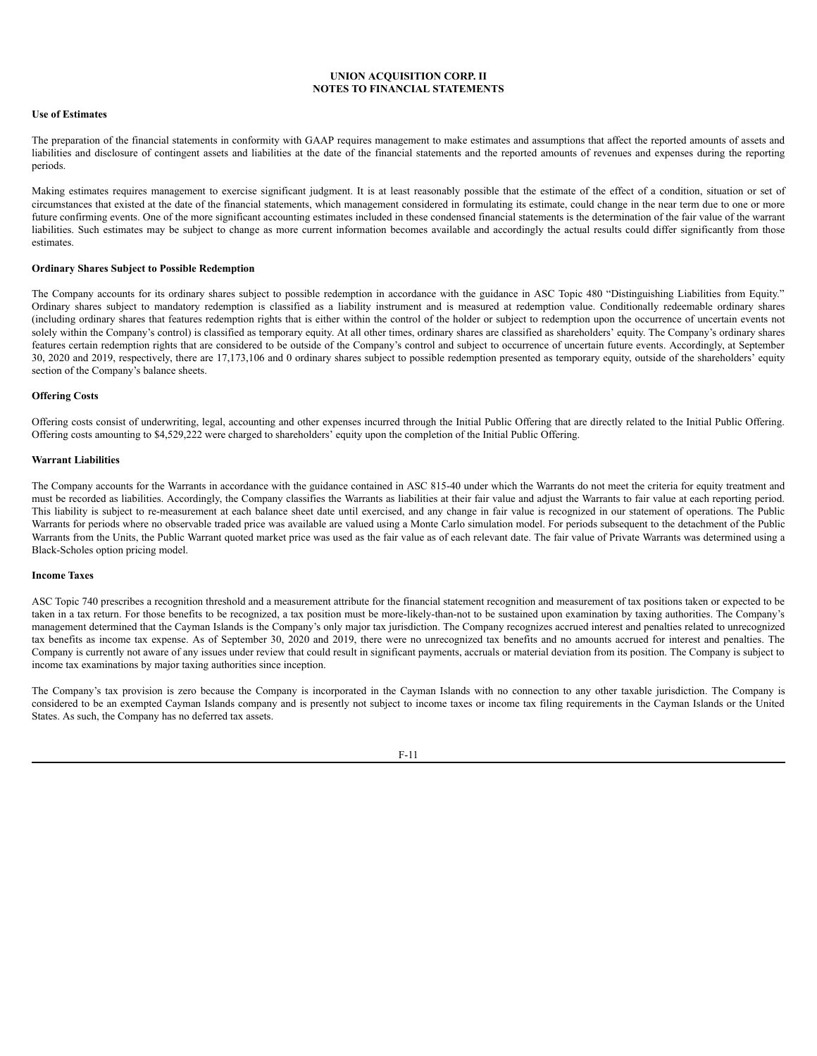**UNION ACQUISITION CORP. II**
**NOTES TO FINANCIAL STATEMENTS**

**Use of Estimates**

The preparation of the financial statements in conformity with GAAP requires management to make estimates and assumptions that affect the reported amounts of assets and liabilities and disclosure of contingent assets and liabilities at the date of the financial statements and the reported amounts of revenues and expenses during the reporting periods.

Making estimates requires management to exercise significant judgment. It is at least reasonably possible that the estimate of the effect of a condition, situation or set of circumstances that existed at the date of the financial statements, which management considered in formulating its estimate, could change in the near term due to one or more future confirming events. One of the more significant accounting estimates included in these condensed financial statements is the determination of the fair value of the warrant liabilities. Such estimates may be subject to change as more current information becomes available and accordingly the actual results could differ significantly from those estimates.

**Ordinary Shares Subject to Possible Redemption**

The Company accounts for its ordinary shares subject to possible redemption in accordance with the guidance in ASC Topic 480 "Distinguishing Liabilities from Equity." Ordinary shares subject to mandatory redemption is classified as a liability instrument and is measured at redemption value. Conditionally redeemable ordinary shares (including ordinary shares that features redemption rights that is either within the control of the holder or subject to redemption upon the occurrence of uncertain events not solely within the Company's control) is classified as temporary equity. At all other times, ordinary shares are classified as shareholders' equity. The Company's ordinary shares features certain redemption rights that are considered to be outside of the Company's control and subject to occurrence of uncertain future events. Accordingly, at September 30, 2020 and 2019, respectively, there are 17,173,106 and 0 ordinary shares subject to possible redemption presented as temporary equity, outside of the shareholders' equity section of the Company's balance sheets.

**Offering Costs**

Offering costs consist of underwriting, legal, accounting and other expenses incurred through the Initial Public Offering that are directly related to the Initial Public Offering. Offering costs amounting to $4,529,222 were charged to shareholders' equity upon the completion of the Initial Public Offering.

**Warrant Liabilities**

The Company accounts for the Warrants in accordance with the guidance contained in ASC 815-40 under which the Warrants do not meet the criteria for equity treatment and must be recorded as liabilities. Accordingly, the Company classifies the Warrants as liabilities at their fair value and adjust the Warrants to fair value at each reporting period. This liability is subject to re-measurement at each balance sheet date until exercised, and any change in fair value is recognized in our statement of operations. The Public Warrants for periods where no observable traded price was available are valued using a Monte Carlo simulation model. For periods subsequent to the detachment of the Public Warrants from the Units, the Public Warrant quoted market price was used as the fair value as of each relevant date. The fair value of Private Warrants was determined using a Black-Scholes option pricing model.

**Income Taxes**

ASC Topic 740 prescribes a recognition threshold and a measurement attribute for the financial statement recognition and measurement of tax positions taken or expected to be taken in a tax return. For those benefits to be recognized, a tax position must be more-likely-than-not to be sustained upon examination by taxing authorities. The Company's management determined that the Cayman Islands is the Company's only major tax jurisdiction. The Company recognizes accrued interest and penalties related to unrecognized tax benefits as income tax expense. As of September 30, 2020 and 2019, there were no unrecognized tax benefits and no amounts accrued for interest and penalties. The Company is currently not aware of any issues under review that could result in significant payments, accruals or material deviation from its position. The Company is subject to income tax examinations by major taxing authorities since inception.

The Company's tax provision is zero because the Company is incorporated in the Cayman Islands with no connection to any other taxable jurisdiction. The Company is considered to be an exempted Cayman Islands company and is presently not subject to income taxes or income tax filing requirements in the Cayman Islands or the United States. As such, the Company has no deferred tax assets.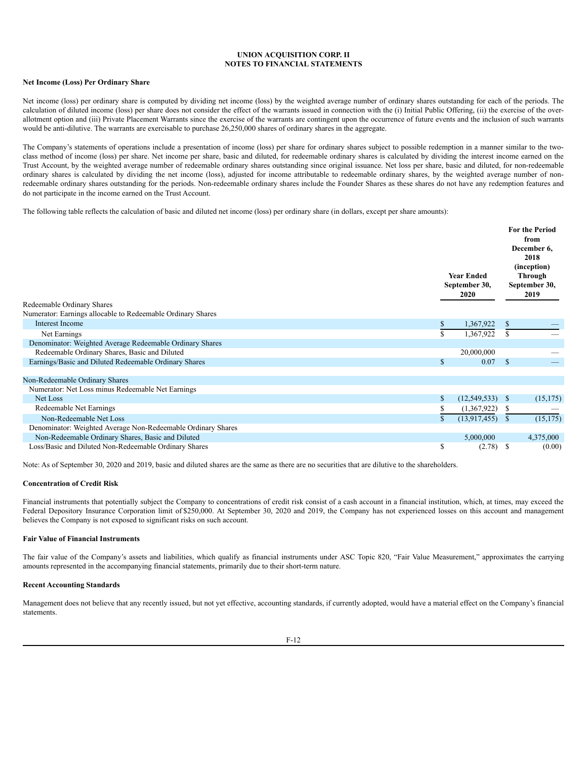**UNION ACQUISITION CORP. II**
**NOTES TO FINANCIAL STATEMENTS**

**Net Income (Loss) Per Ordinary Share**

Net income (loss) per ordinary share is computed by dividing net income (loss) by the weighted average number of ordinary shares outstanding for each of the periods. The calculation of diluted income (loss) per share does not consider the effect of the warrants issued in connection with the (i) Initial Public Offering, (ii) the exercise of the over-allotment option and (iii) Private Placement Warrants since the exercise of the warrants are contingent upon the occurrence of future events and the inclusion of such warrants would be anti-dilutive. The warrants are exercisable to purchase 26,250,000 shares of ordinary shares in the aggregate.

The Company's statements of operations include a presentation of income (loss) per share for ordinary shares subject to possible redemption in a manner similar to the two-class method of income (loss) per share. Net income per share, basic and diluted, for redeemable ordinary shares is calculated by dividing the interest income earned on the Trust Account, by the weighted average number of redeemable ordinary shares outstanding since original issuance. Net loss per share, basic and diluted, for non-redeemable ordinary shares is calculated by dividing the net income (loss), adjusted for income attributable to redeemable ordinary shares, by the weighted average number of non-redeemable ordinary shares outstanding for the periods. Non-redeemable ordinary shares include the Founder Shares as these shares do not have any redemption features and do not participate in the income earned on the Trust Account.

The following table reflects the calculation of basic and diluted net income (loss) per ordinary share (in dollars, except per share amounts):

| | Year Ended September 30, 2020 | For the Period from December 6, 2018 (inception) Through September 30, 2019 |
|---|---|---|
| Redeemable Ordinary Shares | | |
| Numerator: Earnings allocable to Redeemable Ordinary Shares | | |
| Interest Income | $ 1,367,922 | $ — |
| Net Earnings | $ 1,367,922 | $ — |
| Denominator: Weighted Average Redeemable Ordinary Shares | | |
| Redeemable Ordinary Shares, Basic and Diluted | 20,000,000 | — |
| Earnings/Basic and Diluted Redeemable Ordinary Shares | $ 0.07 | $ — |
| | | |
| Non-Redeemable Ordinary Shares | | |
| Numerator: Net Loss minus Redeemable Net Earnings | | |
| Net Loss | $ (12,549,533) | $ (15,175) |
| Redeemable Net Earnings | $ (1,367,922) | $ — |
| Non-Redeemable Net Loss | $ (13,917,455) | $ (15,175) |
| Denominator: Weighted Average Non-Redeemable Ordinary Shares | | |
| Non-Redeemable Ordinary Shares, Basic and Diluted | 5,000,000 | 4,375,000 |
| Loss/Basic and Diluted Non-Redeemable Ordinary Shares | $ (2.78) | $ (0.00) |

Note: As of September 30, 2020 and 2019, basic and diluted shares are the same as there are no securities that are dilutive to the shareholders.

**Concentration of Credit Risk**

Financial instruments that potentially subject the Company to concentrations of credit risk consist of a cash account in a financial institution, which, at times, may exceed the Federal Depository Insurance Corporation limit of $250,000. At September 30, 2020 and 2019, the Company has not experienced losses on this account and management believes the Company is not exposed to significant risks on such account.

**Fair Value of Financial Instruments**

The fair value of the Company's assets and liabilities, which qualify as financial instruments under ASC Topic 820, "Fair Value Measurement," approximates the carrying amounts represented in the accompanying financial statements, primarily due to their short-term nature.

**Recent Accounting Standards**

Management does not believe that any recently issued, but not yet effective, accounting standards, if currently adopted, would have a material effect on the Company's financial statements.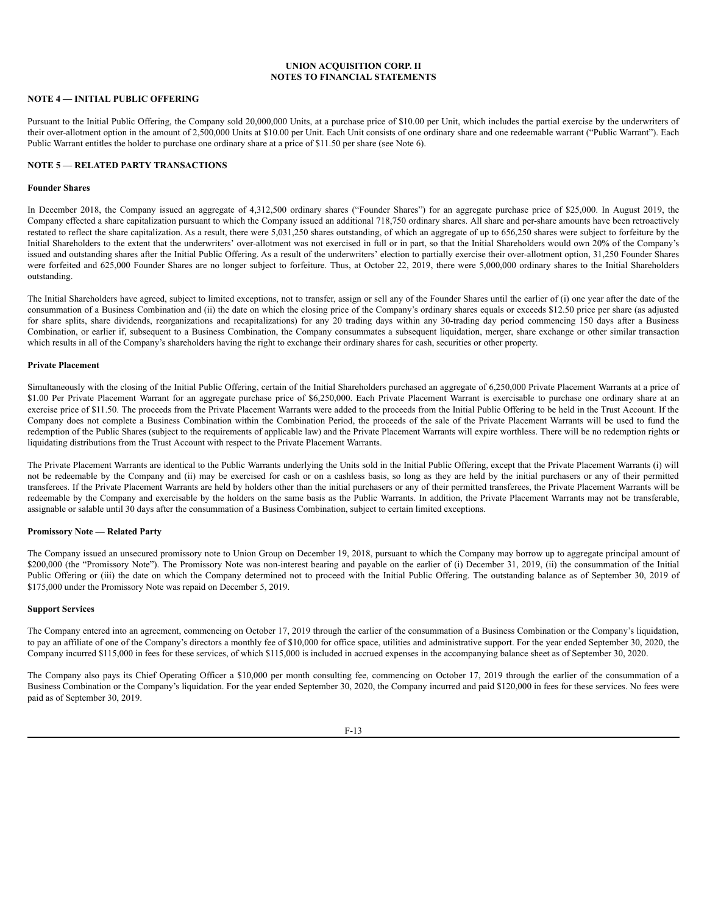**UNION ACQUISITION CORP. II**
**NOTES TO FINANCIAL STATEMENTS**

## NOTE 4 — INITIAL PUBLIC OFFERING

Pursuant to the Initial Public Offering, the Company sold 20,000,000 Units, at a purchase price of $10.00 per Unit, which includes the partial exercise by the underwriters of their over-allotment option in the amount of 2,500,000 Units at $10.00 per Unit. Each Unit consists of one ordinary share and one redeemable warrant ("Public Warrant"). Each Public Warrant entitles the holder to purchase one ordinary share at a price of $11.50 per share (see Note 6).

## NOTE 5 — RELATED PARTY TRANSACTIONS

### Founder Shares

In December 2018, the Company issued an aggregate of 4,312,500 ordinary shares ("Founder Shares") for an aggregate purchase price of $25,000. In August 2019, the Company effected a share capitalization pursuant to which the Company issued an additional 718,750 ordinary shares. All share and per-share amounts have been retroactively restated to reflect the share capitalization. As a result, there were 5,031,250 shares outstanding, of which an aggregate of up to 656,250 shares were subject to forfeiture by the Initial Shareholders to the extent that the underwriters' over-allotment was not exercised in full or in part, so that the Initial Shareholders would own 20% of the Company's issued and outstanding shares after the Initial Public Offering. As a result of the underwriters' election to partially exercise their over-allotment option, 31,250 Founder Shares were forfeited and 625,000 Founder Shares are no longer subject to forfeiture. Thus, at October 22, 2019, there were 5,000,000 ordinary shares to the Initial Shareholders outstanding.

The Initial Shareholders have agreed, subject to limited exceptions, not to transfer, assign or sell any of the Founder Shares until the earlier of (i) one year after the date of the consummation of a Business Combination and (ii) the date on which the closing price of the Company's ordinary shares equals or exceeds $12.50 price per share (as adjusted for share splits, share dividends, reorganizations and recapitalizations) for any 20 trading days within any 30-trading day period commencing 150 days after a Business Combination, or earlier if, subsequent to a Business Combination, the Company consummates a subsequent liquidation, merger, share exchange or other similar transaction which results in all of the Company's shareholders having the right to exchange their ordinary shares for cash, securities or other property.

### Private Placement

Simultaneously with the closing of the Initial Public Offering, certain of the Initial Shareholders purchased an aggregate of 6,250,000 Private Placement Warrants at a price of $1.00 Per Private Placement Warrant for an aggregate purchase price of $6,250,000. Each Private Placement Warrant is exercisable to purchase one ordinary share at an exercise price of $11.50. The proceeds from the Private Placement Warrants were added to the proceeds from the Initial Public Offering to be held in the Trust Account. If the Company does not complete a Business Combination within the Combination Period, the proceeds of the sale of the Private Placement Warrants will be used to fund the redemption of the Public Shares (subject to the requirements of applicable law) and the Private Placement Warrants will expire worthless. There will be no redemption rights or liquidating distributions from the Trust Account with respect to the Private Placement Warrants.

The Private Placement Warrants are identical to the Public Warrants underlying the Units sold in the Initial Public Offering, except that the Private Placement Warrants (i) will not be redeemable by the Company and (ii) may be exercised for cash or on a cashless basis, so long as they are held by the initial purchasers or any of their permitted transferees. If the Private Placement Warrants are held by holders other than the initial purchasers or any of their permitted transferees, the Private Placement Warrants will be redeemable by the Company and exercisable by the holders on the same basis as the Public Warrants. In addition, the Private Placement Warrants may not be transferable, assignable or salable until 30 days after the consummation of a Business Combination, subject to certain limited exceptions.

### Promissory Note — Related Party

The Company issued an unsecured promissory note to Union Group on December 19, 2018, pursuant to which the Company may borrow up to aggregate principal amount of $200,000 (the "Promissory Note"). The Promissory Note was non-interest bearing and payable on the earlier of (i) December 31, 2019, (ii) the consummation of the Initial Public Offering or (iii) the date on which the Company determined not to proceed with the Initial Public Offering. The outstanding balance as of September 30, 2019 of $175,000 under the Promissory Note was repaid on December 5, 2019.

### Support Services

The Company entered into an agreement, commencing on October 17, 2019 through the earlier of the consummation of a Business Combination or the Company's liquidation, to pay an affiliate of one of the Company's directors a monthly fee of $10,000 for office space, utilities and administrative support. For the year ended September 30, 2020, the Company incurred $115,000 in fees for these services, of which $115,000 is included in accrued expenses in the accompanying balance sheet as of September 30, 2020.

The Company also pays its Chief Operating Officer a $10,000 per month consulting fee, commencing on October 17, 2019 through the earlier of the consummation of a Business Combination or the Company's liquidation. For the year ended September 30, 2020, the Company incurred and paid $120,000 in fees for these services. No fees were paid as of September 30, 2019.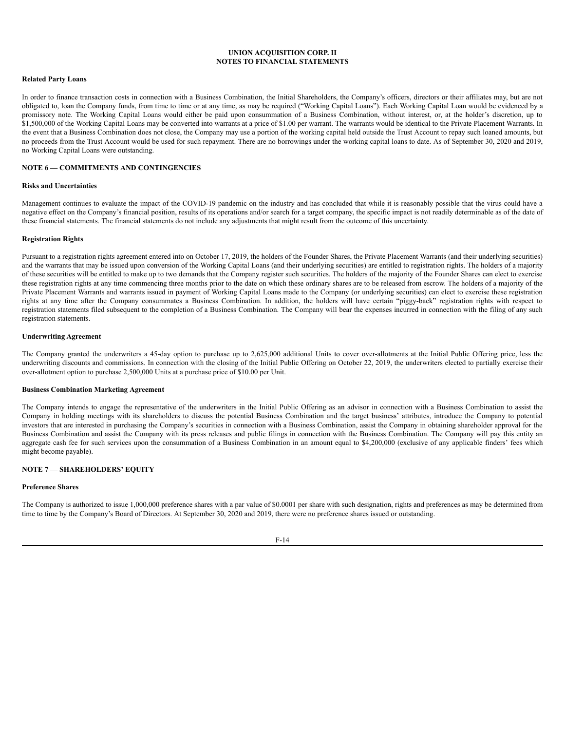**Related Party Loans**

In order to finance transaction costs in connection with a Business Combination, the Initial Shareholders, the Company's officers, directors or their affiliates may, but are not obligated to, loan the Company funds, from time to time or at any time, as may be required ("Working Capital Loans"). Each Working Capital Loan would be evidenced by a promissory note. The Working Capital Loans would either be paid upon consummation of a Business Combination, without interest, or, at the holder's discretion, up to $1,500,000 of the Working Capital Loans may be converted into warrants at a price of $1.00 per warrant. The warrants would be identical to the Private Placement Warrants. In the event that a Business Combination does not close, the Company may use a portion of the working capital held outside the Trust Account to repay such loaned amounts, but no proceeds from the Trust Account would be used for such repayment. There are no borrowings under the working capital loans to date. As of September 30, 2020 and 2019, no Working Capital Loans were outstanding.

## NOTE 6 — COMMITMENTS AND CONTINGENCIES

**Risks and Uncertainties**

Management continues to evaluate the impact of the COVID-19 pandemic on the industry and has concluded that while it is reasonably possible that the virus could have a negative effect on the Company's financial position, results of its operations and/or search for a target company, the specific impact is not readily determinable as of the date of these financial statements. The financial statements do not include any adjustments that might result from the outcome of this uncertainty.

**Registration Rights**

Pursuant to a registration rights agreement entered into on October 17, 2019, the holders of the Founder Shares, the Private Placement Warrants (and their underlying securities) and the warrants that may be issued upon conversion of the Working Capital Loans (and their underlying securities) are entitled to registration rights. The holders of a majority of these securities will be entitled to make up to two demands that the Company register such securities. The holders of the majority of the Founder Shares can elect to exercise these registration rights at any time commencing three months prior to the date on which these ordinary shares are to be released from escrow. The holders of a majority of the Private Placement Warrants and warrants issued in payment of Working Capital Loans made to the Company (or underlying securities) can elect to exercise these registration rights at any time after the Company consummates a Business Combination. In addition, the holders will have certain "piggy-back" registration rights with respect to registration statements filed subsequent to the completion of a Business Combination. The Company will bear the expenses incurred in connection with the filing of any such registration statements.

**Underwriting Agreement**

The Company granted the underwriters a 45-day option to purchase up to 2,625,000 additional Units to cover over-allotments at the Initial Public Offering price, less the underwriting discounts and commissions. In connection with the closing of the Initial Public Offering on October 22, 2019, the underwriters elected to partially exercise their over-allotment option to purchase 2,500,000 Units at a purchase price of $10.00 per Unit.

**Business Combination Marketing Agreement**

The Company intends to engage the representative of the underwriters in the Initial Public Offering as an advisor in connection with a Business Combination to assist the Company in holding meetings with its shareholders to discuss the potential Business Combination and the target business' attributes, introduce the Company to potential investors that are interested in purchasing the Company's securities in connection with a Business Combination, assist the Company in obtaining shareholder approval for the Business Combination and assist the Company with its press releases and public filings in connection with the Business Combination. The Company will pay this entity an aggregate cash fee for such services upon the consummation of a Business Combination in an amount equal to $4,200,000 (exclusive of any applicable finders' fees which might become payable).

## NOTE 7 — SHAREHOLDERS' EQUITY

**Preference Shares**

The Company is authorized to issue 1,000,000 preference shares with a par value of $0.0001 per share with such designation, rights and preferences as may be determined from time to time by the Company's Board of Directors. At September 30, 2020 and 2019, there were no preference shares issued or outstanding.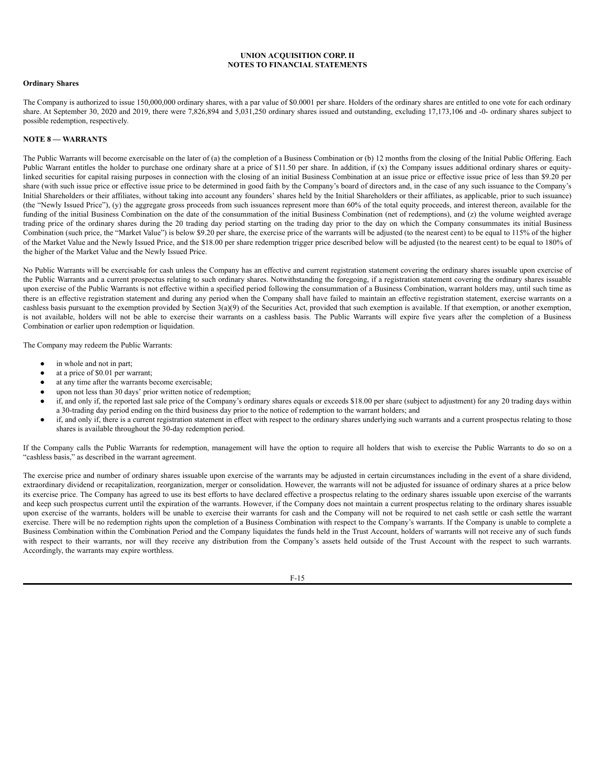**Ordinary Shares**

The Company is authorized to issue 150,000,000 ordinary shares, with a par value of $0.0001 per share. Holders of the ordinary shares are entitled to one vote for each ordinary share. At September 30, 2020 and 2019, there were 7,826,894 and 5,031,250 ordinary shares issued and outstanding, excluding 17,173,106 and -0- ordinary shares subject to possible redemption, respectively.

## NOTE 8 — WARRANTS

The Public Warrants will become exercisable on the later of (a) the completion of a Business Combination or (b) 12 months from the closing of the Initial Public Offering. Each Public Warrant entitles the holder to purchase one ordinary share at a price of $11.50 per share. In addition, if (x) the Company issues additional ordinary shares or equity-linked securities for capital raising purposes in connection with the closing of an initial Business Combination at an issue price or effective issue price of less than $9.20 per share (with such issue price or effective issue price to be determined in good faith by the Company's board of directors and, in the case of any such issuance to the Company's Initial Shareholders or their affiliates, without taking into account any founders' shares held by the Initial Shareholders or their affiliates, as applicable, prior to such issuance) (the "Newly Issued Price"), (y) the aggregate gross proceeds from such issuances represent more than 60% of the total equity proceeds, and interest thereon, available for the funding of the initial Business Combination on the date of the consummation of the initial Business Combination (net of redemptions), and (z) the volume weighted average trading price of the ordinary shares during the 20 trading day period starting on the trading day prior to the day on which the Company consummates its initial Business Combination (such price, the "Market Value") is below $9.20 per share, the exercise price of the warrants will be adjusted (to the nearest cent) to be equal to 115% of the higher of the Market Value and the Newly Issued Price, and the $18.00 per share redemption trigger price described below will be adjusted (to the nearest cent) to be equal to 180% of the higher of the Market Value and the Newly Issued Price.

No Public Warrants will be exercisable for cash unless the Company has an effective and current registration statement covering the ordinary shares issuable upon exercise of the Public Warrants and a current prospectus relating to such ordinary shares. Notwithstanding the foregoing, if a registration statement covering the ordinary shares issuable upon exercise of the Public Warrants is not effective within a specified period following the consummation of a Business Combination, warrant holders may, until such time as there is an effective registration statement and during any period when the Company shall have failed to maintain an effective registration statement, exercise warrants on a cashless basis pursuant to the exemption provided by Section 3(a)(9) of the Securities Act, provided that such exemption is available. If that exemption, or another exemption, is not available, holders will not be able to exercise their warrants on a cashless basis. The Public Warrants will expire five years after the completion of a Business Combination or earlier upon redemption or liquidation.

The Company may redeem the Public Warrants:

- in whole and not in part;
- at a price of $0.01 per warrant;
- at any time after the warrants become exercisable;
- upon not less than 30 days' prior written notice of redemption;
- if, and only if, the reported last sale price of the Company's ordinary shares equals or exceeds $18.00 per share (subject to adjustment) for any 20 trading days within a 30-trading day period ending on the third business day prior to the notice of redemption to the warrant holders; and
- if, and only if, there is a current registration statement in effect with respect to the ordinary shares underlying such warrants and a current prospectus relating to those shares is available throughout the 30-day redemption period.

If the Company calls the Public Warrants for redemption, management will have the option to require all holders that wish to exercise the Public Warrants to do so on a "cashless basis," as described in the warrant agreement.

The exercise price and number of ordinary shares issuable upon exercise of the warrants may be adjusted in certain circumstances including in the event of a share dividend, extraordinary dividend or recapitalization, reorganization, merger or consolidation. However, the warrants will not be adjusted for issuance of ordinary shares at a price below its exercise price. The Company has agreed to use its best efforts to have declared effective a prospectus relating to the ordinary shares issuable upon exercise of the warrants and keep such prospectus current until the expiration of the warrants. However, if the Company does not maintain a current prospectus relating to the ordinary shares issuable upon exercise of the warrants, holders will be unable to exercise their warrants for cash and the Company will not be required to net cash settle or cash settle the warrant exercise. There will be no redemption rights upon the completion of a Business Combination with respect to the Company's warrants. If the Company is unable to complete a Business Combination within the Combination Period and the Company liquidates the funds held in the Trust Account, holders of warrants will not receive any of such funds with respect to their warrants, nor will they receive any distribution from the Company's assets held outside of the Trust Account with the respect to such warrants. Accordingly, the warrants may expire worthless.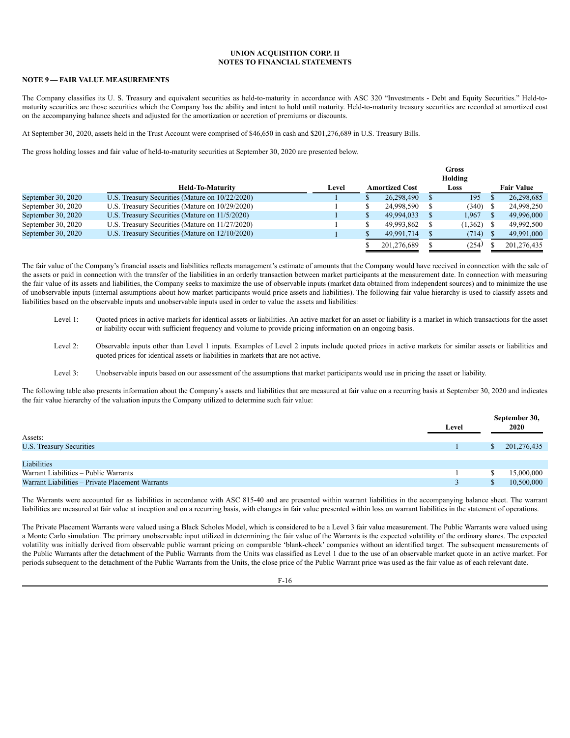**UNION ACQUISITION CORP. II**
**NOTES TO FINANCIAL STATEMENTS**

### NOTE 9 — FAIR VALUE MEASUREMENTS

The Company classifies its U. S. Treasury and equivalent securities as held-to-maturity in accordance with ASC 320 "Investments - Debt and Equity Securities." Held-to-maturity securities are those securities which the Company has the ability and intent to hold until maturity. Held-to-maturity treasury securities are recorded at amortized cost on the accompanying balance sheets and adjusted for the amortization or accretion of premiums or discounts.

At September 30, 2020, assets held in the Trust Account were comprised of $46,650 in cash and $201,276,689 in U.S. Treasury Bills.

The gross holding losses and fair value of held-to-maturity securities at September 30, 2020 are presented below.

| | Held-To-Maturity | Level | Amortized Cost | Gross Holding Loss | Fair Value |
|---|---|---|---|---|---|
| September 30, 2020 | U.S. Treasury Securities (Mature on 10/22/2020) | 1 | $ 26,298,490 | $ 195 | $ 26,298,685 |
| September 30, 2020 | U.S. Treasury Securities (Mature on 10/29/2020) | 1 | $ 24,998,590 | $ (340) | $ 24,998,250 |
| September 30, 2020 | U.S. Treasury Securities (Mature on 11/5/2020) | 1 | $ 49,994,033 | $ 1,967 | $ 49,996,000 |
| September 30, 2020 | U.S. Treasury Securities (Mature on 11/27/2020) | 1 | $ 49,993,862 | $ (1,362) | $ 49,992,500 |
| September 30, 2020 | U.S. Treasury Securities (Mature on 12/10/2020) | 1 | $ 49,991,714 | $ (714) | $ 49,991,000 |
| | | | $ 201,276,689 | $ (254) | $ 201,276,435 |

The fair value of the Company's financial assets and liabilities reflects management's estimate of amounts that the Company would have received in connection with the sale of the assets or paid in connection with the transfer of the liabilities in an orderly transaction between market participants at the measurement date. In connection with measuring the fair value of its assets and liabilities, the Company seeks to maximize the use of observable inputs (market data obtained from independent sources) and to minimize the use of unobservable inputs (internal assumptions about how market participants would price assets and liabilities). The following fair value hierarchy is used to classify assets and liabilities based on the observable inputs and unobservable inputs used in order to value the assets and liabilities:

Level 1: Quoted prices in active markets for identical assets or liabilities. An active market for an asset or liability is a market in which transactions for the asset or liability occur with sufficient frequency and volume to provide pricing information on an ongoing basis.

Level 2: Observable inputs other than Level 1 inputs. Examples of Level 2 inputs include quoted prices in active markets for similar assets or liabilities and quoted prices for identical assets or liabilities in markets that are not active.

Level 3: Unobservable inputs based on our assessment of the assumptions that market participants would use in pricing the asset or liability.

The following table also presents information about the Company's assets and liabilities that are measured at fair value on a recurring basis at September 30, 2020 and indicates the fair value hierarchy of the valuation inputs the Company utilized to determine such fair value:

| | Level | September 30, 2020 |
|---|---|---|
| Assets: | | |
| U.S. Treasury Securities | 1 | $ 201,276,435 |
| | | |
| Liabilities | | |
| Warrant Liabilities – Public Warrants | 1 | $ 15,000,000 |
| Warrant Liabilities – Private Placement Warrants | 3 | $ 10,500,000 |

The Warrants were accounted for as liabilities in accordance with ASC 815-40 and are presented within warrant liabilities in the accompanying balance sheet. The warrant liabilities are measured at fair value at inception and on a recurring basis, with changes in fair value presented within loss on warrant liabilities in the statement of operations.

The Private Placement Warrants were valued using a Black Scholes Model, which is considered to be a Level 3 fair value measurement. The Public Warrants were valued using a Monte Carlo simulation. The primary unobservable input utilized in determining the fair value of the Warrants is the expected volatility of the ordinary shares. The expected volatility was initially derived from observable public warrant pricing on comparable 'blank-check' companies without an identified target. The subsequent measurements of the Public Warrants after the detachment of the Public Warrants from the Units was classified as Level 1 due to the use of an observable market quote in an active market. For periods subsequent to the detachment of the Public Warrants from the Units, the close price of the Public Warrant price was used as the fair value as of each relevant date.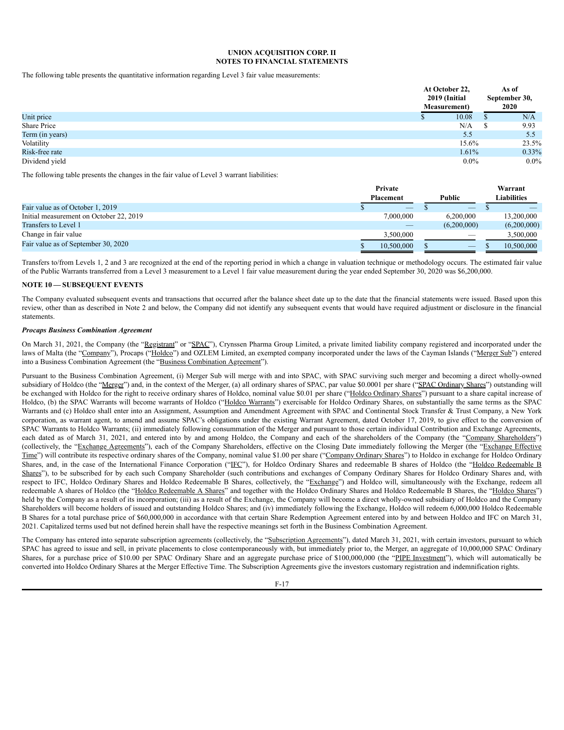# UNION ACQUISITION CORP. II
## NOTES TO FINANCIAL STATEMENTS

The following table presents the quantitative information regarding Level 3 fair value measurements:

| | At October 22, 2019 (Initial Measurement) | As of September 30, 2020 |
|---|---|---|
| Unit price | $ 10.08 | $ N/A |
| Share Price | N/A | $ 9.93 |
| Term (in years) | 5.5 | 5.5 |
| Volatility | 15.6% | 23.5% |
| Risk-free rate | 1.61% | 0.33% |
| Dividend yield | 0.0% | 0.0% |

The following table presents the changes in the fair value of Level 3 warrant liabilities:

| | Private Placement | Public | Warrant Liabilities |
|---|---|---|---|
| Fair value as of October 1, 2019 | $ — | $ — | $ — |
| Initial measurement on October 22, 2019 | 7,000,000 | 6,200,000 | 13,200,000 |
| Transfers to Level 1 | — | (6,200,000) | (6,200,000) |
| Change in fair value | 3,500,000 | — | 3,500,000 |
| Fair value as of September 30, 2020 | $ 10,500,000 | $ — | $ 10,500,000 |

Transfers to/from Levels 1, 2 and 3 are recognized at the end of the reporting period in which a change in valuation technique or methodology occurs. The estimated fair value of the Public Warrants transferred from a Level 3 measurement to a Level 1 fair value measurement during the year ended September 30, 2020 was $6,200,000.

## NOTE 10 — SUBSEQUENT EVENTS

The Company evaluated subsequent events and transactions that occurred after the balance sheet date up to the date that the financial statements were issued. Based upon this review, other than as described in Note 2 and below, the Company did not identify any subsequent events that would have required adjustment or disclosure in the financial statements.

***Procaps Business Combination Agreement***

On March 31, 2021, the Company (the "Registrant" or "SPAC"), Crynssen Pharma Group Limited, a private limited liability company registered and incorporated under the laws of Malta (the "Company"), Procaps ("Holdco") and OZLEM Limited, an exempted company incorporated under the laws of the Cayman Islands ("Merger Sub") entered into a Business Combination Agreement (the "Business Combination Agreement").

Pursuant to the Business Combination Agreement, (i) Merger Sub will merge with and into SPAC, with SPAC surviving such merger and becoming a direct wholly-owned subsidiary of Holdco (the "Merger") and, in the context of the Merger, (a) all ordinary shares of SPAC, par value $0.0001 per share ("SPAC Ordinary Shares") outstanding will be exchanged with Holdco for the right to receive ordinary shares of Holdco, nominal value $0.01 per share ("Holdco Ordinary Shares") pursuant to a share capital increase of Holdco, (b) the SPAC Warrants will become warrants of Holdco ("Holdco Warrants") exercisable for Holdco Ordinary Shares, on substantially the same terms as the SPAC Warrants and (c) Holdco shall enter into an Assignment, Assumption and Amendment Agreement with SPAC and Continental Stock Transfer & Trust Company, a New York corporation, as warrant agent, to amend and assume SPAC's obligations under the existing Warrant Agreement, dated October 17, 2019, to give effect to the conversion of SPAC Warrants to Holdco Warrants; (ii) immediately following consummation of the Merger and pursuant to those certain individual Contribution and Exchange Agreements, each dated as of March 31, 2021, and entered into by and among Holdco, the Company and each of the shareholders of the Company (the "Company Shareholders") (collectively, the "Exchange Agreements"), each of the Company Shareholders, effective on the Closing Date immediately following the Merger (the "Exchange Effective Time") will contribute its respective ordinary shares of the Company, nominal value $1.00 per share ("Company Ordinary Shares") to Holdco in exchange for Holdco Ordinary Shares, and, in the case of the International Finance Corporation ("IFC"), for Holdco Ordinary Shares and redeemable B shares of Holdco (the "Holdco Redeemable B Shares"), to be subscribed for by each such Company Shareholder (such contributions and exchanges of Company Ordinary Shares for Holdco Ordinary Shares and, with respect to IFC, Holdco Ordinary Shares and Holdco Redeemable B Shares, collectively, the "Exchange") and Holdco will, simultaneously with the Exchange, redeem all redeemable A shares of Holdco (the "Holdco Redeemable A Shares" and together with the Holdco Ordinary Shares and Holdco Redeemable B Shares, the "Holdco Shares") held by the Company as a result of its incorporation; (iii) as a result of the Exchange, the Company will become a direct wholly-owned subsidiary of Holdco and the Company Shareholders will become holders of issued and outstanding Holdco Shares; and (iv) immediately following the Exchange, Holdco will redeem 6,000,000 Holdco Redeemable B Shares for a total purchase price of $60,000,000 in accordance with that certain Share Redemption Agreement entered into by and between Holdco and IFC on March 31, 2021. Capitalized terms used but not defined herein shall have the respective meanings set forth in the Business Combination Agreement.

The Company has entered into separate subscription agreements (collectively, the "Subscription Agreements"), dated March 31, 2021, with certain investors, pursuant to which SPAC has agreed to issue and sell, in private placements to close contemporaneously with, but immediately prior to, the Merger, an aggregate of 10,000,000 SPAC Ordinary Shares, for a purchase price of $10.00 per SPAC Ordinary Share and an aggregate purchase price of $100,000,000 (the "PIPE Investment"), which will automatically be converted into Holdco Ordinary Shares at the Merger Effective Time. The Subscription Agreements give the investors customary registration and indemnification rights.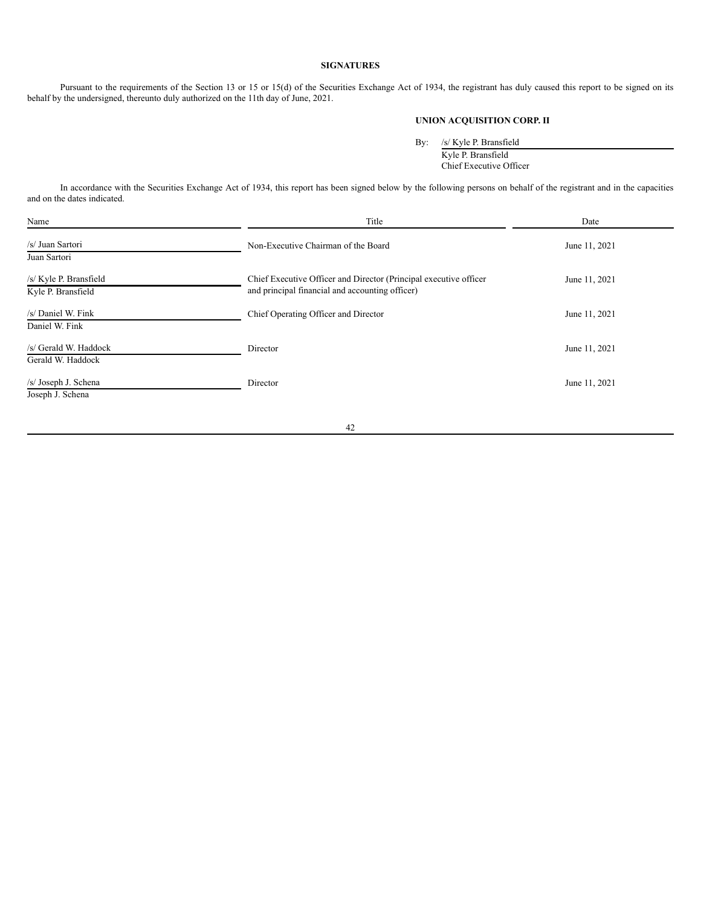**SIGNATURES**

Pursuant to the requirements of the Section 13 or 15 or 15(d) of the Securities Exchange Act of 1934, the registrant has duly caused this report to be signed on its behalf by the undersigned, thereunto duly authorized on the 11th day of June, 2021.

**UNION ACQUISITION CORP. II**

By: /s/ Kyle P. Bransfield
Kyle P. Bransfield
Chief Executive Officer

In accordance with the Securities Exchange Act of 1934, this report has been signed below by the following persons on behalf of the registrant and in the capacities and on the dates indicated.

| Name | Title | Date |
|---|---|---|
| /s/ Juan Sartori<br>Juan Sartori | Non-Executive Chairman of the Board | June 11, 2021 |
| /s/ Kyle P. Bransfield<br>Kyle P. Bransfield | Chief Executive Officer and Director (Principal executive officer and principal financial and accounting officer) | June 11, 2021 |
| /s/ Daniel W. Fink<br>Daniel W. Fink | Chief Operating Officer and Director | June 11, 2021 |
| /s/ Gerald W. Haddock<br>Gerald W. Haddock | Director | June 11, 2021 |
| /s/ Joseph J. Schena<br>Joseph J. Schena | Director | June 11, 2021 |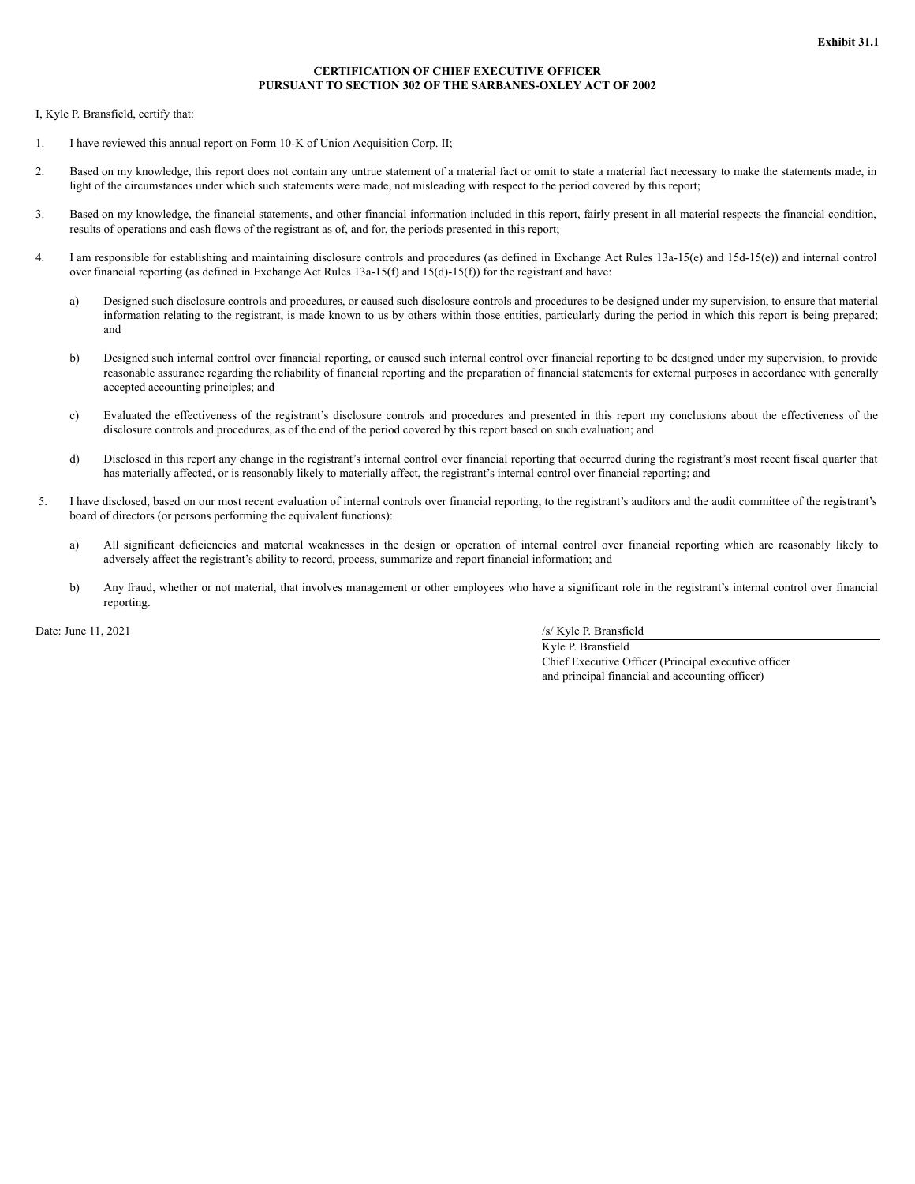**Exhibit 31.1**

**CERTIFICATION OF CHIEF EXECUTIVE OFFICER**
**PURSUANT TO SECTION 302 OF THE SARBANES-OXLEY ACT OF 2002**

I, Kyle P. Bransfield, certify that:

1. I have reviewed this annual report on Form 10-K of Union Acquisition Corp. II;

2. Based on my knowledge, this report does not contain any untrue statement of a material fact or omit to state a material fact necessary to make the statements made, in light of the circumstances under which such statements were made, not misleading with respect to the period covered by this report;

3. Based on my knowledge, the financial statements, and other financial information included in this report, fairly present in all material respects the financial condition, results of operations and cash flows of the registrant as of, and for, the periods presented in this report;

4. I am responsible for establishing and maintaining disclosure controls and procedures (as defined in Exchange Act Rules 13a-15(e) and 15d-15(e)) and internal control over financial reporting (as defined in Exchange Act Rules 13a-15(f) and 15(d)-15(f)) for the registrant and have:

   a) Designed such disclosure controls and procedures, or caused such disclosure controls and procedures to be designed under my supervision, to ensure that material information relating to the registrant, is made known to us by others within those entities, particularly during the period in which this report is being prepared; and

   b) Designed such internal control over financial reporting, or caused such internal control over financial reporting to be designed under my supervision, to provide reasonable assurance regarding the reliability of financial reporting and the preparation of financial statements for external purposes in accordance with generally accepted accounting principles; and

   c) Evaluated the effectiveness of the registrant's disclosure controls and procedures and presented in this report my conclusions about the effectiveness of the disclosure controls and procedures, as of the end of the period covered by this report based on such evaluation; and

   d) Disclosed in this report any change in the registrant's internal control over financial reporting that occurred during the registrant's most recent fiscal quarter that has materially affected, or is reasonably likely to materially affect, the registrant's internal control over financial reporting; and

5. I have disclosed, based on our most recent evaluation of internal controls over financial reporting, to the registrant's auditors and the audit committee of the registrant's board of directors (or persons performing the equivalent functions):

   a) All significant deficiencies and material weaknesses in the design or operation of internal control over financial reporting which are reasonably likely to adversely affect the registrant's ability to record, process, summarize and report financial information; and

   b) Any fraud, whether or not material, that involves management or other employees who have a significant role in the registrant's internal control over financial reporting.

Date: June 11, 2021

/s/ Kyle P. Bransfield
Kyle P. Bransfield
Chief Executive Officer (Principal executive officer and principal financial and accounting officer)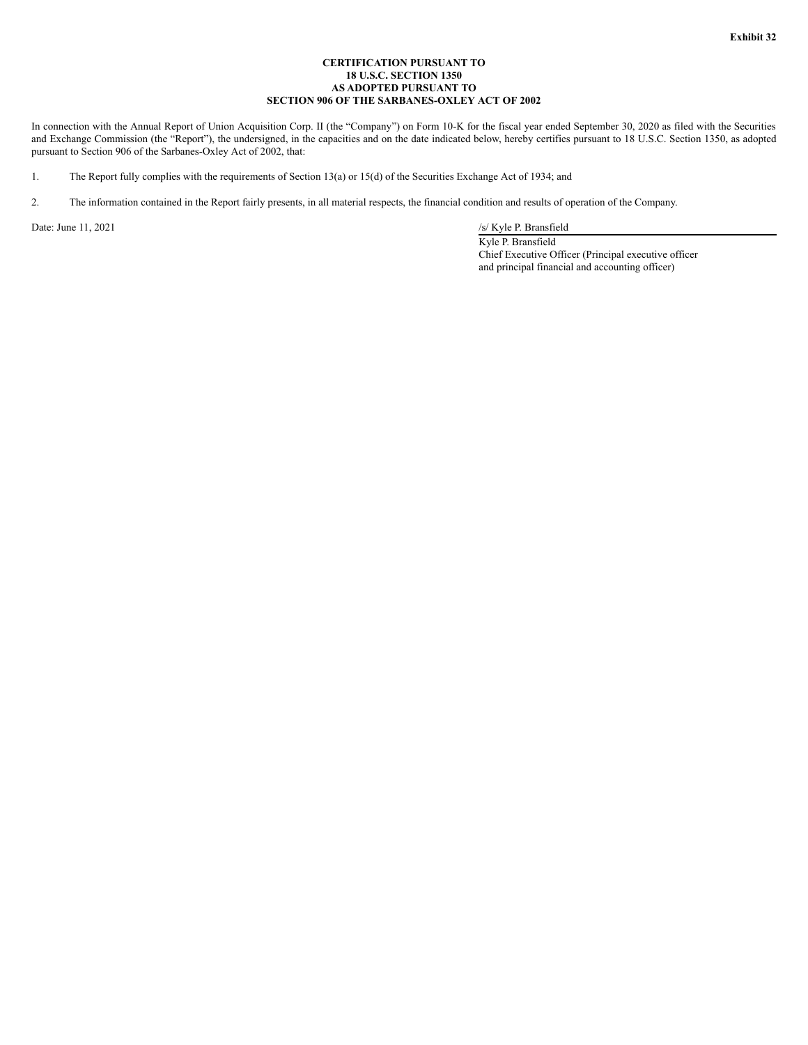**Exhibit 32**

**CERTIFICATION PURSUANT TO**
**18 U.S.C. SECTION 1350**
**AS ADOPTED PURSUANT TO**
**SECTION 906 OF THE SARBANES-OXLEY ACT OF 2002**

In connection with the Annual Report of Union Acquisition Corp. II (the "Company") on Form 10-K for the fiscal year ended September 30, 2020 as filed with the Securities and Exchange Commission (the "Report"), the undersigned, in the capacities and on the date indicated below, hereby certifies pursuant to 18 U.S.C. Section 1350, as adopted pursuant to Section 906 of the Sarbanes-Oxley Act of 2002, that:

1. The Report fully complies with the requirements of Section 13(a) or 15(d) of the Securities Exchange Act of 1934; and

2. The information contained in the Report fairly presents, in all material respects, the financial condition and results of operation of the Company.

Date: June 11, 2021

/s/ Kyle P. Bransfield
Kyle P. Bransfield
Chief Executive Officer (Principal executive officer and principal financial and accounting officer)